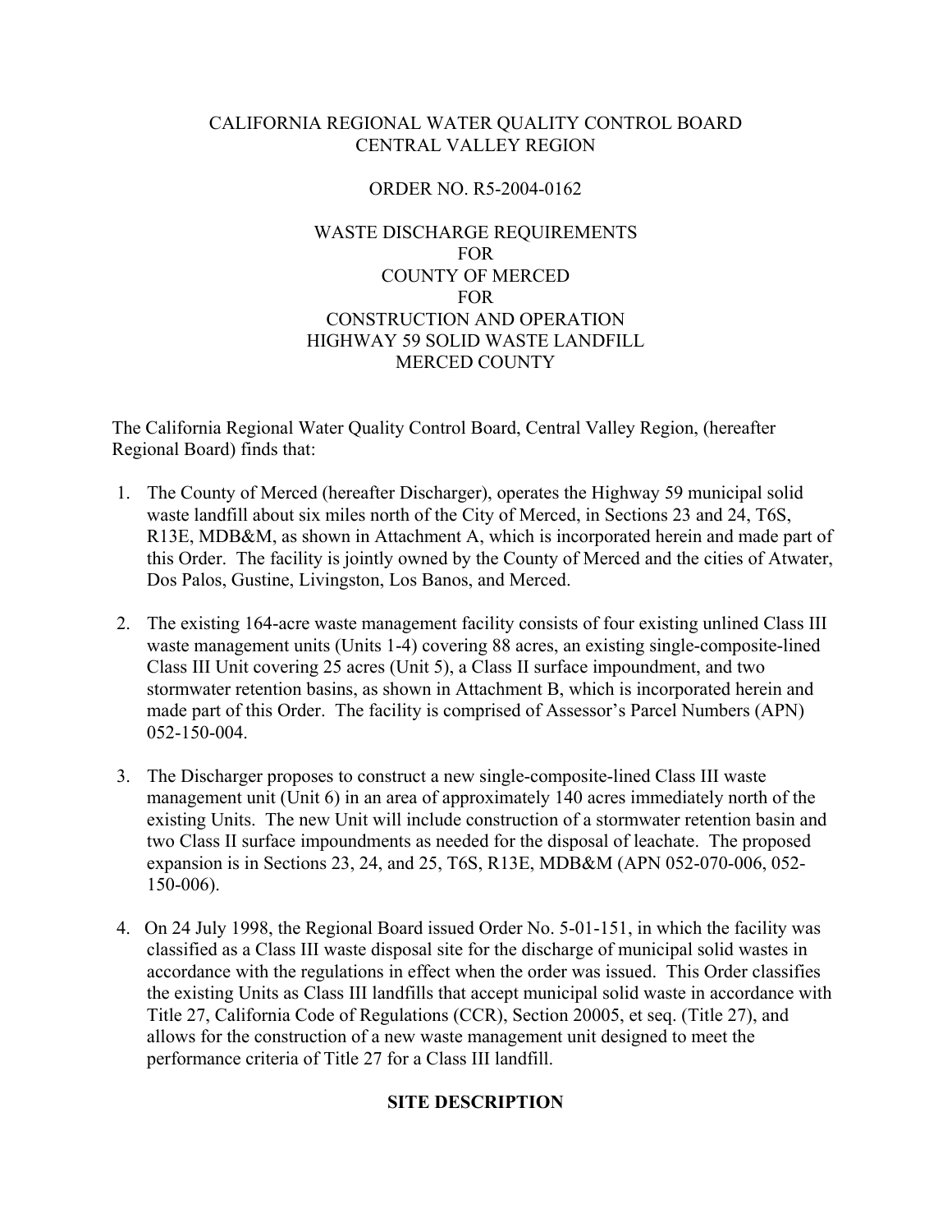CALIFORNIA REGIONAL WATER QUALITY CONTROL BOARD
CENTRAL VALLEY REGION

ORDER NO. R5-2004-0162

WASTE DISCHARGE REQUIREMENTS
FOR
COUNTY OF MERCED
FOR
CONSTRUCTION AND OPERATION
HIGHWAY 59 SOLID WASTE LANDFILL
MERCED COUNTY

The California Regional Water Quality Control Board, Central Valley Region, (hereafter Regional Board) finds that:

1. The County of Merced (hereafter Discharger), operates the Highway 59 municipal solid waste landfill about six miles north of the City of Merced, in Sections 23 and 24, T6S, R13E, MDB&M, as shown in Attachment A, which is incorporated herein and made part of this Order. The facility is jointly owned by the County of Merced and the cities of Atwater, Dos Palos, Gustine, Livingston, Los Banos, and Merced.

2. The existing 164-acre waste management facility consists of four existing unlined Class III waste management units (Units 1-4) covering 88 acres, an existing single-composite-lined Class III Unit covering 25 acres (Unit 5), a Class II surface impoundment, and two stormwater retention basins, as shown in Attachment B, which is incorporated herein and made part of this Order. The facility is comprised of Assessor's Parcel Numbers (APN) 052-150-004.

3. The Discharger proposes to construct a new single-composite-lined Class III waste management unit (Unit 6) in an area of approximately 140 acres immediately north of the existing Units. The new Unit will include construction of a stormwater retention basin and two Class II surface impoundments as needed for the disposal of leachate. The proposed expansion is in Sections 23, 24, and 25, T6S, R13E, MDB&M (APN 052-070-006, 052-150-006).

4. On 24 July 1998, the Regional Board issued Order No. 5-01-151, in which the facility was classified as a Class III waste disposal site for the discharge of municipal solid wastes in accordance with the regulations in effect when the order was issued. This Order classifies the existing Units as Class III landfills that accept municipal solid waste in accordance with Title 27, California Code of Regulations (CCR), Section 20005, et seq. (Title 27), and allows for the construction of a new waste management unit designed to meet the performance criteria of Title 27 for a Class III landfill.

## SITE DESCRIPTION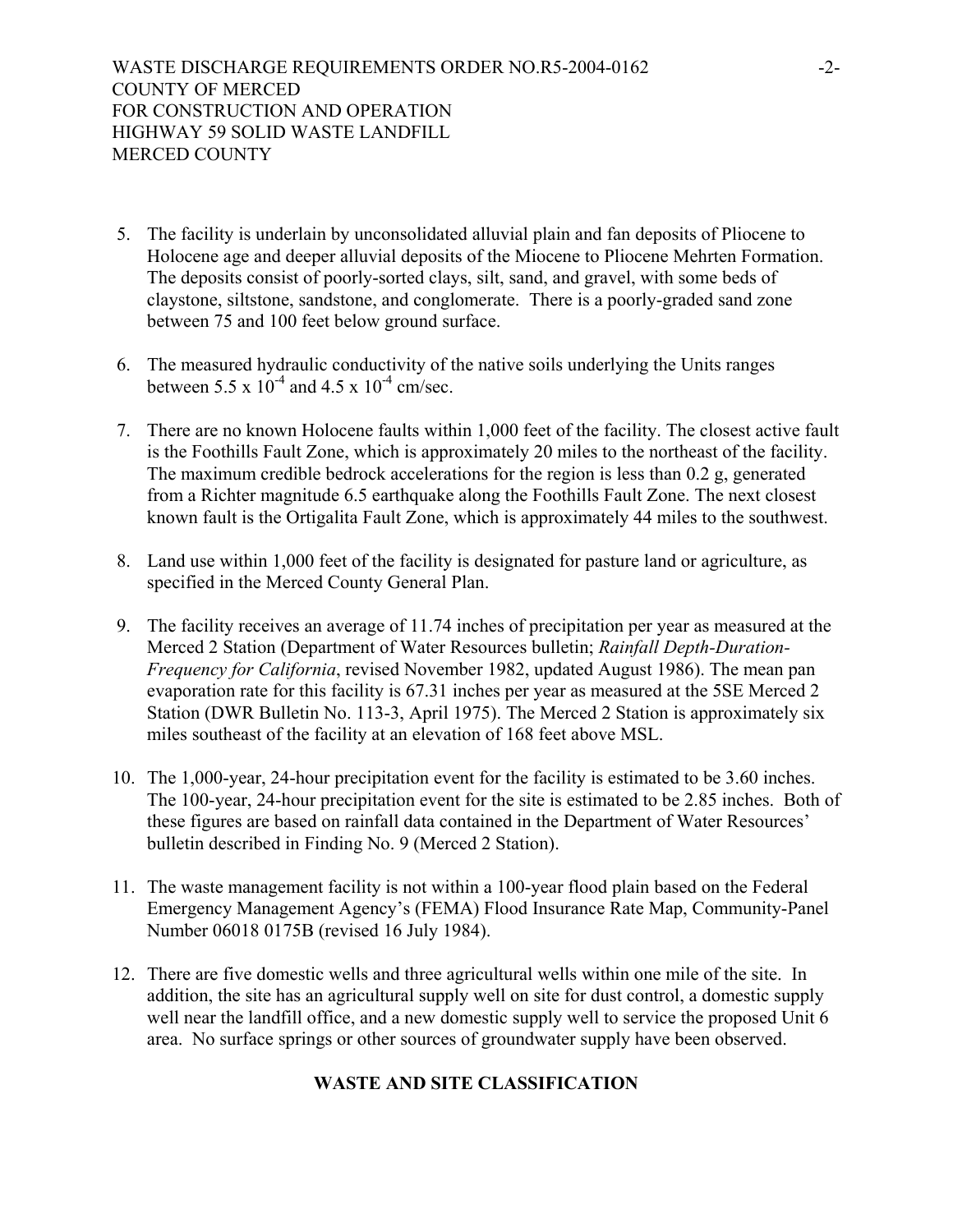5. The facility is underlain by unconsolidated alluvial plain and fan deposits of Pliocene to Holocene age and deeper alluvial deposits of the Miocene to Pliocene Mehrten Formation. The deposits consist of poorly-sorted clays, silt, sand, and gravel, with some beds of claystone, siltstone, sandstone, and conglomerate. There is a poorly-graded sand zone between 75 and 100 feet below ground surface.

6. The measured hydraulic conductivity of the native soils underlying the Units ranges between $5.5 \times 10^{-4}$ and $4.5 \times 10^{-4}$ cm/sec.

7. There are no known Holocene faults within 1,000 feet of the facility. The closest active fault is the Foothills Fault Zone, which is approximately 20 miles to the northeast of the facility. The maximum credible bedrock accelerations for the region is less than 0.2 g, generated from a Richter magnitude 6.5 earthquake along the Foothills Fault Zone. The next closest known fault is the Ortigalita Fault Zone, which is approximately 44 miles to the southwest.

8. Land use within 1,000 feet of the facility is designated for pasture land or agriculture, as specified in the Merced County General Plan.

9. The facility receives an average of 11.74 inches of precipitation per year as measured at the Merced 2 Station (Department of Water Resources bulletin; *Rainfall Depth-Duration-Frequency for California*, revised November 1982, updated August 1986). The mean pan evaporation rate for this facility is 67.31 inches per year as measured at the 5SE Merced 2 Station (DWR Bulletin No. 113-3, April 1975). The Merced 2 Station is approximately six miles southeast of the facility at an elevation of 168 feet above MSL.

10. The 1,000-year, 24-hour precipitation event for the facility is estimated to be 3.60 inches. The 100-year, 24-hour precipitation event for the site is estimated to be 2.85 inches. Both of these figures are based on rainfall data contained in the Department of Water Resources' bulletin described in Finding No. 9 (Merced 2 Station).

11. The waste management facility is not within a 100-year flood plain based on the Federal Emergency Management Agency's (FEMA) Flood Insurance Rate Map, Community-Panel Number 06018 0175B (revised 16 July 1984).

12. There are five domestic wells and three agricultural wells within one mile of the site. In addition, the site has an agricultural supply well on site for dust control, a domestic supply well near the landfill office, and a new domestic supply well to service the proposed Unit 6 area. No surface springs or other sources of groundwater supply have been observed.

## WASTE AND SITE CLASSIFICATION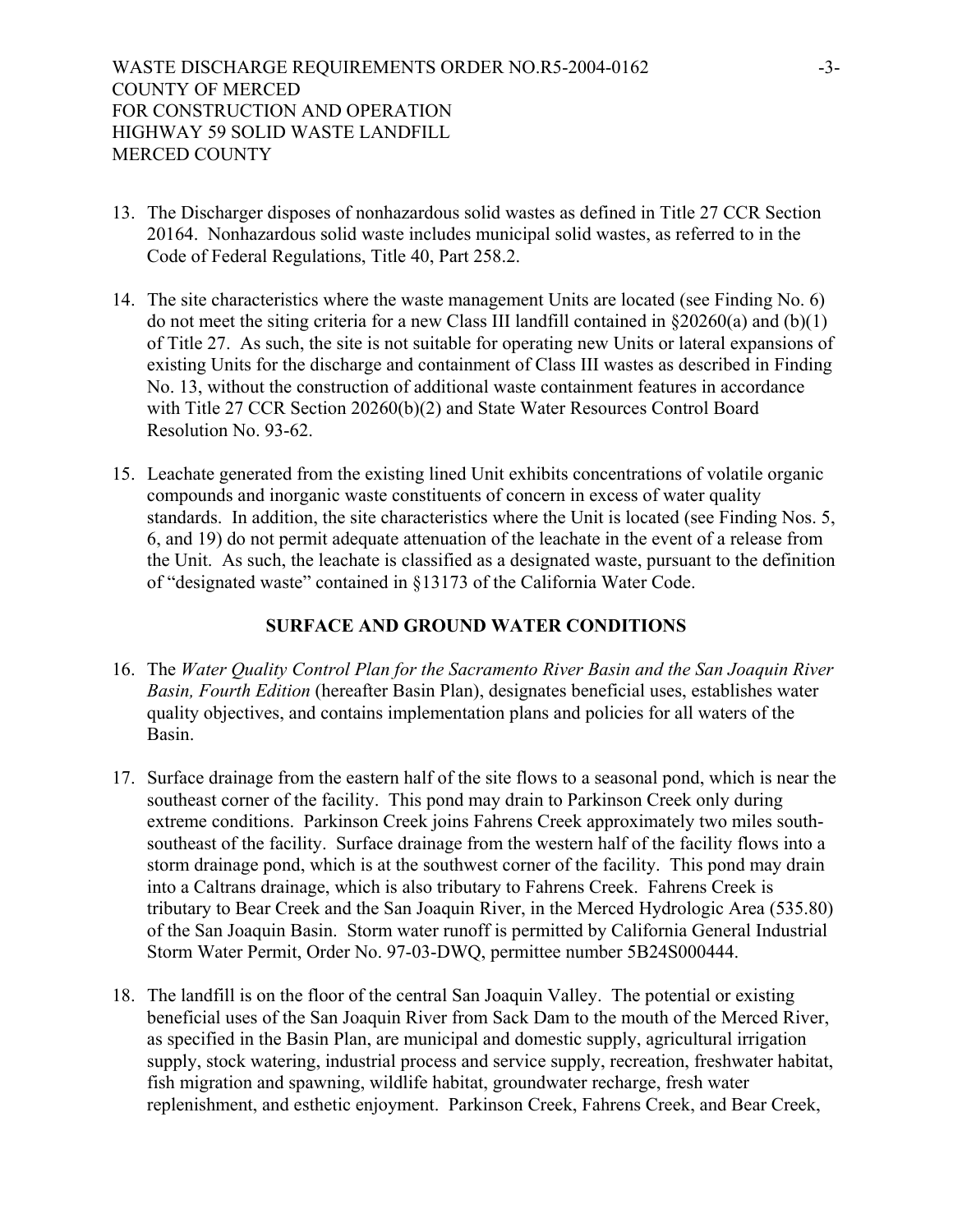13. The Discharger disposes of nonhazardous solid wastes as defined in Title 27 CCR Section 20164. Nonhazardous solid waste includes municipal solid wastes, as referred to in the Code of Federal Regulations, Title 40, Part 258.2.

14. The site characteristics where the waste management Units are located (see Finding No. 6) do not meet the siting criteria for a new Class III landfill contained in §20260(a) and (b)(1) of Title 27. As such, the site is not suitable for operating new Units or lateral expansions of existing Units for the discharge and containment of Class III wastes as described in Finding No. 13, without the construction of additional waste containment features in accordance with Title 27 CCR Section 20260(b)(2) and State Water Resources Control Board Resolution No. 93-62.

15. Leachate generated from the existing lined Unit exhibits concentrations of volatile organic compounds and inorganic waste constituents of concern in excess of water quality standards. In addition, the site characteristics where the Unit is located (see Finding Nos. 5, 6, and 19) do not permit adequate attenuation of the leachate in the event of a release from the Unit. As such, the leachate is classified as a designated waste, pursuant to the definition of "designated waste" contained in §13173 of the California Water Code.

## SURFACE AND GROUND WATER CONDITIONS

16. The *Water Quality Control Plan for the Sacramento River Basin and the San Joaquin River Basin, Fourth Edition* (hereafter Basin Plan), designates beneficial uses, establishes water quality objectives, and contains implementation plans and policies for all waters of the Basin.

17. Surface drainage from the eastern half of the site flows to a seasonal pond, which is near the southeast corner of the facility. This pond may drain to Parkinson Creek only during extreme conditions. Parkinson Creek joins Fahrens Creek approximately two miles south-southeast of the facility. Surface drainage from the western half of the facility flows into a storm drainage pond, which is at the southwest corner of the facility. This pond may drain into a Caltrans drainage, which is also tributary to Fahrens Creek. Fahrens Creek is tributary to Bear Creek and the San Joaquin River, in the Merced Hydrologic Area (535.80) of the San Joaquin Basin. Storm water runoff is permitted by California General Industrial Storm Water Permit, Order No. 97-03-DWQ, permittee number 5B24S000444.

18. The landfill is on the floor of the central San Joaquin Valley. The potential or existing beneficial uses of the San Joaquin River from Sack Dam to the mouth of the Merced River, as specified in the Basin Plan, are municipal and domestic supply, agricultural irrigation supply, stock watering, industrial process and service supply, recreation, freshwater habitat, fish migration and spawning, wildlife habitat, groundwater recharge, fresh water replenishment, and esthetic enjoyment. Parkinson Creek, Fahrens Creek, and Bear Creek,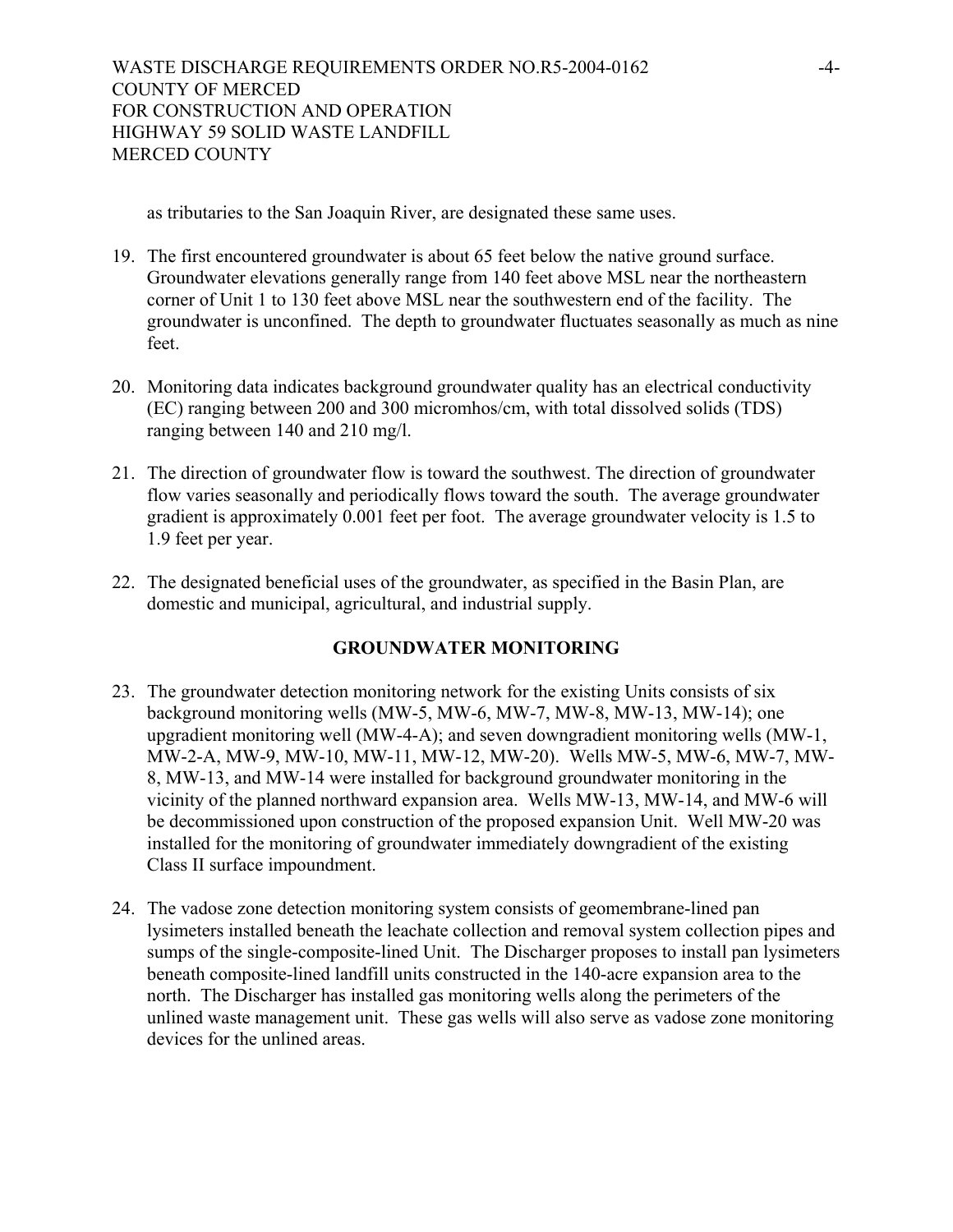as tributaries to the San Joaquin River, are designated these same uses.

19. The first encountered groundwater is about 65 feet below the native ground surface. Groundwater elevations generally range from 140 feet above MSL near the northeastern corner of Unit 1 to 130 feet above MSL near the southwestern end of the facility. The groundwater is unconfined. The depth to groundwater fluctuates seasonally as much as nine feet.

20. Monitoring data indicates background groundwater quality has an electrical conductivity (EC) ranging between 200 and 300 micromhos/cm, with total dissolved solids (TDS) ranging between 140 and 210 mg/l.

21. The direction of groundwater flow is toward the southwest. The direction of groundwater flow varies seasonally and periodically flows toward the south. The average groundwater gradient is approximately 0.001 feet per foot. The average groundwater velocity is 1.5 to 1.9 feet per year.

22. The designated beneficial uses of the groundwater, as specified in the Basin Plan, are domestic and municipal, agricultural, and industrial supply.

## GROUNDWATER MONITORING

23. The groundwater detection monitoring network for the existing Units consists of six background monitoring wells (MW-5, MW-6, MW-7, MW-8, MW-13, MW-14); one upgradient monitoring well (MW-4-A); and seven downgradient monitoring wells (MW-1, MW-2-A, MW-9, MW-10, MW-11, MW-12, MW-20). Wells MW-5, MW-6, MW-7, MW-8, MW-13, and MW-14 were installed for background groundwater monitoring in the vicinity of the planned northward expansion area. Wells MW-13, MW-14, and MW-6 will be decommissioned upon construction of the proposed expansion Unit. Well MW-20 was installed for the monitoring of groundwater immediately downgradient of the existing Class II surface impoundment.

24. The vadose zone detection monitoring system consists of geomembrane-lined pan lysimeters installed beneath the leachate collection and removal system collection pipes and sumps of the single-composite-lined Unit. The Discharger proposes to install pan lysimeters beneath composite-lined landfill units constructed in the 140-acre expansion area to the north. The Discharger has installed gas monitoring wells along the perimeters of the unlined waste management unit. These gas wells will also serve as vadose zone monitoring devices for the unlined areas.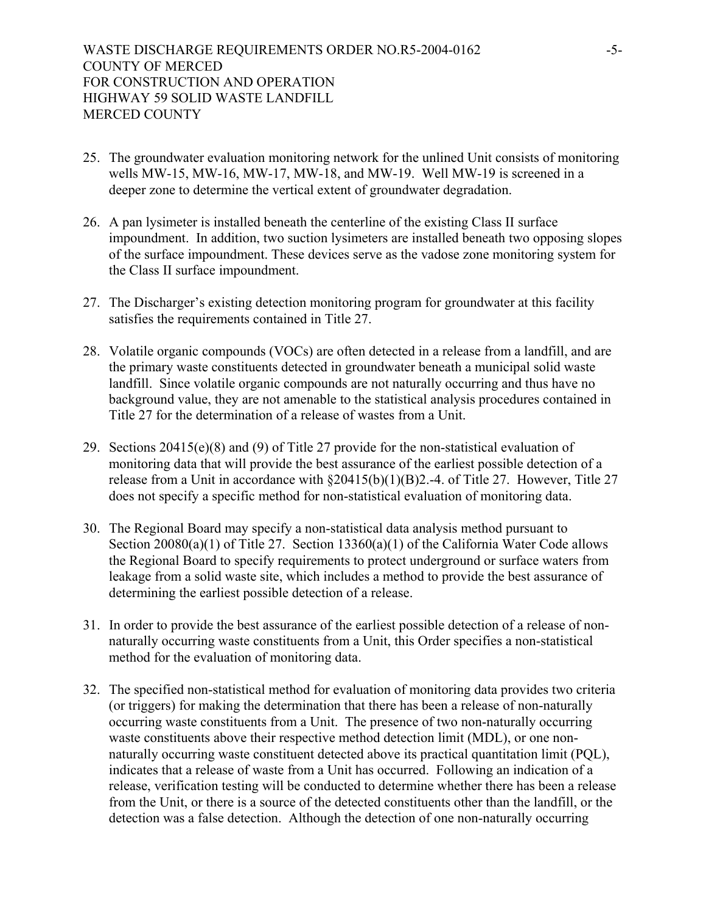25. The groundwater evaluation monitoring network for the unlined Unit consists of monitoring wells MW-15, MW-16, MW-17, MW-18, and MW-19. Well MW-19 is screened in a deeper zone to determine the vertical extent of groundwater degradation.

26. A pan lysimeter is installed beneath the centerline of the existing Class II surface impoundment. In addition, two suction lysimeters are installed beneath two opposing slopes of the surface impoundment. These devices serve as the vadose zone monitoring system for the Class II surface impoundment.

27. The Discharger's existing detection monitoring program for groundwater at this facility satisfies the requirements contained in Title 27.

28. Volatile organic compounds (VOCs) are often detected in a release from a landfill, and are the primary waste constituents detected in groundwater beneath a municipal solid waste landfill. Since volatile organic compounds are not naturally occurring and thus have no background value, they are not amenable to the statistical analysis procedures contained in Title 27 for the determination of a release of wastes from a Unit.

29. Sections 20415(e)(8) and (9) of Title 27 provide for the non-statistical evaluation of monitoring data that will provide the best assurance of the earliest possible detection of a release from a Unit in accordance with §20415(b)(1)(B)2.-4. of Title 27. However, Title 27 does not specify a specific method for non-statistical evaluation of monitoring data.

30. The Regional Board may specify a non-statistical data analysis method pursuant to Section 20080(a)(1) of Title 27. Section 13360(a)(1) of the California Water Code allows the Regional Board to specify requirements to protect underground or surface waters from leakage from a solid waste site, which includes a method to provide the best assurance of determining the earliest possible detection of a release.

31. In order to provide the best assurance of the earliest possible detection of a release of non-naturally occurring waste constituents from a Unit, this Order specifies a non-statistical method for the evaluation of monitoring data.

32. The specified non-statistical method for evaluation of monitoring data provides two criteria (or triggers) for making the determination that there has been a release of non-naturally occurring waste constituents from a Unit. The presence of two non-naturally occurring waste constituents above their respective method detection limit (MDL), or one non-naturally occurring waste constituent detected above its practical quantitation limit (PQL), indicates that a release of waste from a Unit has occurred. Following an indication of a release, verification testing will be conducted to determine whether there has been a release from the Unit, or there is a source of the detected constituents other than the landfill, or the detection was a false detection. Although the detection of one non-naturally occurring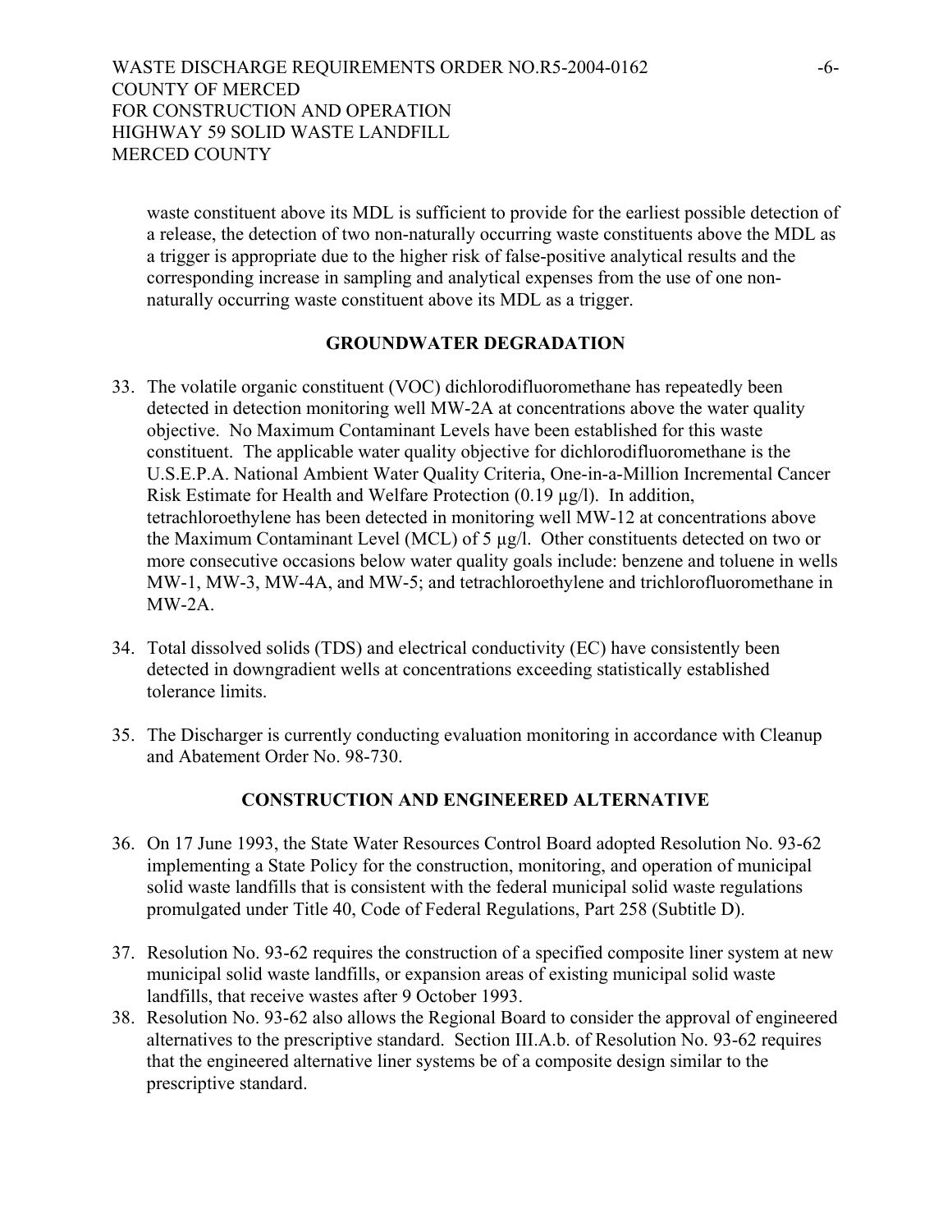waste constituent above its MDL is sufficient to provide for the earliest possible detection of a release, the detection of two non-naturally occurring waste constituents above the MDL as a trigger is appropriate due to the higher risk of false-positive analytical results and the corresponding increase in sampling and analytical expenses from the use of one non-naturally occurring waste constituent above its MDL as a trigger.

## GROUNDWATER DEGRADATION

33. The volatile organic constituent (VOC) dichlorodifluoromethane has repeatedly been detected in detection monitoring well MW-2A at concentrations above the water quality objective. No Maximum Contaminant Levels have been established for this waste constituent. The applicable water quality objective for dichlorodifluoromethane is the U.S.E.P.A. National Ambient Water Quality Criteria, One-in-a-Million Incremental Cancer Risk Estimate for Health and Welfare Protection (0.19 μg/l). In addition, tetrachloroethylene has been detected in monitoring well MW-12 at concentrations above the Maximum Contaminant Level (MCL) of 5 μg/l. Other constituents detected on two or more consecutive occasions below water quality goals include: benzene and toluene in wells MW-1, MW-3, MW-4A, and MW-5; and tetrachloroethylene and trichlorofluoromethane in MW-2A.

34. Total dissolved solids (TDS) and electrical conductivity (EC) have consistently been detected in downgradient wells at concentrations exceeding statistically established tolerance limits.

35. The Discharger is currently conducting evaluation monitoring in accordance with Cleanup and Abatement Order No. 98-730.

## CONSTRUCTION AND ENGINEERED ALTERNATIVE

36. On 17 June 1993, the State Water Resources Control Board adopted Resolution No. 93-62 implementing a State Policy for the construction, monitoring, and operation of municipal solid waste landfills that is consistent with the federal municipal solid waste regulations promulgated under Title 40, Code of Federal Regulations, Part 258 (Subtitle D).

37. Resolution No. 93-62 requires the construction of a specified composite liner system at new municipal solid waste landfills, or expansion areas of existing municipal solid waste landfills, that receive wastes after 9 October 1993.

38. Resolution No. 93-62 also allows the Regional Board to consider the approval of engineered alternatives to the prescriptive standard. Section III.A.b. of Resolution No. 93-62 requires that the engineered alternative liner systems be of a composite design similar to the prescriptive standard.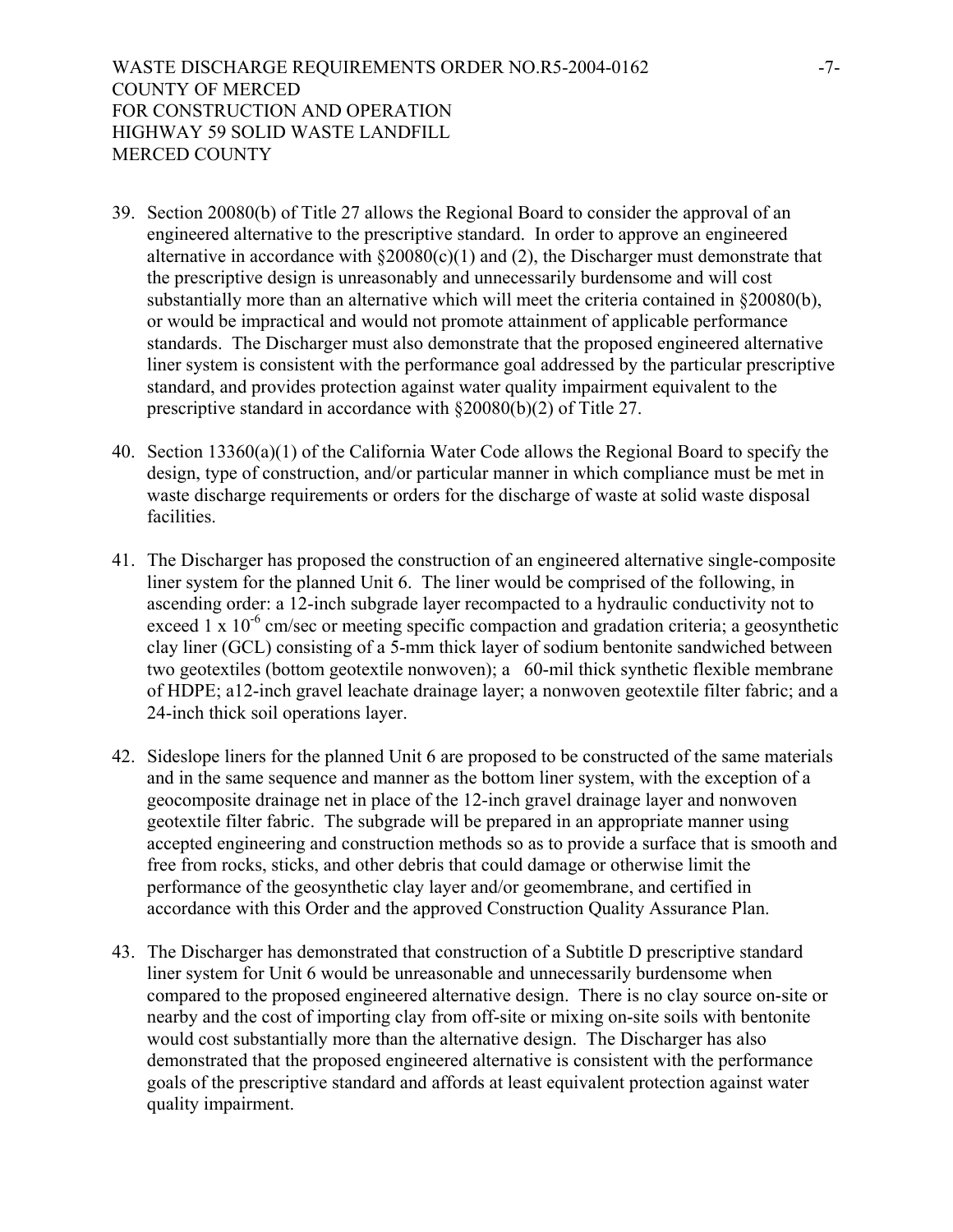39. Section 20080(b) of Title 27 allows the Regional Board to consider the approval of an engineered alternative to the prescriptive standard. In order to approve an engineered alternative in accordance with §20080(c)(1) and (2), the Discharger must demonstrate that the prescriptive design is unreasonably and unnecessarily burdensome and will cost substantially more than an alternative which will meet the criteria contained in §20080(b), or would be impractical and would not promote attainment of applicable performance standards. The Discharger must also demonstrate that the proposed engineered alternative liner system is consistent with the performance goal addressed by the particular prescriptive standard, and provides protection against water quality impairment equivalent to the prescriptive standard in accordance with §20080(b)(2) of Title 27.

40. Section 13360(a)(1) of the California Water Code allows the Regional Board to specify the design, type of construction, and/or particular manner in which compliance must be met in waste discharge requirements or orders for the discharge of waste at solid waste disposal facilities.

41. The Discharger has proposed the construction of an engineered alternative single-composite liner system for the planned Unit 6. The liner would be comprised of the following, in ascending order: a 12-inch subgrade layer recompacted to a hydraulic conductivity not to exceed $1 \times 10^{-6}$ cm/sec or meeting specific compaction and gradation criteria; a geosynthetic clay liner (GCL) consisting of a 5-mm thick layer of sodium bentonite sandwiched between two geotextiles (bottom geotextile nonwoven); a 60-mil thick synthetic flexible membrane of HDPE; a12-inch gravel leachate drainage layer; a nonwoven geotextile filter fabric; and a 24-inch thick soil operations layer.

42. Sideslope liners for the planned Unit 6 are proposed to be constructed of the same materials and in the same sequence and manner as the bottom liner system, with the exception of a geocomposite drainage net in place of the 12-inch gravel drainage layer and nonwoven geotextile filter fabric. The subgrade will be prepared in an appropriate manner using accepted engineering and construction methods so as to provide a surface that is smooth and free from rocks, sticks, and other debris that could damage or otherwise limit the performance of the geosynthetic clay layer and/or geomembrane, and certified in accordance with this Order and the approved Construction Quality Assurance Plan.

43. The Discharger has demonstrated that construction of a Subtitle D prescriptive standard liner system for Unit 6 would be unreasonable and unnecessarily burdensome when compared to the proposed engineered alternative design. There is no clay source on-site or nearby and the cost of importing clay from off-site or mixing on-site soils with bentonite would cost substantially more than the alternative design. The Discharger has also demonstrated that the proposed engineered alternative is consistent with the performance goals of the prescriptive standard and affords at least equivalent protection against water quality impairment.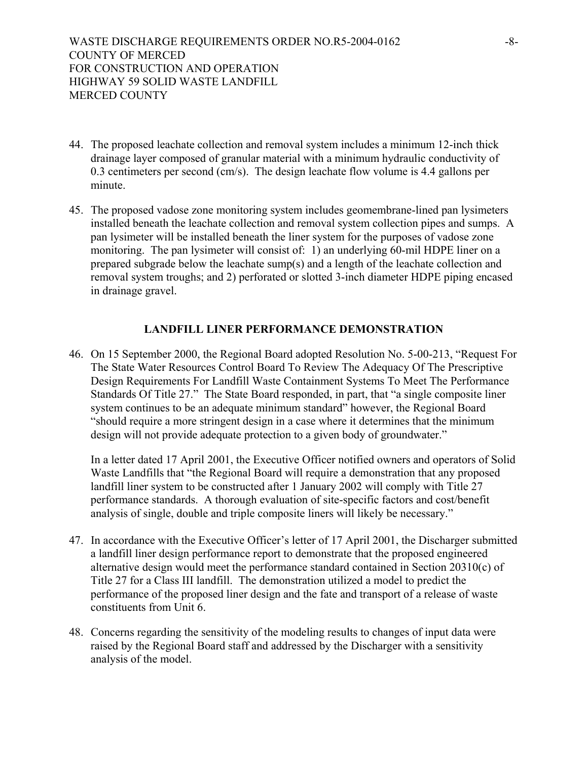44. The proposed leachate collection and removal system includes a minimum 12-inch thick drainage layer composed of granular material with a minimum hydraulic conductivity of 0.3 centimeters per second (cm/s). The design leachate flow volume is 4.4 gallons per minute.

45. The proposed vadose zone monitoring system includes geomembrane-lined pan lysimeters installed beneath the leachate collection and removal system collection pipes and sumps. A pan lysimeter will be installed beneath the liner system for the purposes of vadose zone monitoring. The pan lysimeter will consist of: 1) an underlying 60-mil HDPE liner on a prepared subgrade below the leachate sump(s) and a length of the leachate collection and removal system troughs; and 2) perforated or slotted 3-inch diameter HDPE piping encased in drainage gravel.

## LANDFILL LINER PERFORMANCE DEMONSTRATION

46. On 15 September 2000, the Regional Board adopted Resolution No. 5-00-213, "Request For The State Water Resources Control Board To Review The Adequacy Of The Prescriptive Design Requirements For Landfill Waste Containment Systems To Meet The Performance Standards Of Title 27." The State Board responded, in part, that "a single composite liner system continues to be an adequate minimum standard" however, the Regional Board "should require a more stringent design in a case where it determines that the minimum design will not provide adequate protection to a given body of groundwater."

    In a letter dated 17 April 2001, the Executive Officer notified owners and operators of Solid Waste Landfills that "the Regional Board will require a demonstration that any proposed landfill liner system to be constructed after 1 January 2002 will comply with Title 27 performance standards. A thorough evaluation of site-specific factors and cost/benefit analysis of single, double and triple composite liners will likely be necessary."

47. In accordance with the Executive Officer's letter of 17 April 2001, the Discharger submitted a landfill liner design performance report to demonstrate that the proposed engineered alternative design would meet the performance standard contained in Section 20310(c) of Title 27 for a Class III landfill. The demonstration utilized a model to predict the performance of the proposed liner design and the fate and transport of a release of waste constituents from Unit 6.

48. Concerns regarding the sensitivity of the modeling results to changes of input data were raised by the Regional Board staff and addressed by the Discharger with a sensitivity analysis of the model.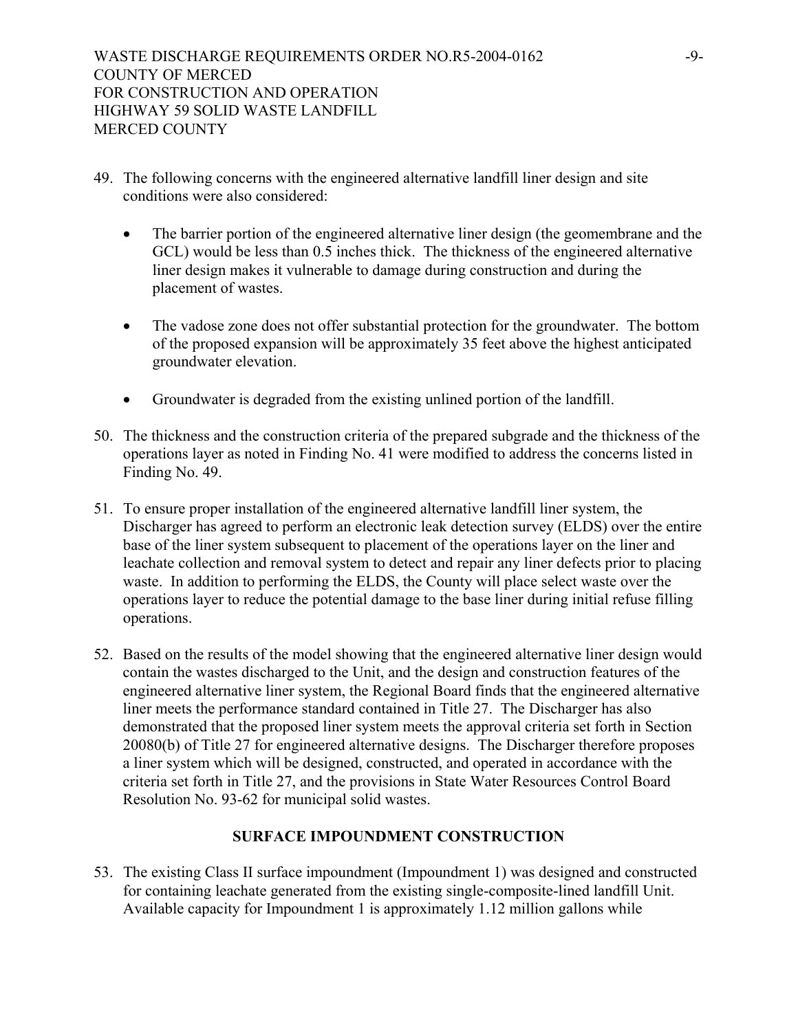49. The following concerns with the engineered alternative landfill liner design and site conditions were also considered:

    - The barrier portion of the engineered alternative liner design (the geomembrane and the GCL) would be less than 0.5 inches thick. The thickness of the engineered alternative liner design makes it vulnerable to damage during construction and during the placement of wastes.

    - The vadose zone does not offer substantial protection for the groundwater. The bottom of the proposed expansion will be approximately 35 feet above the highest anticipated groundwater elevation.

    - Groundwater is degraded from the existing unlined portion of the landfill.

50. The thickness and the construction criteria of the prepared subgrade and the thickness of the operations layer as noted in Finding No. 41 were modified to address the concerns listed in Finding No. 49.

51. To ensure proper installation of the engineered alternative landfill liner system, the Discharger has agreed to perform an electronic leak detection survey (ELDS) over the entire base of the liner system subsequent to placement of the operations layer on the liner and leachate collection and removal system to detect and repair any liner defects prior to placing waste. In addition to performing the ELDS, the County will place select waste over the operations layer to reduce the potential damage to the base liner during initial refuse filling operations.

52. Based on the results of the model showing that the engineered alternative liner design would contain the wastes discharged to the Unit, and the design and construction features of the engineered alternative liner system, the Regional Board finds that the engineered alternative liner meets the performance standard contained in Title 27. The Discharger has also demonstrated that the proposed liner system meets the approval criteria set forth in Section 20080(b) of Title 27 for engineered alternative designs. The Discharger therefore proposes a liner system which will be designed, constructed, and operated in accordance with the criteria set forth in Title 27, and the provisions in State Water Resources Control Board Resolution No. 93-62 for municipal solid wastes.

**SURFACE IMPOUNDMENT CONSTRUCTION**

53. The existing Class II surface impoundment (Impoundment 1) was designed and constructed for containing leachate generated from the existing single-composite-lined landfill Unit. Available capacity for Impoundment 1 is approximately 1.12 million gallons while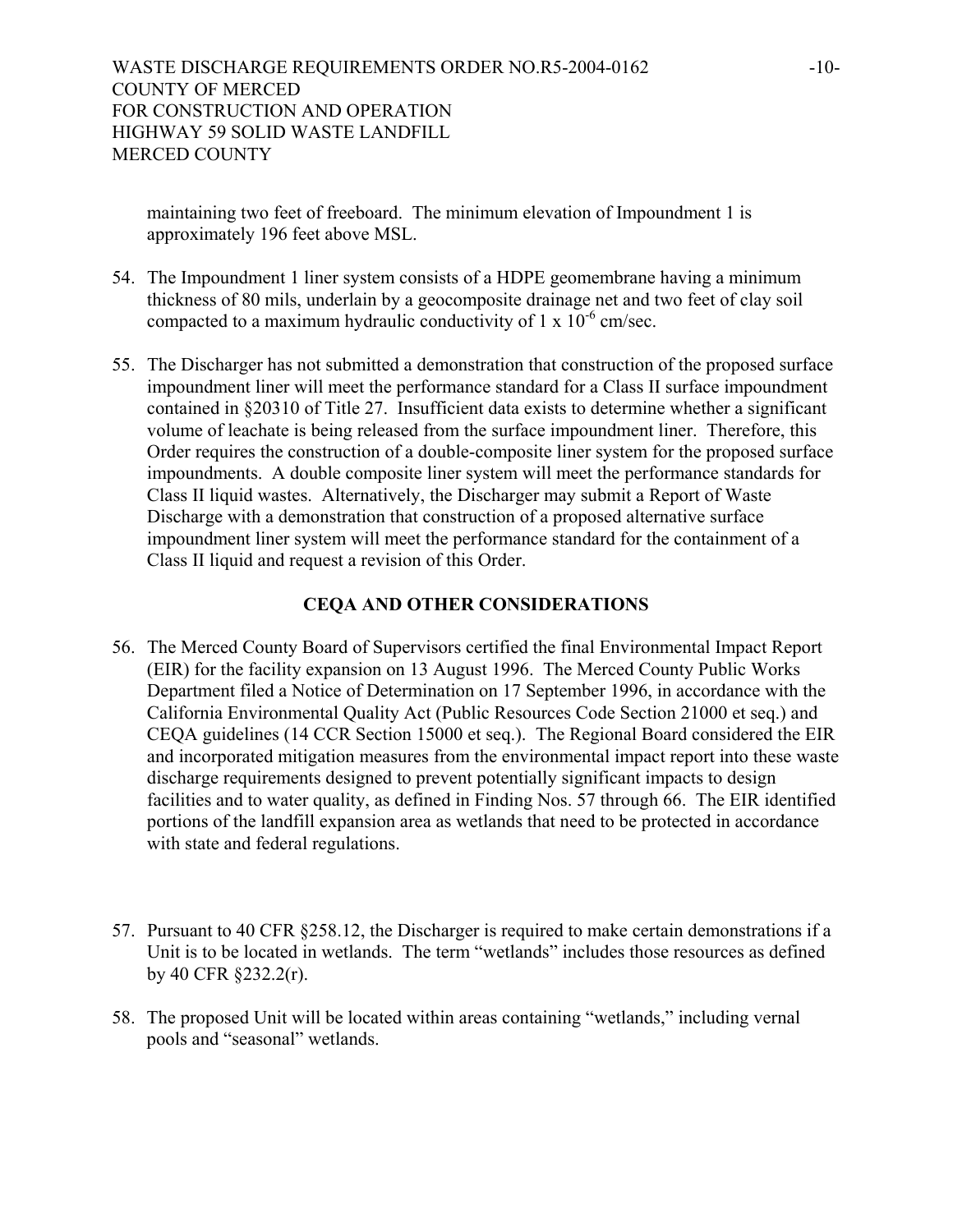maintaining two feet of freeboard. The minimum elevation of Impoundment 1 is approximately 196 feet above MSL.

54. The Impoundment 1 liner system consists of a HDPE geomembrane having a minimum thickness of 80 mils, underlain by a geocomposite drainage net and two feet of clay soil compacted to a maximum hydraulic conductivity of $1 \times 10^{-6}$ cm/sec.

55. The Discharger has not submitted a demonstration that construction of the proposed surface impoundment liner will meet the performance standard for a Class II surface impoundment contained in §20310 of Title 27. Insufficient data exists to determine whether a significant volume of leachate is being released from the surface impoundment liner. Therefore, this Order requires the construction of a double-composite liner system for the proposed surface impoundments. A double composite liner system will meet the performance standards for Class II liquid wastes. Alternatively, the Discharger may submit a Report of Waste Discharge with a demonstration that construction of a proposed alternative surface impoundment liner system will meet the performance standard for the containment of a Class II liquid and request a revision of this Order.

## CEQA AND OTHER CONSIDERATIONS

56. The Merced County Board of Supervisors certified the final Environmental Impact Report (EIR) for the facility expansion on 13 August 1996. The Merced County Public Works Department filed a Notice of Determination on 17 September 1996, in accordance with the California Environmental Quality Act (Public Resources Code Section 21000 et seq.) and CEQA guidelines (14 CCR Section 15000 et seq.). The Regional Board considered the EIR and incorporated mitigation measures from the environmental impact report into these waste discharge requirements designed to prevent potentially significant impacts to design facilities and to water quality, as defined in Finding Nos. 57 through 66. The EIR identified portions of the landfill expansion area as wetlands that need to be protected in accordance with state and federal regulations.

57. Pursuant to 40 CFR §258.12, the Discharger is required to make certain demonstrations if a Unit is to be located in wetlands. The term "wetlands" includes those resources as defined by 40 CFR §232.2(r).

58. The proposed Unit will be located within areas containing "wetlands," including vernal pools and "seasonal" wetlands.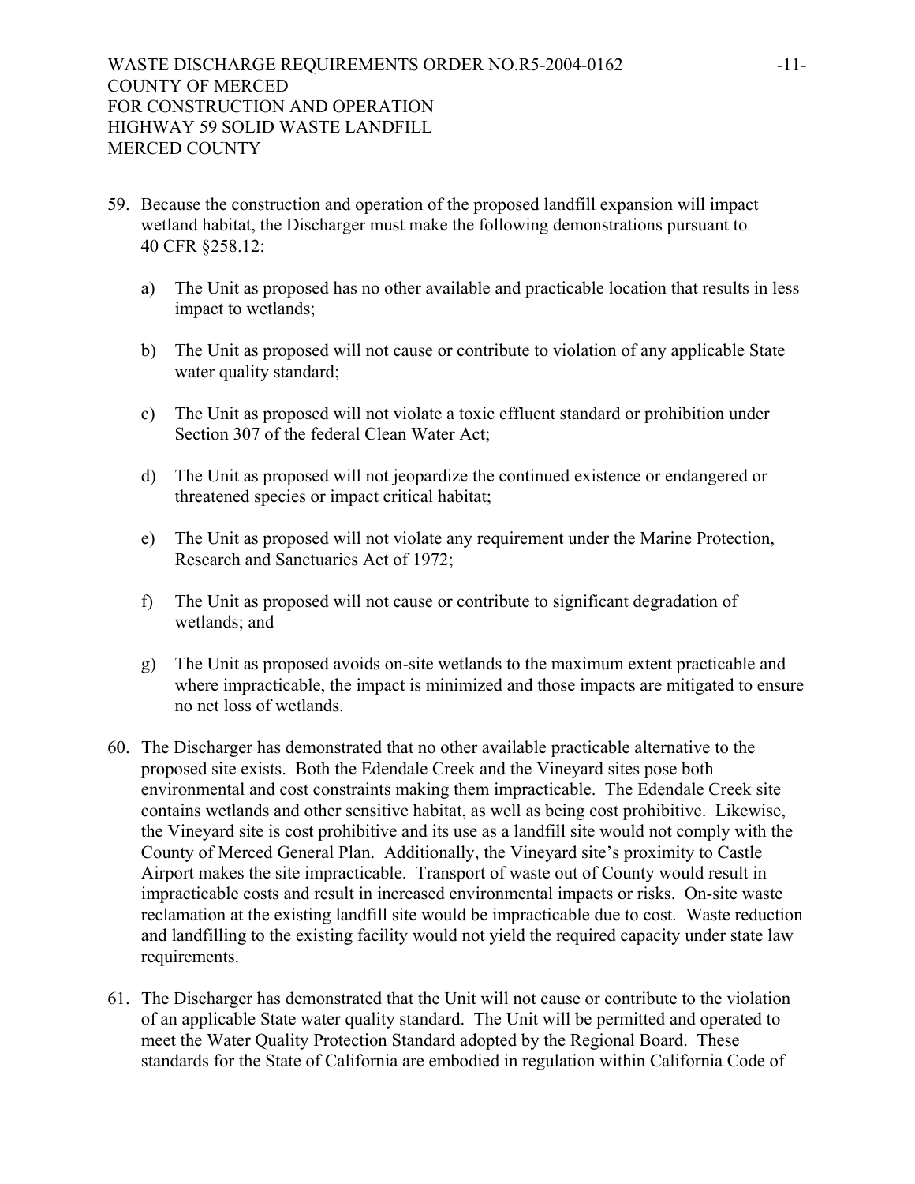59. Because the construction and operation of the proposed landfill expansion will impact wetland habitat, the Discharger must make the following demonstrations pursuant to 40 CFR §258.12:

    a) The Unit as proposed has no other available and practicable location that results in less impact to wetlands;

    b) The Unit as proposed will not cause or contribute to violation of any applicable State water quality standard;

    c) The Unit as proposed will not violate a toxic effluent standard or prohibition under Section 307 of the federal Clean Water Act;

    d) The Unit as proposed will not jeopardize the continued existence or endangered or threatened species or impact critical habitat;

    e) The Unit as proposed will not violate any requirement under the Marine Protection, Research and Sanctuaries Act of 1972;

    f) The Unit as proposed will not cause or contribute to significant degradation of wetlands; and

    g) The Unit as proposed avoids on-site wetlands to the maximum extent practicable and where impracticable, the impact is minimized and those impacts are mitigated to ensure no net loss of wetlands.

60. The Discharger has demonstrated that no other available practicable alternative to the proposed site exists. Both the Edendale Creek and the Vineyard sites pose both environmental and cost constraints making them impracticable. The Edendale Creek site contains wetlands and other sensitive habitat, as well as being cost prohibitive. Likewise, the Vineyard site is cost prohibitive and its use as a landfill site would not comply with the County of Merced General Plan. Additionally, the Vineyard site's proximity to Castle Airport makes the site impracticable. Transport of waste out of County would result in impracticable costs and result in increased environmental impacts or risks. On-site waste reclamation at the existing landfill site would be impracticable due to cost. Waste reduction and landfilling to the existing facility would not yield the required capacity under state law requirements.

61. The Discharger has demonstrated that the Unit will not cause or contribute to the violation of an applicable State water quality standard. The Unit will be permitted and operated to meet the Water Quality Protection Standard adopted by the Regional Board. These standards for the State of California are embodied in regulation within California Code of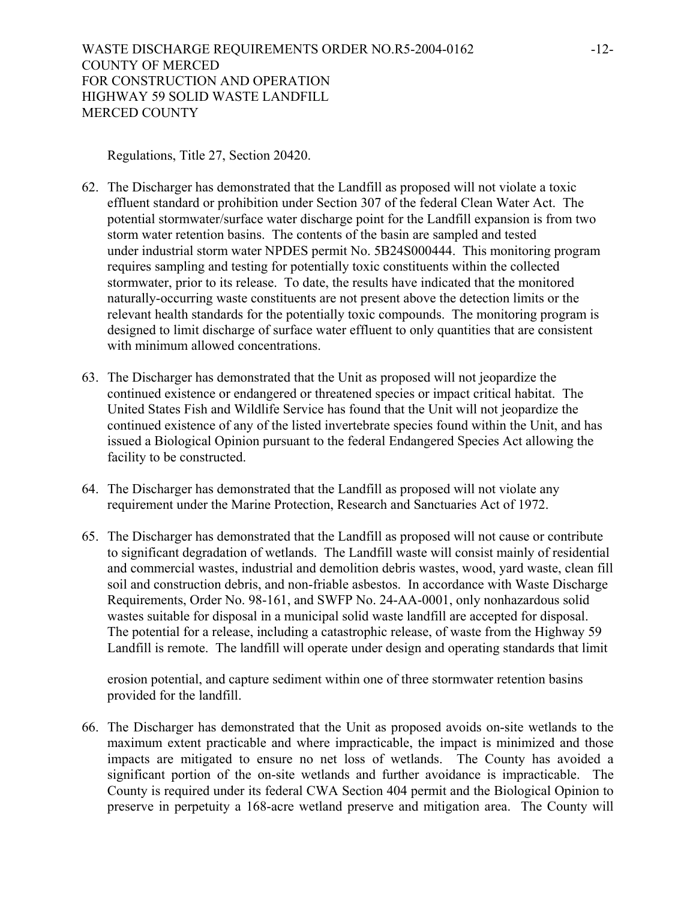Regulations, Title 27, Section 20420.

62. The Discharger has demonstrated that the Landfill as proposed will not violate a toxic effluent standard or prohibition under Section 307 of the federal Clean Water Act. The potential stormwater/surface water discharge point for the Landfill expansion is from two storm water retention basins. The contents of the basin are sampled and tested under industrial storm water NPDES permit No. 5B24S000444. This monitoring program requires sampling and testing for potentially toxic constituents within the collected stormwater, prior to its release. To date, the results have indicated that the monitored naturally-occurring waste constituents are not present above the detection limits or the relevant health standards for the potentially toxic compounds. The monitoring program is designed to limit discharge of surface water effluent to only quantities that are consistent with minimum allowed concentrations.

63. The Discharger has demonstrated that the Unit as proposed will not jeopardize the continued existence or endangered or threatened species or impact critical habitat. The United States Fish and Wildlife Service has found that the Unit will not jeopardize the continued existence of any of the listed invertebrate species found within the Unit, and has issued a Biological Opinion pursuant to the federal Endangered Species Act allowing the facility to be constructed.

64. The Discharger has demonstrated that the Landfill as proposed will not violate any requirement under the Marine Protection, Research and Sanctuaries Act of 1972.

65. The Discharger has demonstrated that the Landfill as proposed will not cause or contribute to significant degradation of wetlands. The Landfill waste will consist mainly of residential and commercial wastes, industrial and demolition debris wastes, wood, yard waste, clean fill soil and construction debris, and non-friable asbestos. In accordance with Waste Discharge Requirements, Order No. 98-161, and SWFP No. 24-AA-0001, only nonhazardous solid wastes suitable for disposal in a municipal solid waste landfill are accepted for disposal. The potential for a release, including a catastrophic release, of waste from the Highway 59 Landfill is remote. The landfill will operate under design and operating standards that limit erosion potential, and capture sediment within one of three stormwater retention basins provided for the landfill.

66. The Discharger has demonstrated that the Unit as proposed avoids on-site wetlands to the maximum extent practicable and where impracticable, the impact is minimized and those impacts are mitigated to ensure no net loss of wetlands. The County has avoided a significant portion of the on-site wetlands and further avoidance is impracticable. The County is required under its federal CWA Section 404 permit and the Biological Opinion to preserve in perpetuity a 168-acre wetland preserve and mitigation area. The County will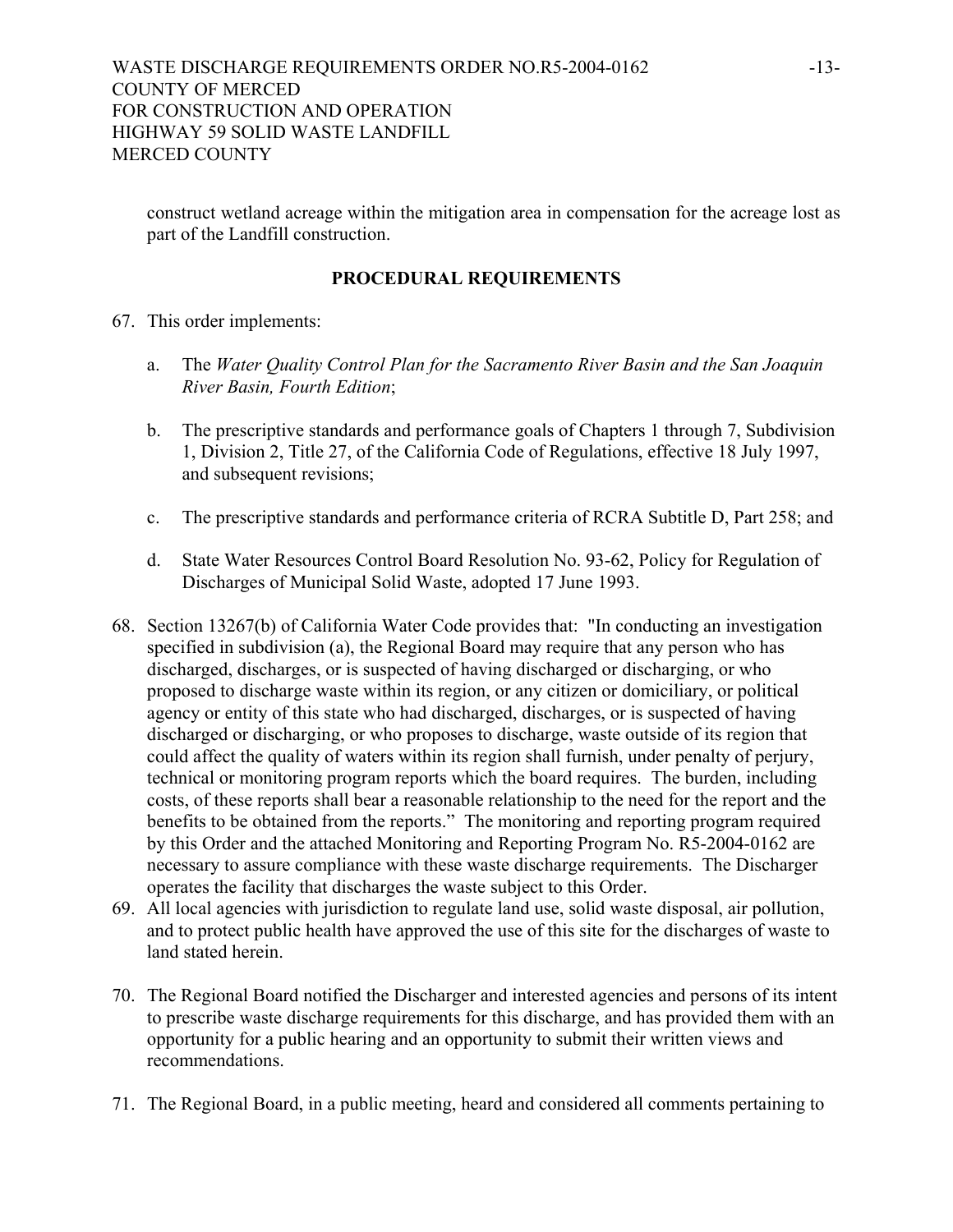construct wetland acreage within the mitigation area in compensation for the acreage lost as part of the Landfill construction.

## PROCEDURAL REQUIREMENTS

67. This order implements:

    a. The *Water Quality Control Plan for the Sacramento River Basin and the San Joaquin River Basin, Fourth Edition*;

    b. The prescriptive standards and performance goals of Chapters 1 through 7, Subdivision 1, Division 2, Title 27, of the California Code of Regulations, effective 18 July 1997, and subsequent revisions;

    c. The prescriptive standards and performance criteria of RCRA Subtitle D, Part 258; and

    d. State Water Resources Control Board Resolution No. 93-62, Policy for Regulation of Discharges of Municipal Solid Waste, adopted 17 June 1993.

68. Section 13267(b) of California Water Code provides that: "In conducting an investigation specified in subdivision (a), the Regional Board may require that any person who has discharged, discharges, or is suspected of having discharged or discharging, or who proposed to discharge waste within its region, or any citizen or domiciliary, or political agency or entity of this state who had discharged, discharges, or is suspected of having discharged or discharging, or who proposes to discharge, waste outside of its region that could affect the quality of waters within its region shall furnish, under penalty of perjury, technical or monitoring program reports which the board requires. The burden, including costs, of these reports shall bear a reasonable relationship to the need for the report and the benefits to be obtained from the reports." The monitoring and reporting program required by this Order and the attached Monitoring and Reporting Program No. R5-2004-0162 are necessary to assure compliance with these waste discharge requirements. The Discharger operates the facility that discharges the waste subject to this Order.

69. All local agencies with jurisdiction to regulate land use, solid waste disposal, air pollution, and to protect public health have approved the use of this site for the discharges of waste to land stated herein.

70. The Regional Board notified the Discharger and interested agencies and persons of its intent to prescribe waste discharge requirements for this discharge, and has provided them with an opportunity for a public hearing and an opportunity to submit their written views and recommendations.

71. The Regional Board, in a public meeting, heard and considered all comments pertaining to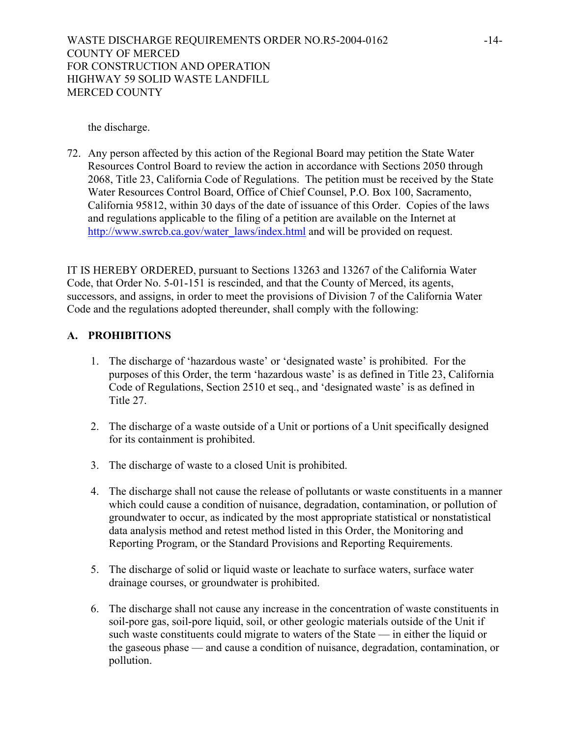the discharge.

72. Any person affected by this action of the Regional Board may petition the State Water Resources Control Board to review the action in accordance with Sections 2050 through 2068, Title 23, California Code of Regulations. The petition must be received by the State Water Resources Control Board, Office of Chief Counsel, P.O. Box 100, Sacramento, California 95812, within 30 days of the date of issuance of this Order. Copies of the laws and regulations applicable to the filing of a petition are available on the Internet at [http://www.swrcb.ca.gov/water_laws/index.html](http://www.swrcb.ca.gov/water_laws/index.html) and will be provided on request.

IT IS HEREBY ORDERED, pursuant to Sections 13263 and 13267 of the California Water Code, that Order No. 5-01-151 is rescinded, and that the County of Merced, its agents, successors, and assigns, in order to meet the provisions of Division 7 of the California Water Code and the regulations adopted thereunder, shall comply with the following:

## A. PROHIBITIONS

1. The discharge of 'hazardous waste' or 'designated waste' is prohibited. For the purposes of this Order, the term 'hazardous waste' is as defined in Title 23, California Code of Regulations, Section 2510 et seq., and 'designated waste' is as defined in Title 27.

2. The discharge of a waste outside of a Unit or portions of a Unit specifically designed for its containment is prohibited.

3. The discharge of waste to a closed Unit is prohibited.

4. The discharge shall not cause the release of pollutants or waste constituents in a manner which could cause a condition of nuisance, degradation, contamination, or pollution of groundwater to occur, as indicated by the most appropriate statistical or nonstatistical data analysis method and retest method listed in this Order, the Monitoring and Reporting Program, or the Standard Provisions and Reporting Requirements.

5. The discharge of solid or liquid waste or leachate to surface waters, surface water drainage courses, or groundwater is prohibited.

6. The discharge shall not cause any increase in the concentration of waste constituents in soil-pore gas, soil-pore liquid, soil, or other geologic materials outside of the Unit if such waste constituents could migrate to waters of the State — in either the liquid or the gaseous phase — and cause a condition of nuisance, degradation, contamination, or pollution.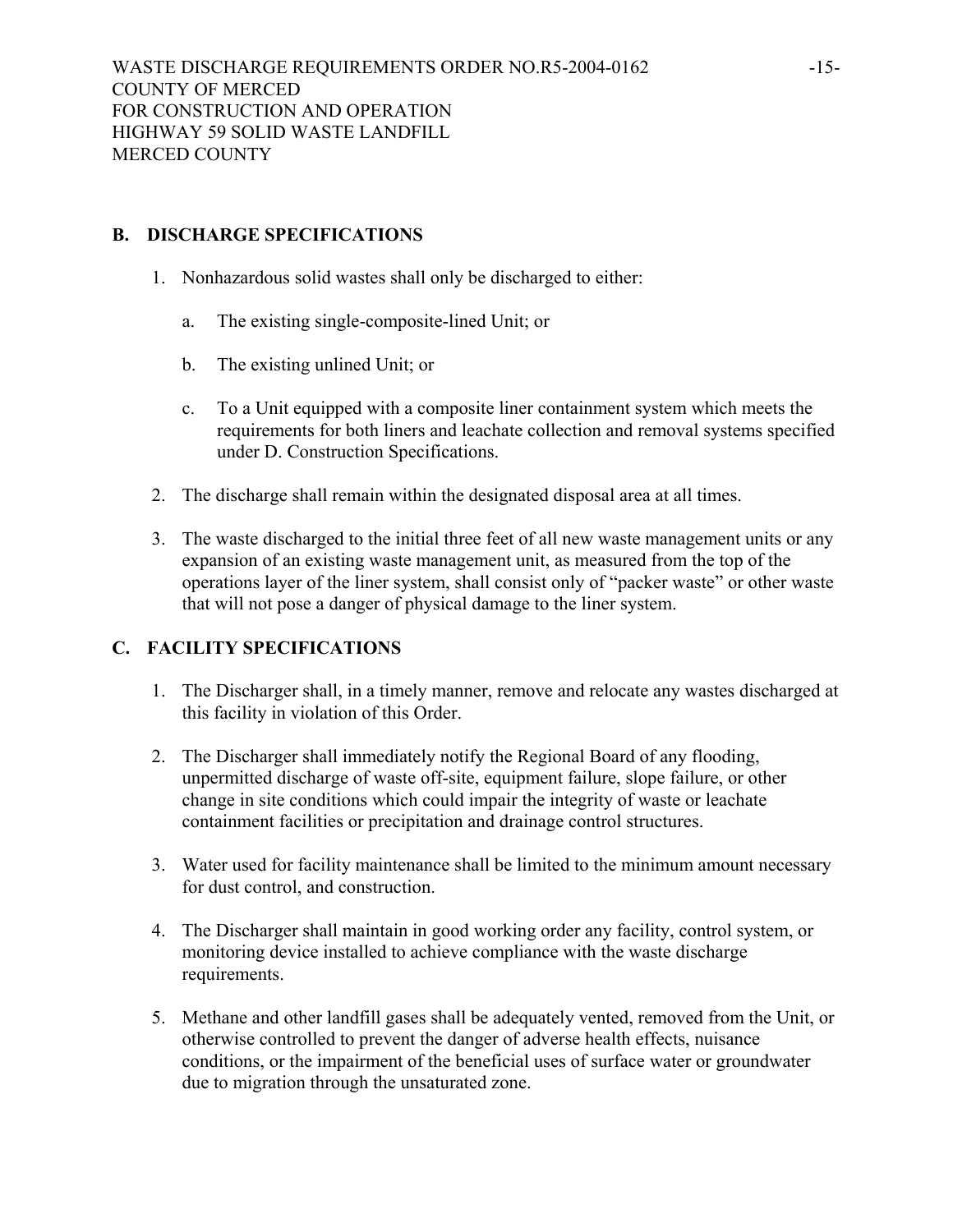## B. DISCHARGE SPECIFICATIONS

1. Nonhazardous solid wastes shall only be discharged to either:

   a. The existing single-composite-lined Unit; or

   b. The existing unlined Unit; or

   c. To a Unit equipped with a composite liner containment system which meets the requirements for both liners and leachate collection and removal systems specified under D. Construction Specifications.

2. The discharge shall remain within the designated disposal area at all times.

3. The waste discharged to the initial three feet of all new waste management units or any expansion of an existing waste management unit, as measured from the top of the operations layer of the liner system, shall consist only of "packer waste" or other waste that will not pose a danger of physical damage to the liner system.

## C. FACILITY SPECIFICATIONS

1. The Discharger shall, in a timely manner, remove and relocate any wastes discharged at this facility in violation of this Order.

2. The Discharger shall immediately notify the Regional Board of any flooding, unpermitted discharge of waste off-site, equipment failure, slope failure, or other change in site conditions which could impair the integrity of waste or leachate containment facilities or precipitation and drainage control structures.

3. Water used for facility maintenance shall be limited to the minimum amount necessary for dust control, and construction.

4. The Discharger shall maintain in good working order any facility, control system, or monitoring device installed to achieve compliance with the waste discharge requirements.

5. Methane and other landfill gases shall be adequately vented, removed from the Unit, or otherwise controlled to prevent the danger of adverse health effects, nuisance conditions, or the impairment of the beneficial uses of surface water or groundwater due to migration through the unsaturated zone.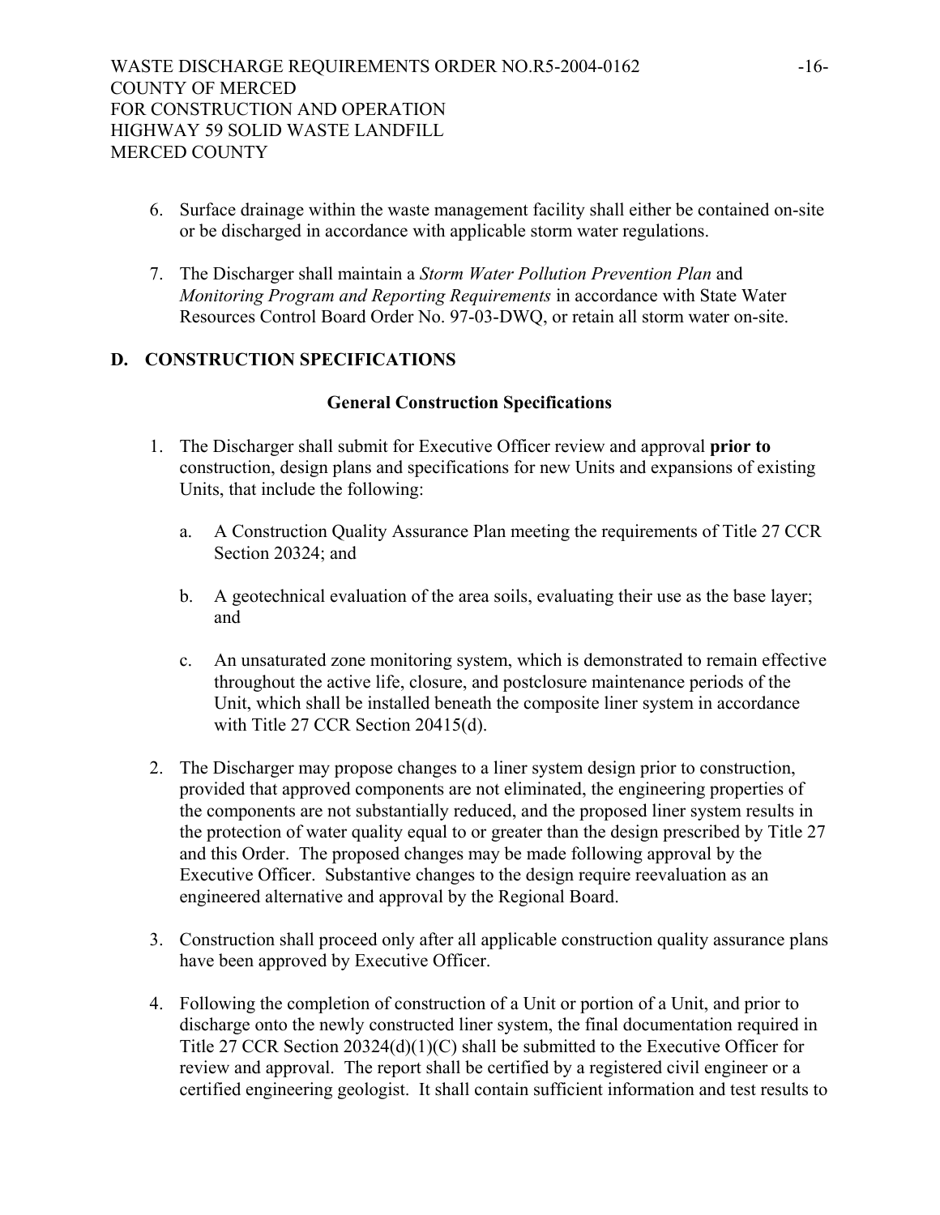6. Surface drainage within the waste management facility shall either be contained on-site or be discharged in accordance with applicable storm water regulations.

7. The Discharger shall maintain a *Storm Water Pollution Prevention Plan* and *Monitoring Program and Reporting Requirements* in accordance with State Water Resources Control Board Order No. 97-03-DWQ, or retain all storm water on-site.

## D. CONSTRUCTION SPECIFICATIONS

### General Construction Specifications

1. The Discharger shall submit for Executive Officer review and approval **prior to** construction, design plans and specifications for new Units and expansions of existing Units, that include the following:

   a. A Construction Quality Assurance Plan meeting the requirements of Title 27 CCR Section 20324; and

   b. A geotechnical evaluation of the area soils, evaluating their use as the base layer; and

   c. An unsaturated zone monitoring system, which is demonstrated to remain effective throughout the active life, closure, and postclosure maintenance periods of the Unit, which shall be installed beneath the composite liner system in accordance with Title 27 CCR Section 20415(d).

2. The Discharger may propose changes to a liner system design prior to construction, provided that approved components are not eliminated, the engineering properties of the components are not substantially reduced, and the proposed liner system results in the protection of water quality equal to or greater than the design prescribed by Title 27 and this Order. The proposed changes may be made following approval by the Executive Officer. Substantive changes to the design require reevaluation as an engineered alternative and approval by the Regional Board.

3. Construction shall proceed only after all applicable construction quality assurance plans have been approved by Executive Officer.

4. Following the completion of construction of a Unit or portion of a Unit, and prior to discharge onto the newly constructed liner system, the final documentation required in Title 27 CCR Section 20324(d)(1)(C) shall be submitted to the Executive Officer for review and approval. The report shall be certified by a registered civil engineer or a certified engineering geologist. It shall contain sufficient information and test results to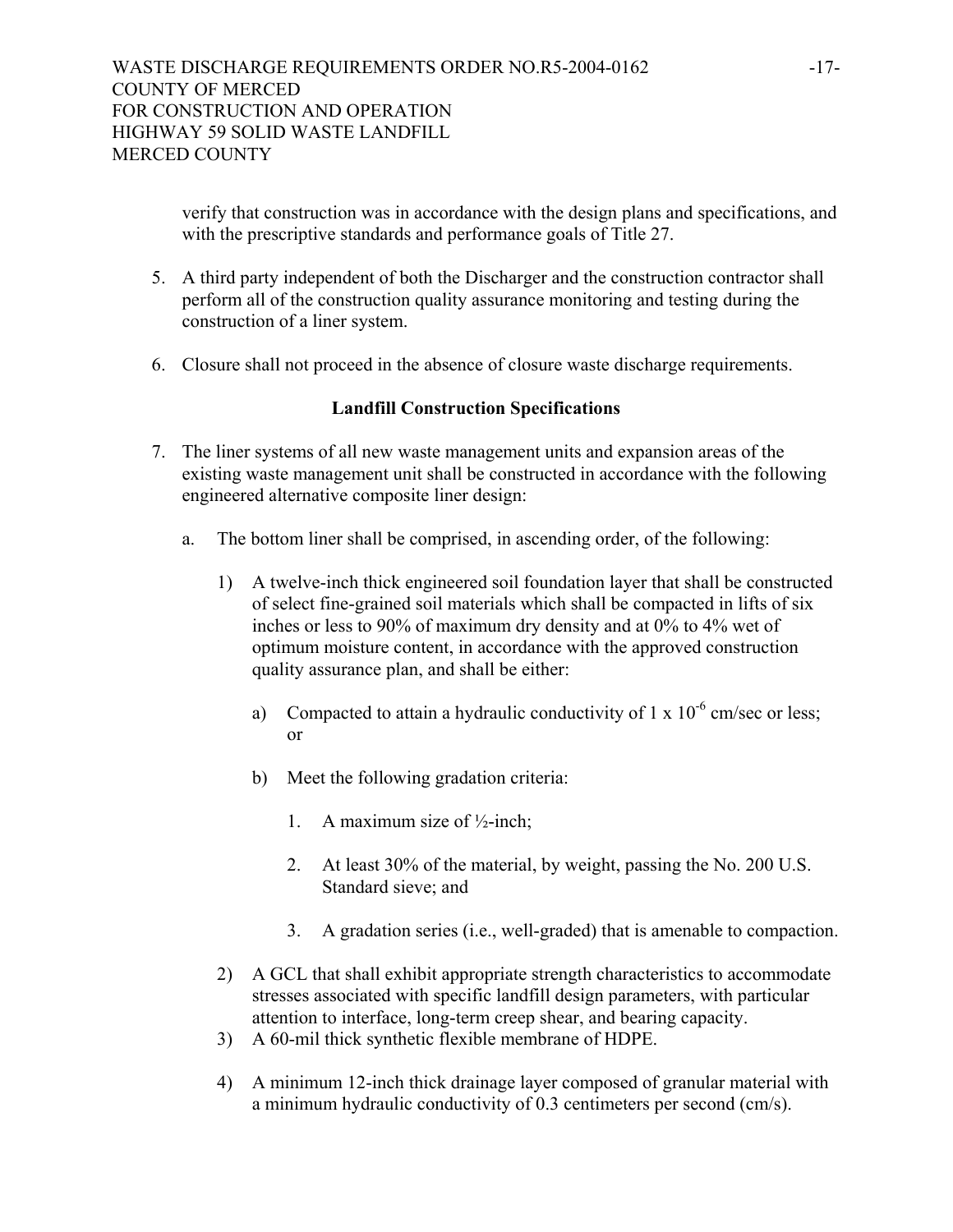verify that construction was in accordance with the design plans and specifications, and with the prescriptive standards and performance goals of Title 27.

5. A third party independent of both the Discharger and the construction contractor shall perform all of the construction quality assurance monitoring and testing during the construction of a liner system.

6. Closure shall not proceed in the absence of closure waste discharge requirements.

**Landfill Construction Specifications**

7. The liner systems of all new waste management units and expansion areas of the existing waste management unit shall be constructed in accordance with the following engineered alternative composite liner design:

   a. The bottom liner shall be comprised, in ascending order, of the following:

      1) A twelve-inch thick engineered soil foundation layer that shall be constructed of select fine-grained soil materials which shall be compacted in lifts of six inches or less to 90% of maximum dry density and at 0% to 4% wet of optimum moisture content, in accordance with the approved construction quality assurance plan, and shall be either:

         a) Compacted to attain a hydraulic conductivity of 1 x $10^{-6}$ cm/sec or less; or

         b) Meet the following gradation criteria:

            1. A maximum size of ½-inch;

            2. At least 30% of the material, by weight, passing the No. 200 U.S. Standard sieve; and

            3. A gradation series (i.e., well-graded) that is amenable to compaction.

      2) A GCL that shall exhibit appropriate strength characteristics to accommodate stresses associated with specific landfill design parameters, with particular attention to interface, long-term creep shear, and bearing capacity.

      3) A 60-mil thick synthetic flexible membrane of HDPE.

      4) A minimum 12-inch thick drainage layer composed of granular material with a minimum hydraulic conductivity of 0.3 centimeters per second (cm/s).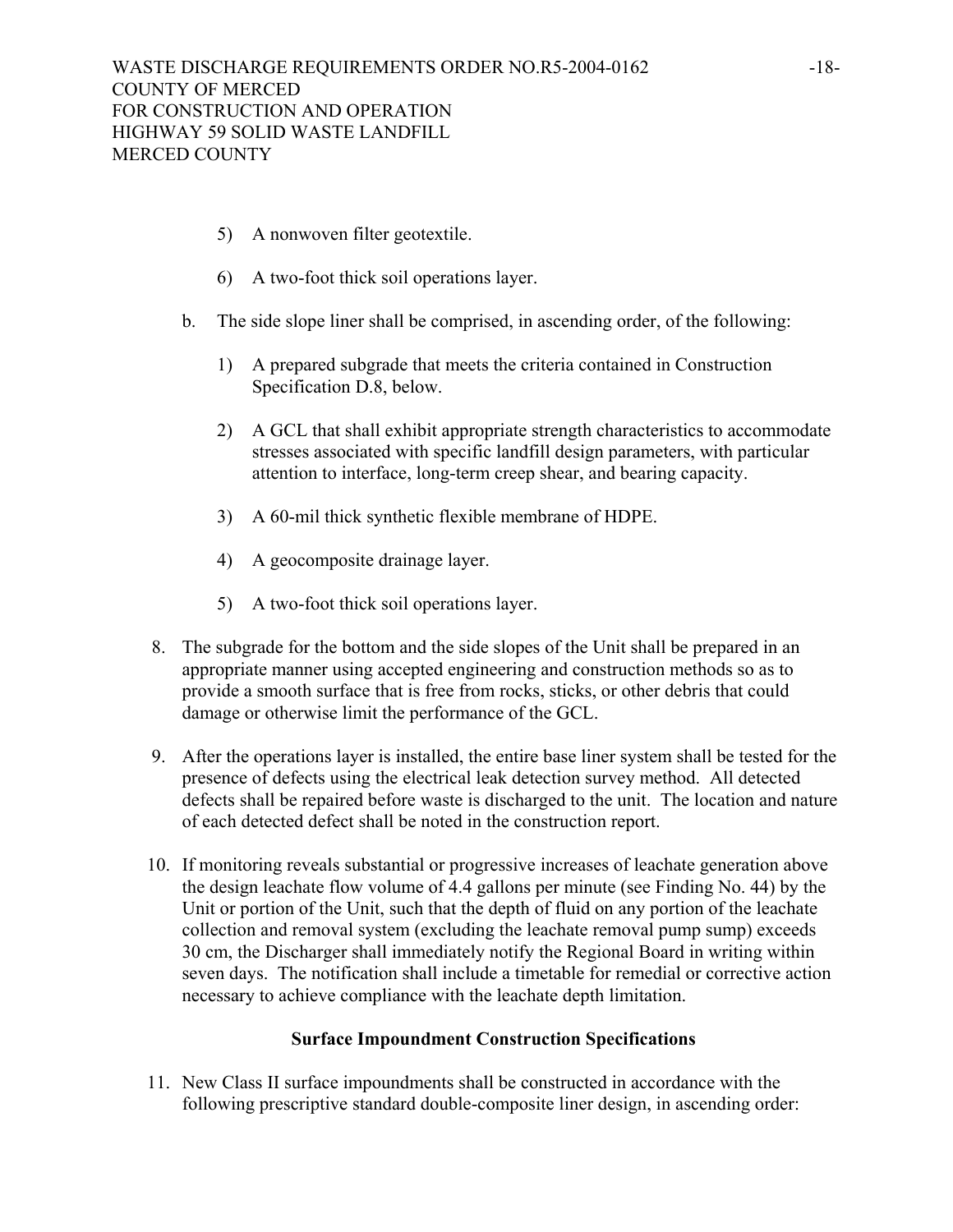5) A nonwoven filter geotextile.

6) A two-foot thick soil operations layer.

b. The side slope liner shall be comprised, in ascending order, of the following:

1) A prepared subgrade that meets the criteria contained in Construction Specification D.8, below.

2) A GCL that shall exhibit appropriate strength characteristics to accommodate stresses associated with specific landfill design parameters, with particular attention to interface, long-term creep shear, and bearing capacity.

3) A 60-mil thick synthetic flexible membrane of HDPE.

4) A geocomposite drainage layer.

5) A two-foot thick soil operations layer.

8. The subgrade for the bottom and the side slopes of the Unit shall be prepared in an appropriate manner using accepted engineering and construction methods so as to provide a smooth surface that is free from rocks, sticks, or other debris that could damage or otherwise limit the performance of the GCL.

9. After the operations layer is installed, the entire base liner system shall be tested for the presence of defects using the electrical leak detection survey method. All detected defects shall be repaired before waste is discharged to the unit. The location and nature of each detected defect shall be noted in the construction report.

10. If monitoring reveals substantial or progressive increases of leachate generation above the design leachate flow volume of 4.4 gallons per minute (see Finding No. 44) by the Unit or portion of the Unit, such that the depth of fluid on any portion of the leachate collection and removal system (excluding the leachate removal pump sump) exceeds 30 cm, the Discharger shall immediately notify the Regional Board in writing within seven days. The notification shall include a timetable for remedial or corrective action necessary to achieve compliance with the leachate depth limitation.

### Surface Impoundment Construction Specifications

11. New Class II surface impoundments shall be constructed in accordance with the following prescriptive standard double-composite liner design, in ascending order: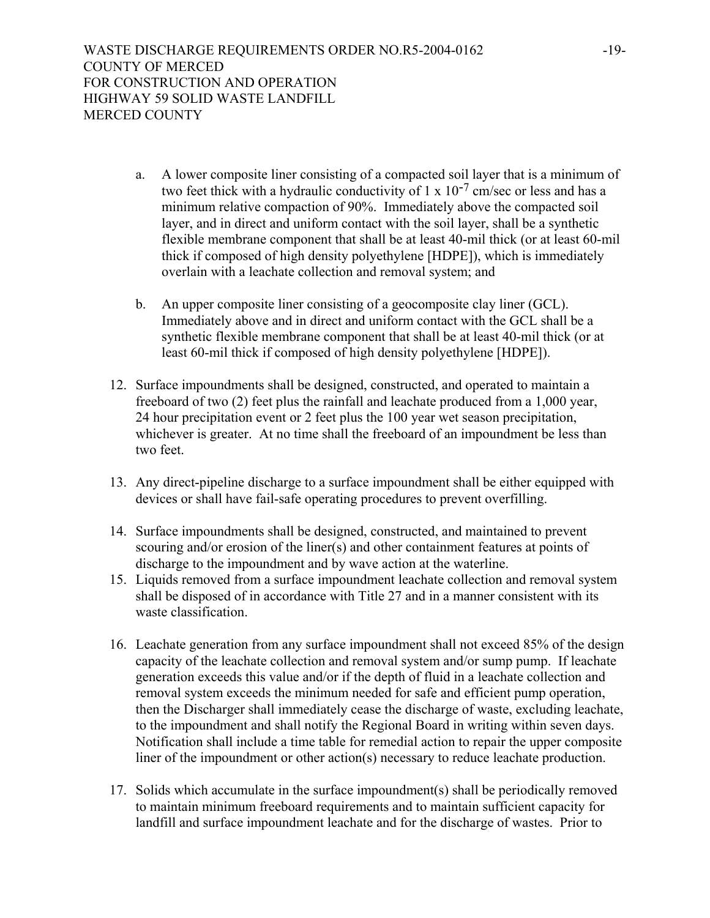a. A lower composite liner consisting of a compacted soil layer that is a minimum of two feet thick with a hydraulic conductivity of 1 x $10^{-7}$ cm/sec or less and has a minimum relative compaction of 90%. Immediately above the compacted soil layer, and in direct and uniform contact with the soil layer, shall be a synthetic flexible membrane component that shall be at least 40-mil thick (or at least 60-mil thick if composed of high density polyethylene [HDPE]), which is immediately overlain with a leachate collection and removal system; and

b. An upper composite liner consisting of a geocomposite clay liner (GCL). Immediately above and in direct and uniform contact with the GCL shall be a synthetic flexible membrane component that shall be at least 40-mil thick (or at least 60-mil thick if composed of high density polyethylene [HDPE]).

12. Surface impoundments shall be designed, constructed, and operated to maintain a freeboard of two (2) feet plus the rainfall and leachate produced from a 1,000 year, 24 hour precipitation event or 2 feet plus the 100 year wet season precipitation, whichever is greater. At no time shall the freeboard of an impoundment be less than two feet.

13. Any direct-pipeline discharge to a surface impoundment shall be either equipped with devices or shall have fail-safe operating procedures to prevent overfilling.

14. Surface impoundments shall be designed, constructed, and maintained to prevent scouring and/or erosion of the liner(s) and other containment features at points of discharge to the impoundment and by wave action at the waterline.

15. Liquids removed from a surface impoundment leachate collection and removal system shall be disposed of in accordance with Title 27 and in a manner consistent with its waste classification.

16. Leachate generation from any surface impoundment shall not exceed 85% of the design capacity of the leachate collection and removal system and/or sump pump. If leachate generation exceeds this value and/or if the depth of fluid in a leachate collection and removal system exceeds the minimum needed for safe and efficient pump operation, then the Discharger shall immediately cease the discharge of waste, excluding leachate, to the impoundment and shall notify the Regional Board in writing within seven days. Notification shall include a time table for remedial action to repair the upper composite liner of the impoundment or other action(s) necessary to reduce leachate production.

17. Solids which accumulate in the surface impoundment(s) shall be periodically removed to maintain minimum freeboard requirements and to maintain sufficient capacity for landfill and surface impoundment leachate and for the discharge of wastes. Prior to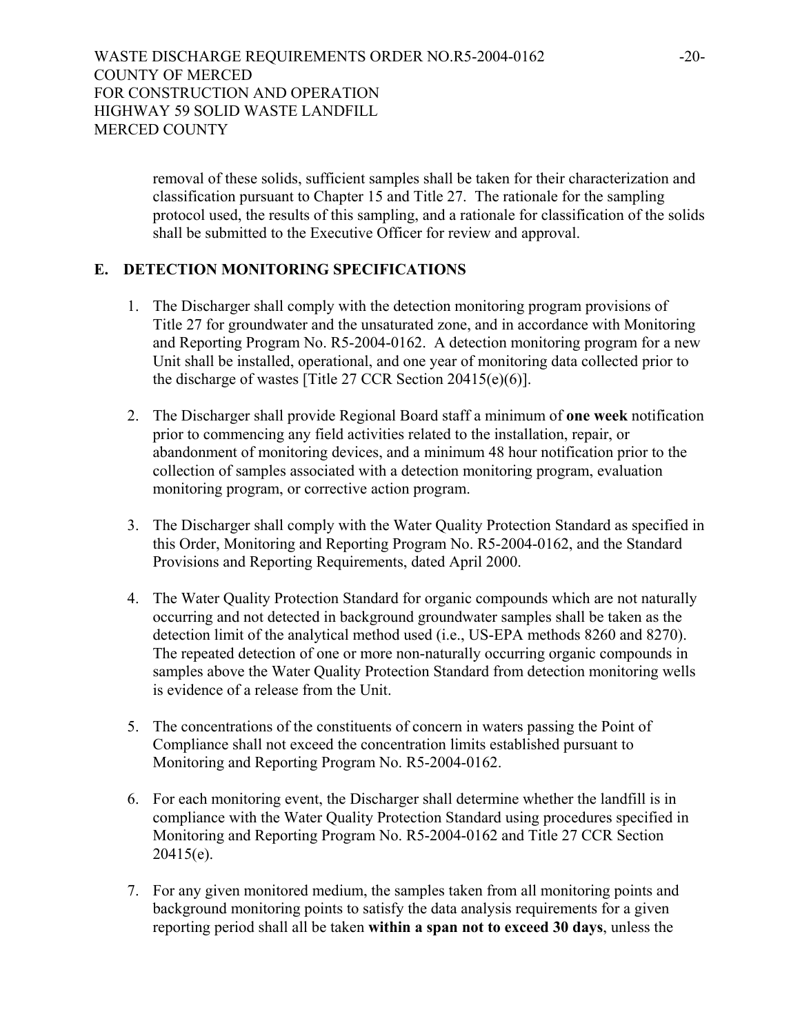removal of these solids, sufficient samples shall be taken for their characterization and classification pursuant to Chapter 15 and Title 27. The rationale for the sampling protocol used, the results of this sampling, and a rationale for classification of the solids shall be submitted to the Executive Officer for review and approval.

## E. DETECTION MONITORING SPECIFICATIONS

1. The Discharger shall comply with the detection monitoring program provisions of Title 27 for groundwater and the unsaturated zone, and in accordance with Monitoring and Reporting Program No. R5-2004-0162. A detection monitoring program for a new Unit shall be installed, operational, and one year of monitoring data collected prior to the discharge of wastes [Title 27 CCR Section 20415(e)(6)].

2. The Discharger shall provide Regional Board staff a minimum of **one week** notification prior to commencing any field activities related to the installation, repair, or abandonment of monitoring devices, and a minimum 48 hour notification prior to the collection of samples associated with a detection monitoring program, evaluation monitoring program, or corrective action program.

3. The Discharger shall comply with the Water Quality Protection Standard as specified in this Order, Monitoring and Reporting Program No. R5-2004-0162, and the Standard Provisions and Reporting Requirements, dated April 2000.

4. The Water Quality Protection Standard for organic compounds which are not naturally occurring and not detected in background groundwater samples shall be taken as the detection limit of the analytical method used (i.e., US-EPA methods 8260 and 8270). The repeated detection of one or more non-naturally occurring organic compounds in samples above the Water Quality Protection Standard from detection monitoring wells is evidence of a release from the Unit.

5. The concentrations of the constituents of concern in waters passing the Point of Compliance shall not exceed the concentration limits established pursuant to Monitoring and Reporting Program No. R5-2004-0162.

6. For each monitoring event, the Discharger shall determine whether the landfill is in compliance with the Water Quality Protection Standard using procedures specified in Monitoring and Reporting Program No. R5-2004-0162 and Title 27 CCR Section 20415(e).

7. For any given monitored medium, the samples taken from all monitoring points and background monitoring points to satisfy the data analysis requirements for a given reporting period shall all be taken **within a span not to exceed 30 days**, unless the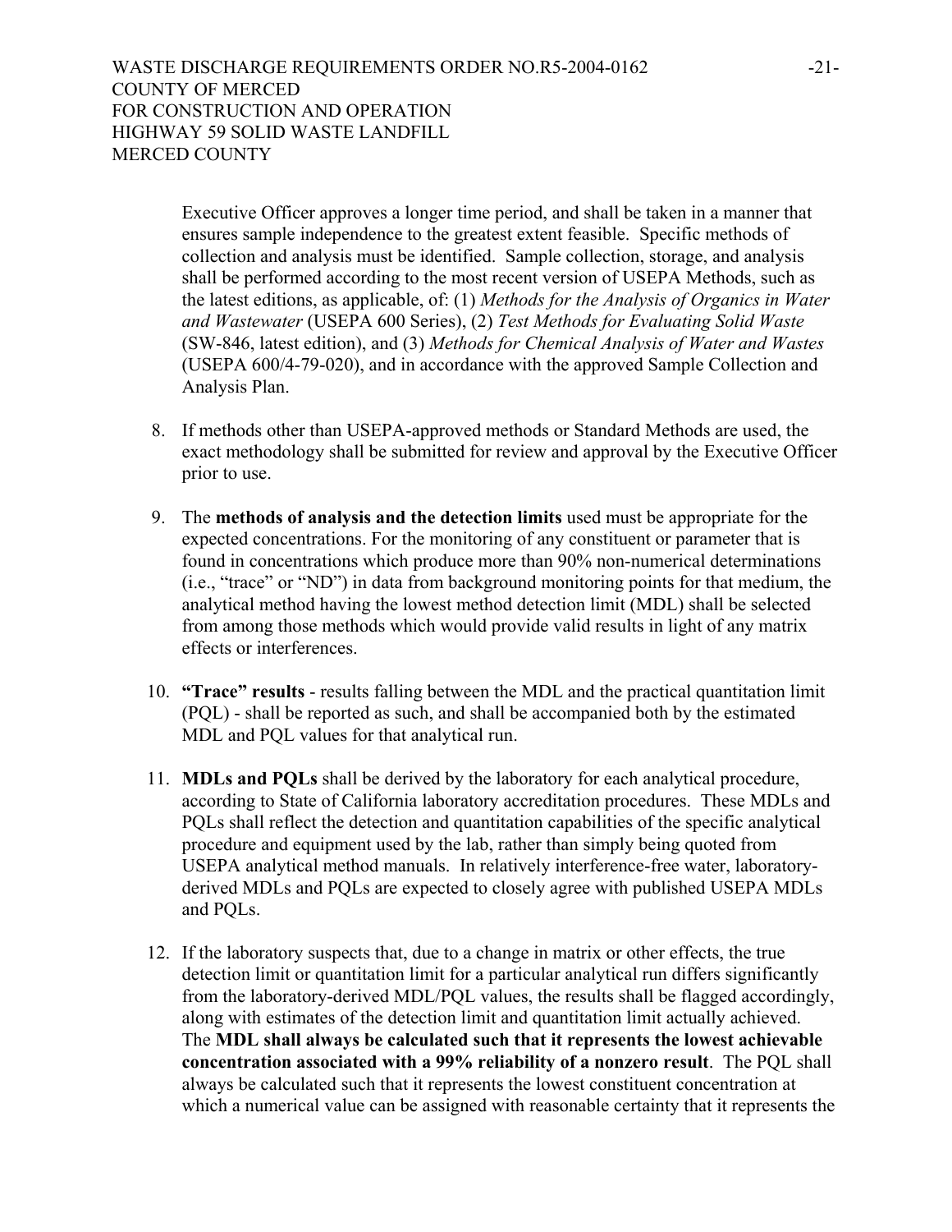Executive Officer approves a longer time period, and shall be taken in a manner that ensures sample independence to the greatest extent feasible. Specific methods of collection and analysis must be identified. Sample collection, storage, and analysis shall be performed according to the most recent version of USEPA Methods, such as the latest editions, as applicable, of: (1) *Methods for the Analysis of Organics in Water and Wastewater* (USEPA 600 Series), (2) *Test Methods for Evaluating Solid Waste* (SW-846, latest edition), and (3) *Methods for Chemical Analysis of Water and Wastes* (USEPA 600/4-79-020), and in accordance with the approved Sample Collection and Analysis Plan.

8. If methods other than USEPA-approved methods or Standard Methods are used, the exact methodology shall be submitted for review and approval by the Executive Officer prior to use.

9. The **methods of analysis and the detection limits** used must be appropriate for the expected concentrations. For the monitoring of any constituent or parameter that is found in concentrations which produce more than 90% non-numerical determinations (i.e., "trace" or "ND") in data from background monitoring points for that medium, the analytical method having the lowest method detection limit (MDL) shall be selected from among those methods which would provide valid results in light of any matrix effects or interferences.

10. **"Trace" results** - results falling between the MDL and the practical quantitation limit (PQL) - shall be reported as such, and shall be accompanied both by the estimated MDL and PQL values for that analytical run.

11. **MDLs and PQLs** shall be derived by the laboratory for each analytical procedure, according to State of California laboratory accreditation procedures. These MDLs and PQLs shall reflect the detection and quantitation capabilities of the specific analytical procedure and equipment used by the lab, rather than simply being quoted from USEPA analytical method manuals. In relatively interference-free water, laboratory-derived MDLs and PQLs are expected to closely agree with published USEPA MDLs and PQLs.

12. If the laboratory suspects that, due to a change in matrix or other effects, the true detection limit or quantitation limit for a particular analytical run differs significantly from the laboratory-derived MDL/PQL values, the results shall be flagged accordingly, along with estimates of the detection limit and quantitation limit actually achieved. The **MDL shall always be calculated such that it represents the lowest achievable concentration associated with a 99% reliability of a nonzero result**. The PQL shall always be calculated such that it represents the lowest constituent concentration at which a numerical value can be assigned with reasonable certainty that it represents the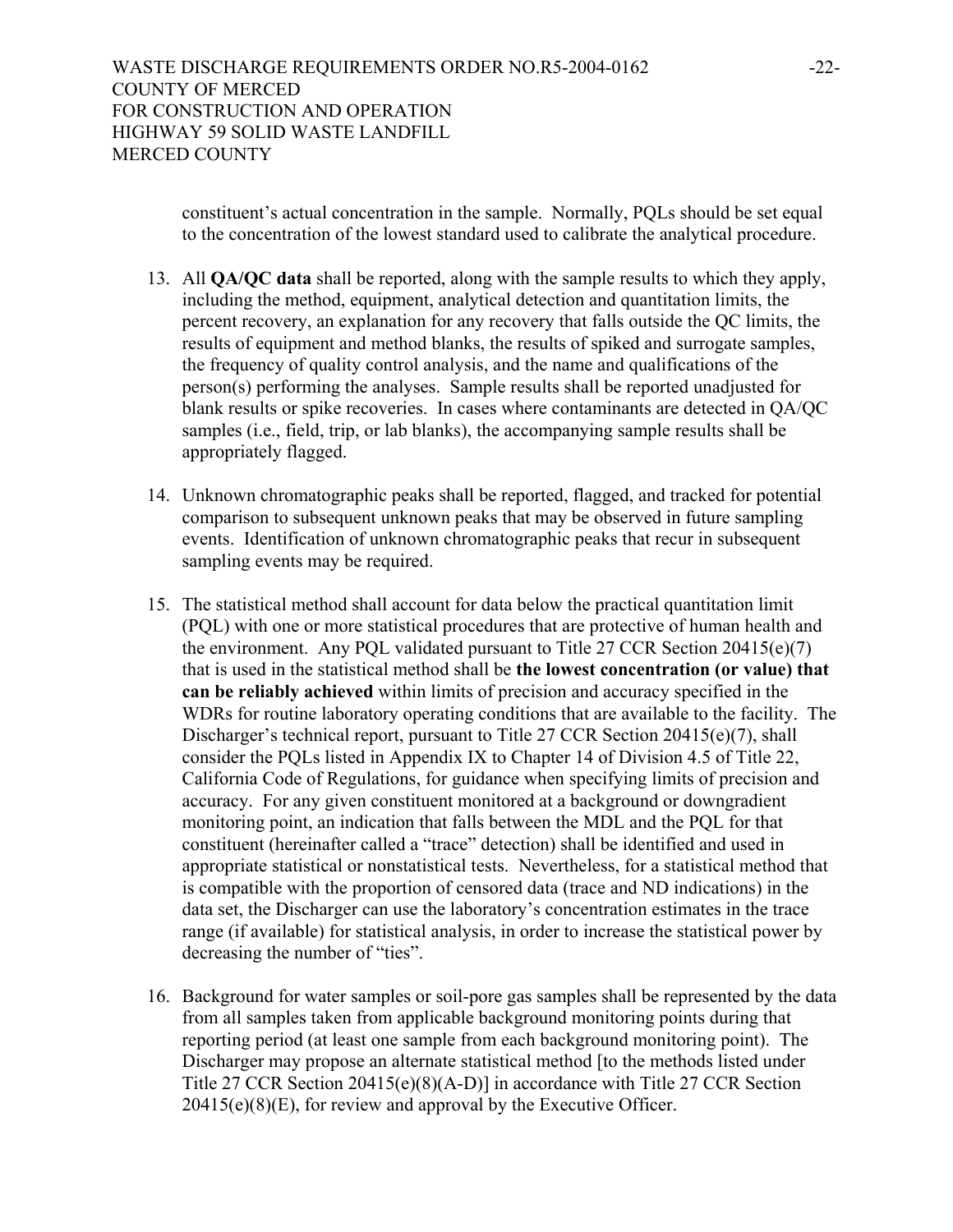constituent's actual concentration in the sample. Normally, PQLs should be set equal to the concentration of the lowest standard used to calibrate the analytical procedure.

13. All **QA/QC data** shall be reported, along with the sample results to which they apply, including the method, equipment, analytical detection and quantitation limits, the percent recovery, an explanation for any recovery that falls outside the QC limits, the results of equipment and method blanks, the results of spiked and surrogate samples, the frequency of quality control analysis, and the name and qualifications of the person(s) performing the analyses. Sample results shall be reported unadjusted for blank results or spike recoveries. In cases where contaminants are detected in QA/QC samples (i.e., field, trip, or lab blanks), the accompanying sample results shall be appropriately flagged.

14. Unknown chromatographic peaks shall be reported, flagged, and tracked for potential comparison to subsequent unknown peaks that may be observed in future sampling events. Identification of unknown chromatographic peaks that recur in subsequent sampling events may be required.

15. The statistical method shall account for data below the practical quantitation limit (PQL) with one or more statistical procedures that are protective of human health and the environment. Any PQL validated pursuant to Title 27 CCR Section 20415(e)(7) that is used in the statistical method shall be **the lowest concentration (or value) that can be reliably achieved** within limits of precision and accuracy specified in the WDRs for routine laboratory operating conditions that are available to the facility. The Discharger's technical report, pursuant to Title 27 CCR Section 20415(e)(7), shall consider the PQLs listed in Appendix IX to Chapter 14 of Division 4.5 of Title 22, California Code of Regulations, for guidance when specifying limits of precision and accuracy. For any given constituent monitored at a background or downgradient monitoring point, an indication that falls between the MDL and the PQL for that constituent (hereinafter called a "trace" detection) shall be identified and used in appropriate statistical or nonstatistical tests. Nevertheless, for a statistical method that is compatible with the proportion of censored data (trace and ND indications) in the data set, the Discharger can use the laboratory's concentration estimates in the trace range (if available) for statistical analysis, in order to increase the statistical power by decreasing the number of "ties".

16. Background for water samples or soil-pore gas samples shall be represented by the data from all samples taken from applicable background monitoring points during that reporting period (at least one sample from each background monitoring point). The Discharger may propose an alternate statistical method [to the methods listed under Title 27 CCR Section 20415(e)(8)(A-D)] in accordance with Title 27 CCR Section 20415(e)(8)(E), for review and approval by the Executive Officer.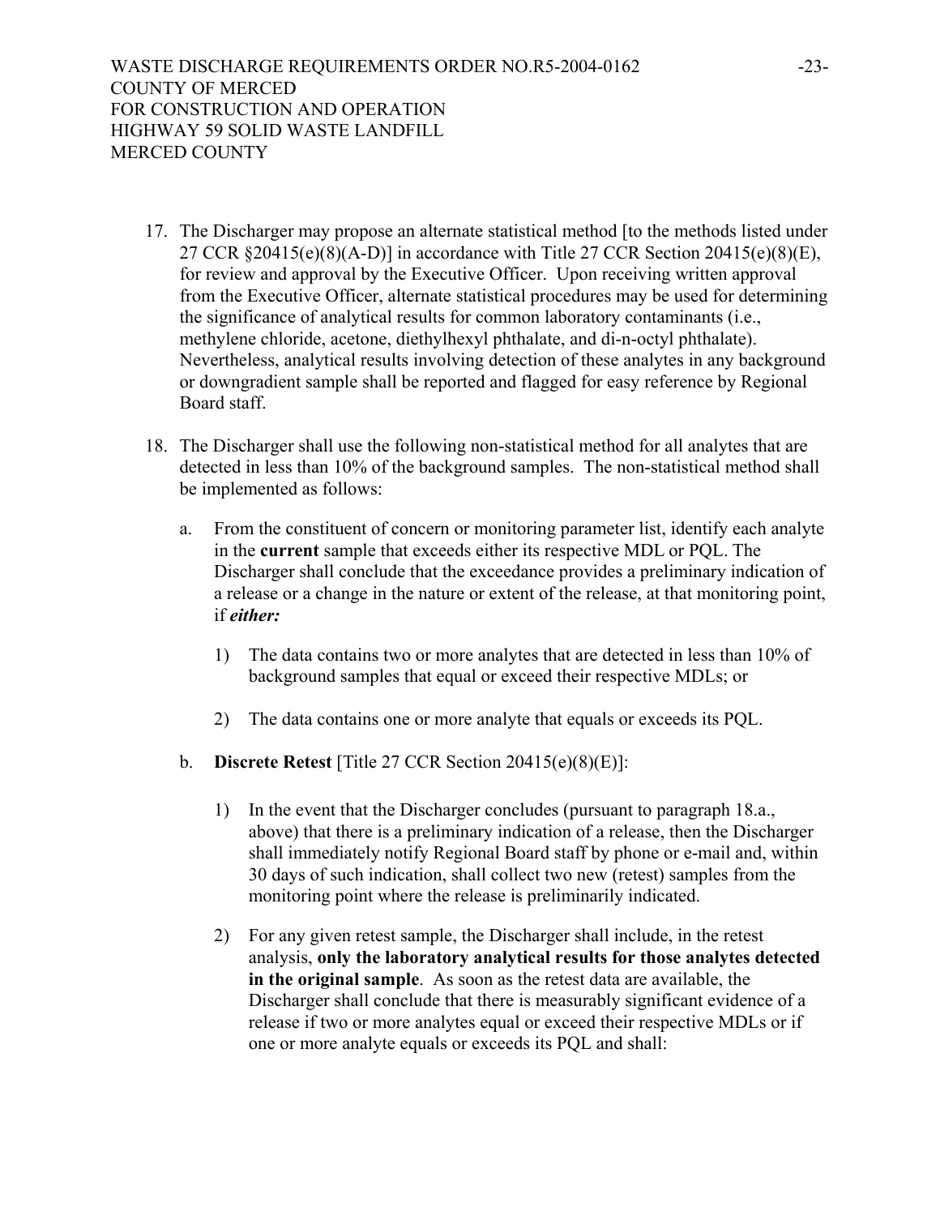17. The Discharger may propose an alternate statistical method [to the methods listed under 27 CCR §20415(e)(8)(A-D)] in accordance with Title 27 CCR Section 20415(e)(8)(E), for review and approval by the Executive Officer. Upon receiving written approval from the Executive Officer, alternate statistical procedures may be used for determining the significance of analytical results for common laboratory contaminants (i.e., methylene chloride, acetone, diethylhexyl phthalate, and di-n-octyl phthalate). Nevertheless, analytical results involving detection of these analytes in any background or downgradient sample shall be reported and flagged for easy reference by Regional Board staff.

18. The Discharger shall use the following non-statistical method for all analytes that are detected in less than 10% of the background samples. The non-statistical method shall be implemented as follows:

    a. From the constituent of concern or monitoring parameter list, identify each analyte in the **current** sample that exceeds either its respective MDL or PQL. The Discharger shall conclude that the exceedance provides a preliminary indication of a release or a change in the nature or extent of the release, at that monitoring point, if ***either:***

        1) The data contains two or more analytes that are detected in less than 10% of background samples that equal or exceed their respective MDLs; or

        2) The data contains one or more analyte that equals or exceeds its PQL.

    b. **Discrete Retest** [Title 27 CCR Section 20415(e)(8)(E)]:

        1) In the event that the Discharger concludes (pursuant to paragraph 18.a., above) that there is a preliminary indication of a release, then the Discharger shall immediately notify Regional Board staff by phone or e-mail and, within 30 days of such indication, shall collect two new (retest) samples from the monitoring point where the release is preliminarily indicated.

        2) For any given retest sample, the Discharger shall include, in the retest analysis, **only the laboratory analytical results for those analytes detected in the original sample**. As soon as the retest data are available, the Discharger shall conclude that there is measurably significant evidence of a release if two or more analytes equal or exceed their respective MDLs or if one or more analyte equals or exceeds its PQL and shall: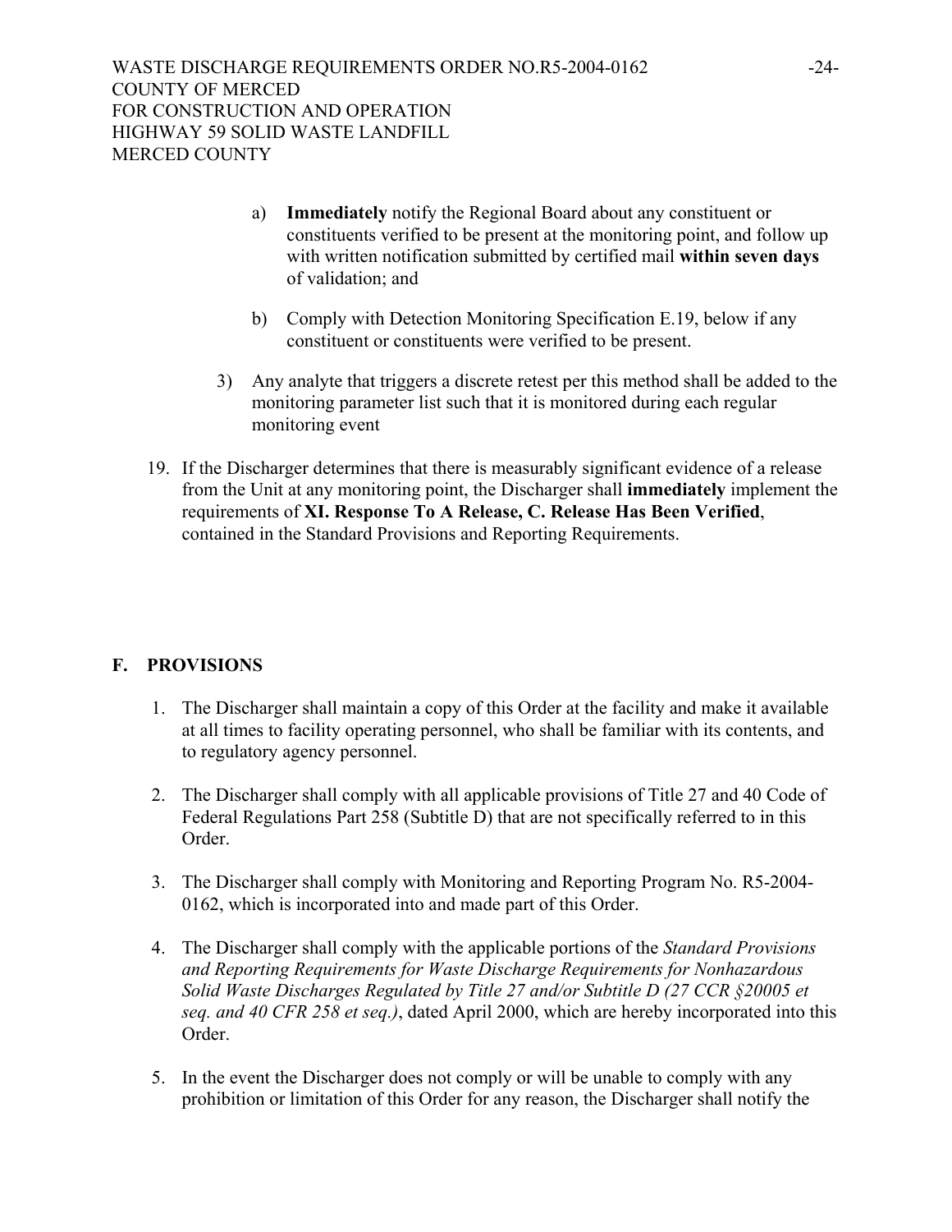a) **Immediately** notify the Regional Board about any constituent or constituents verified to be present at the monitoring point, and follow up with written notification submitted by certified mail **within seven days** of validation; and

b) Comply with Detection Monitoring Specification E.19, below if any constituent or constituents were verified to be present.

3) Any analyte that triggers a discrete retest per this method shall be added to the monitoring parameter list such that it is monitored during each regular monitoring event

19. If the Discharger determines that there is measurably significant evidence of a release from the Unit at any monitoring point, the Discharger shall **immediately** implement the requirements of **XI. Response To A Release, C. Release Has Been Verified**, contained in the Standard Provisions and Reporting Requirements.

## F. PROVISIONS

1. The Discharger shall maintain a copy of this Order at the facility and make it available at all times to facility operating personnel, who shall be familiar with its contents, and to regulatory agency personnel.

2. The Discharger shall comply with all applicable provisions of Title 27 and 40 Code of Federal Regulations Part 258 (Subtitle D) that are not specifically referred to in this Order.

3. The Discharger shall comply with Monitoring and Reporting Program No. R5-2004-0162, which is incorporated into and made part of this Order.

4. The Discharger shall comply with the applicable portions of the *Standard Provisions and Reporting Requirements for Waste Discharge Requirements for Nonhazardous Solid Waste Discharges Regulated by Title 27 and/or Subtitle D (27 CCR §20005 et seq. and 40 CFR 258 et seq.)*, dated April 2000, which are hereby incorporated into this Order.

5. In the event the Discharger does not comply or will be unable to comply with any prohibition or limitation of this Order for any reason, the Discharger shall notify the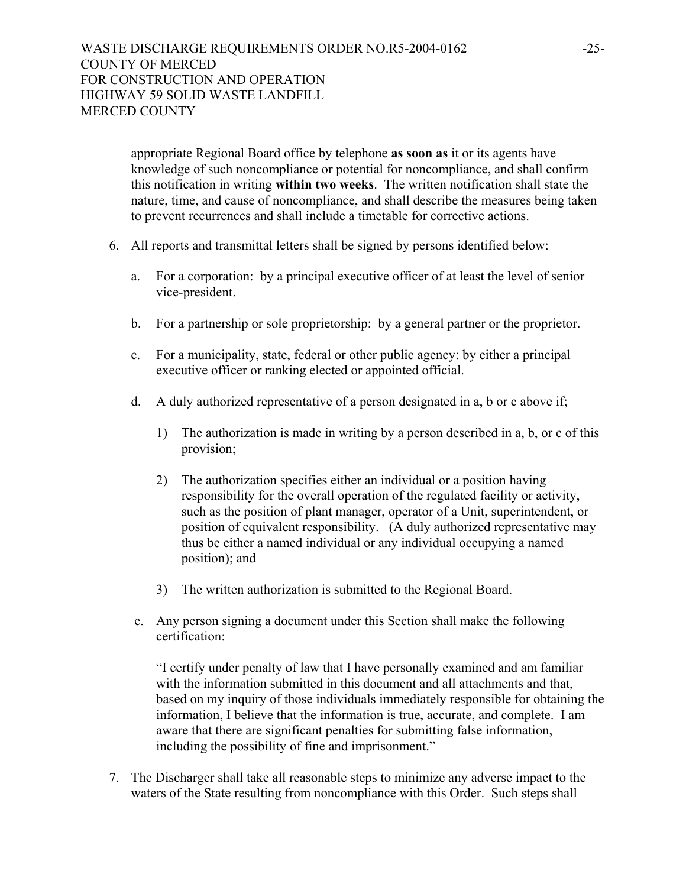appropriate Regional Board office by telephone **as soon as** it or its agents have knowledge of such noncompliance or potential for noncompliance, and shall confirm this notification in writing **within two weeks**. The written notification shall state the nature, time, and cause of noncompliance, and shall describe the measures being taken to prevent recurrences and shall include a timetable for corrective actions.

6. All reports and transmittal letters shall be signed by persons identified below:

   a. For a corporation: by a principal executive officer of at least the level of senior vice-president.

   b. For a partnership or sole proprietorship: by a general partner or the proprietor.

   c. For a municipality, state, federal or other public agency: by either a principal executive officer or ranking elected or appointed official.

   d. A duly authorized representative of a person designated in a, b or c above if;

      1) The authorization is made in writing by a person described in a, b, or c of this provision;

      2) The authorization specifies either an individual or a position having responsibility for the overall operation of the regulated facility or activity, such as the position of plant manager, operator of a Unit, superintendent, or position of equivalent responsibility. (A duly authorized representative may thus be either a named individual or any individual occupying a named position); and

      3) The written authorization is submitted to the Regional Board.

   e. Any person signing a document under this Section shall make the following certification:

      "I certify under penalty of law that I have personally examined and am familiar with the information submitted in this document and all attachments and that, based on my inquiry of those individuals immediately responsible for obtaining the information, I believe that the information is true, accurate, and complete. I am aware that there are significant penalties for submitting false information, including the possibility of fine and imprisonment."

7. The Discharger shall take all reasonable steps to minimize any adverse impact to the waters of the State resulting from noncompliance with this Order. Such steps shall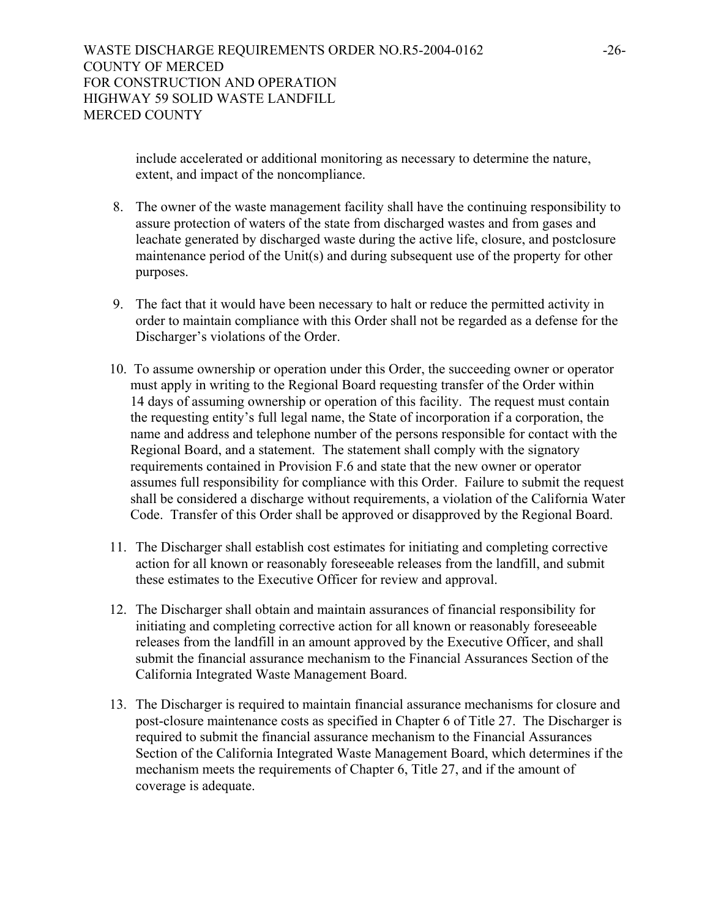include accelerated or additional monitoring as necessary to determine the nature, extent, and impact of the noncompliance.

8. The owner of the waste management facility shall have the continuing responsibility to assure protection of waters of the state from discharged wastes and from gases and leachate generated by discharged waste during the active life, closure, and postclosure maintenance period of the Unit(s) and during subsequent use of the property for other purposes.

9. The fact that it would have been necessary to halt or reduce the permitted activity in order to maintain compliance with this Order shall not be regarded as a defense for the Discharger's violations of the Order.

10. To assume ownership or operation under this Order, the succeeding owner or operator must apply in writing to the Regional Board requesting transfer of the Order within 14 days of assuming ownership or operation of this facility. The request must contain the requesting entity's full legal name, the State of incorporation if a corporation, the name and address and telephone number of the persons responsible for contact with the Regional Board, and a statement. The statement shall comply with the signatory requirements contained in Provision F.6 and state that the new owner or operator assumes full responsibility for compliance with this Order. Failure to submit the request shall be considered a discharge without requirements, a violation of the California Water Code. Transfer of this Order shall be approved or disapproved by the Regional Board.

11. The Discharger shall establish cost estimates for initiating and completing corrective action for all known or reasonably foreseeable releases from the landfill, and submit these estimates to the Executive Officer for review and approval.

12. The Discharger shall obtain and maintain assurances of financial responsibility for initiating and completing corrective action for all known or reasonably foreseeable releases from the landfill in an amount approved by the Executive Officer, and shall submit the financial assurance mechanism to the Financial Assurances Section of the California Integrated Waste Management Board.

13. The Discharger is required to maintain financial assurance mechanisms for closure and post-closure maintenance costs as specified in Chapter 6 of Title 27. The Discharger is required to submit the financial assurance mechanism to the Financial Assurances Section of the California Integrated Waste Management Board, which determines if the mechanism meets the requirements of Chapter 6, Title 27, and if the amount of coverage is adequate.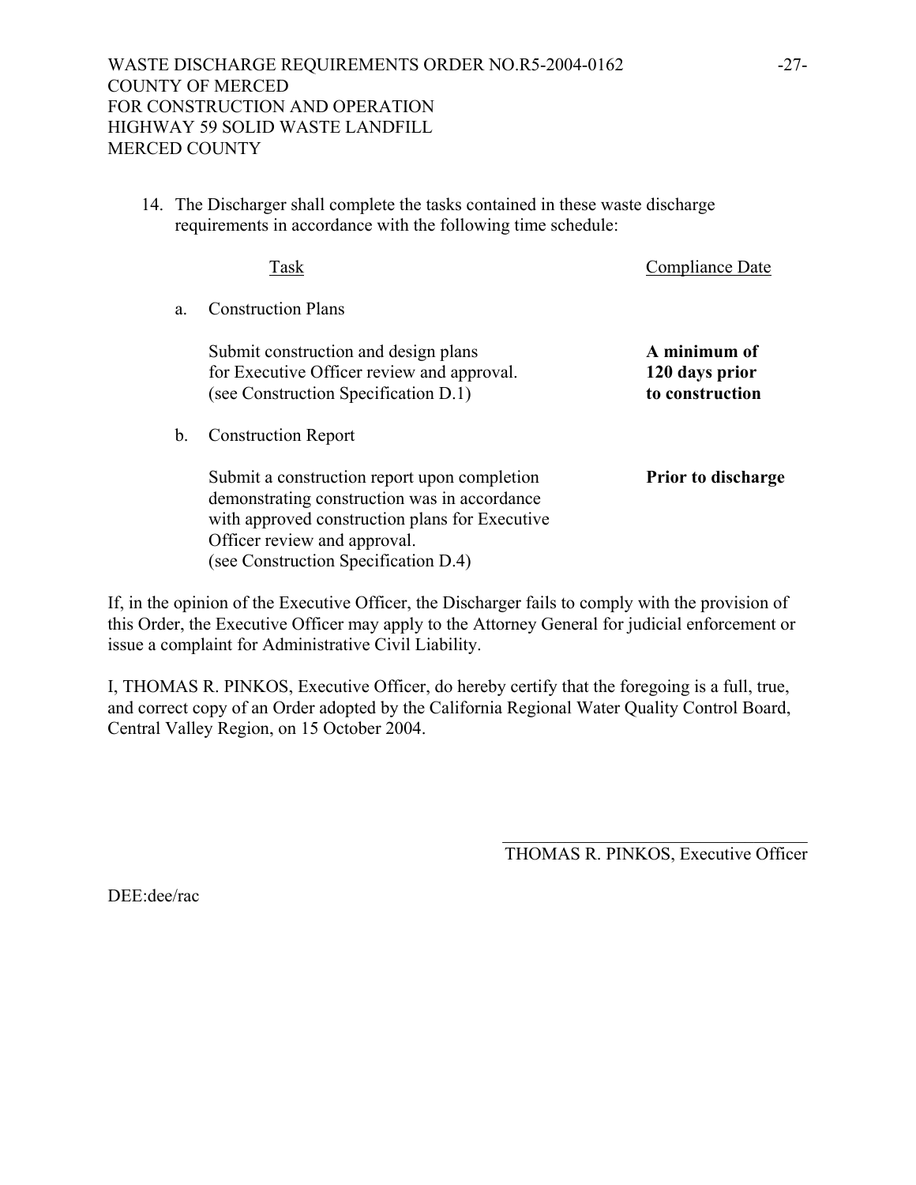14. The Discharger shall complete the tasks contained in these waste discharge requirements in accordance with the following time schedule:

| Task | Compliance Date |
|---|---|
| a. Construction Plans | |
| Submit construction and design plans for Executive Officer review and approval. (see Construction Specification D.1) | **A minimum of 120 days prior to construction** |
| b. Construction Report | |
| Submit a construction report upon completion demonstrating construction was in accordance with approved construction plans for Executive Officer review and approval. (see Construction Specification D.4) | **Prior to discharge** |

If, in the opinion of the Executive Officer, the Discharger fails to comply with the provision of this Order, the Executive Officer may apply to the Attorney General for judicial enforcement or issue a complaint for Administrative Civil Liability.

I, THOMAS R. PINKOS, Executive Officer, do hereby certify that the foregoing is a full, true, and correct copy of an Order adopted by the California Regional Water Quality Control Board, Central Valley Region, on 15 October 2004.

\_\_\_\_\_\_\_\_\_\_\_\_\_\_\_\_\_\_\_\_\_\_\_\_\_\_\_\_\_\_\_\_\_\_\_

THOMAS R. PINKOS, Executive Officer

DEE:dee/rac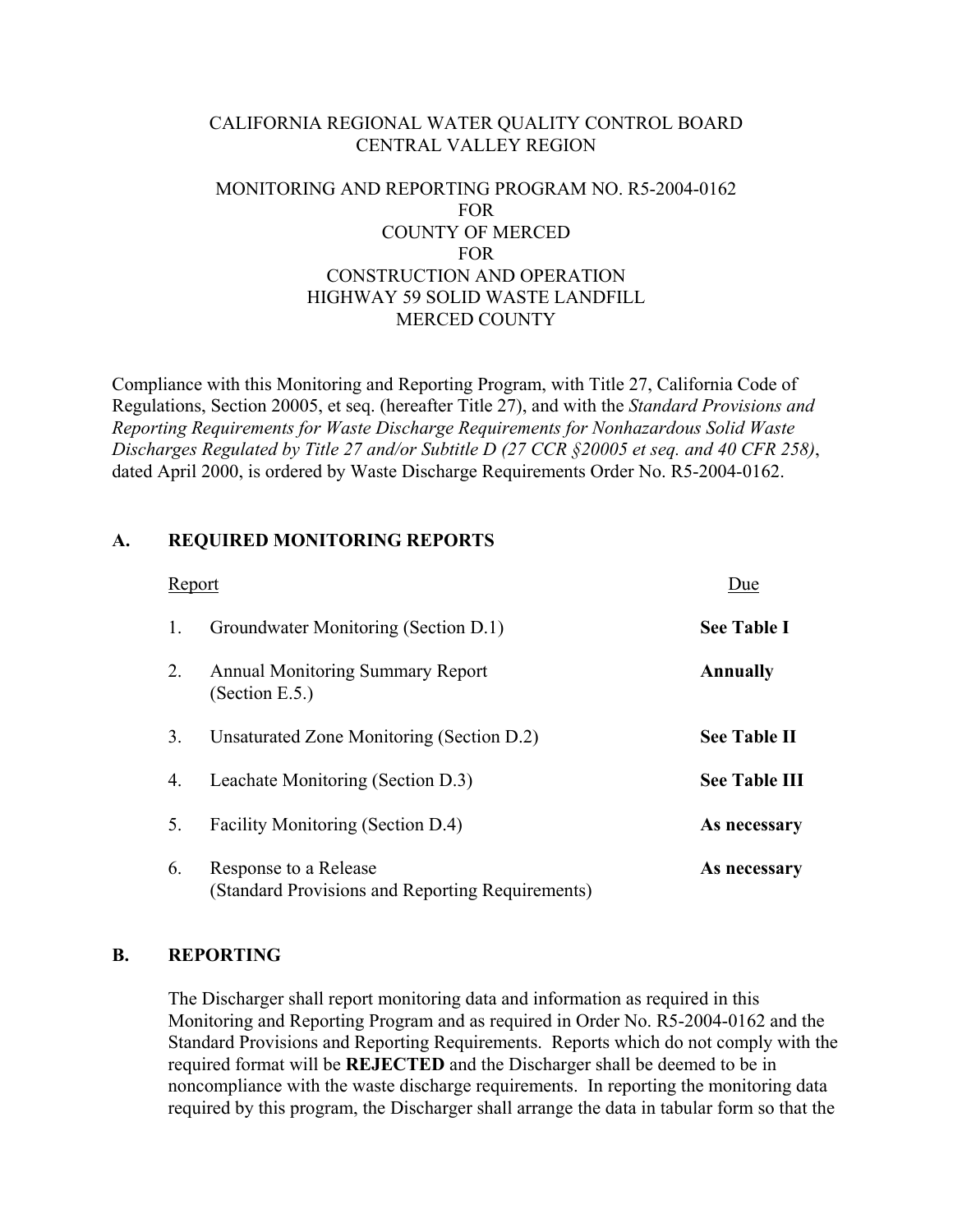CALIFORNIA REGIONAL WATER QUALITY CONTROL BOARD
CENTRAL VALLEY REGION

MONITORING AND REPORTING PROGRAM NO. R5-2004-0162
FOR
COUNTY OF MERCED
FOR
CONSTRUCTION AND OPERATION
HIGHWAY 59 SOLID WASTE LANDFILL
MERCED COUNTY

Compliance with this Monitoring and Reporting Program, with Title 27, California Code of Regulations, Section 20005, et seq. (hereafter Title 27), and with the *Standard Provisions and Reporting Requirements for Waste Discharge Requirements for Nonhazardous Solid Waste Discharges Regulated by Title 27 and/or Subtitle D (27 CCR §20005 et seq. and 40 CFR 258)*, dated April 2000, is ordered by Waste Discharge Requirements Order No. R5-2004-0162.

## A. REQUIRED MONITORING REPORTS

| | Report | Due |
|---|---|---|
| 1. | Groundwater Monitoring (Section D.1) | **See Table I** |
| 2. | Annual Monitoring Summary Report (Section E.5.) | **Annually** |
| 3. | Unsaturated Zone Monitoring (Section D.2) | **See Table II** |
| 4. | Leachate Monitoring (Section D.3) | **See Table III** |
| 5. | Facility Monitoring (Section D.4) | **As necessary** |
| 6. | Response to a Release (Standard Provisions and Reporting Requirements) | **As necessary** |

## B. REPORTING

The Discharger shall report monitoring data and information as required in this Monitoring and Reporting Program and as required in Order No. R5-2004-0162 and the Standard Provisions and Reporting Requirements. Reports which do not comply with the required format will be **REJECTED** and the Discharger shall be deemed to be in noncompliance with the waste discharge requirements. In reporting the monitoring data required by this program, the Discharger shall arrange the data in tabular form so that the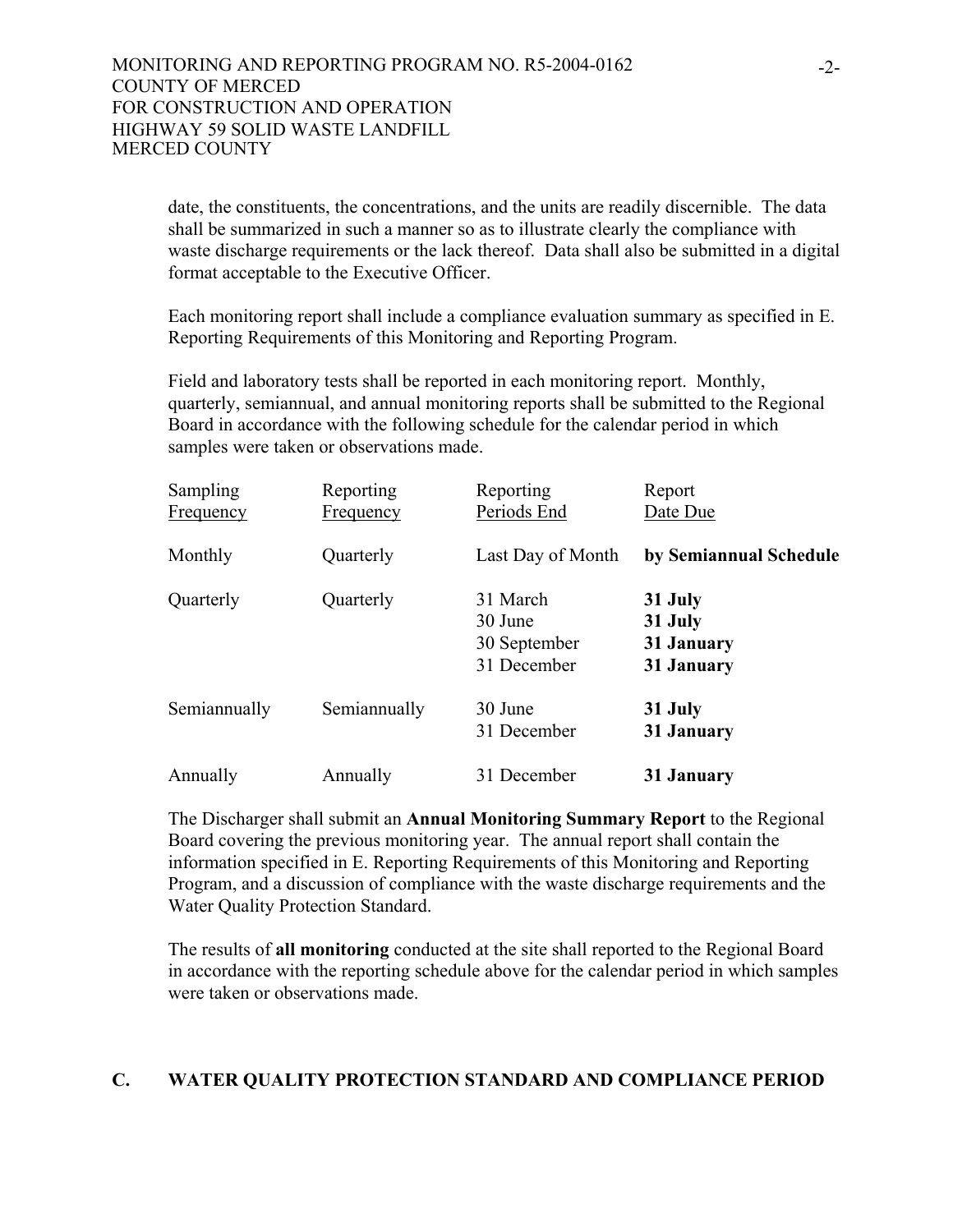date, the constituents, the concentrations, and the units are readily discernible. The data shall be summarized in such a manner so as to illustrate clearly the compliance with waste discharge requirements or the lack thereof. Data shall also be submitted in a digital format acceptable to the Executive Officer.

Each monitoring report shall include a compliance evaluation summary as specified in E. Reporting Requirements of this Monitoring and Reporting Program.

Field and laboratory tests shall be reported in each monitoring report. Monthly, quarterly, semiannual, and annual monitoring reports shall be submitted to the Regional Board in accordance with the following schedule for the calendar period in which samples were taken or observations made.

| Sampling Frequency | Reporting Frequency | Reporting Periods End | Report Date Due |
|---|---|---|---|
| Monthly | Quarterly | Last Day of Month | **by Semiannual Schedule** |
| Quarterly | Quarterly | 31 March<br>30 June<br>30 September<br>31 December | **31 July**<br>**31 July**<br>**31 January**<br>**31 January** |
| Semiannually | Semiannually | 30 June<br>31 December | **31 July**<br>**31 January** |
| Annually | Annually | 31 December | **31 January** |

The Discharger shall submit an **Annual Monitoring Summary Report** to the Regional Board covering the previous monitoring year. The annual report shall contain the information specified in E. Reporting Requirements of this Monitoring and Reporting Program, and a discussion of compliance with the waste discharge requirements and the Water Quality Protection Standard.

The results of **all monitoring** conducted at the site shall reported to the Regional Board in accordance with the reporting schedule above for the calendar period in which samples were taken or observations made.

## C. WATER QUALITY PROTECTION STANDARD AND COMPLIANCE PERIOD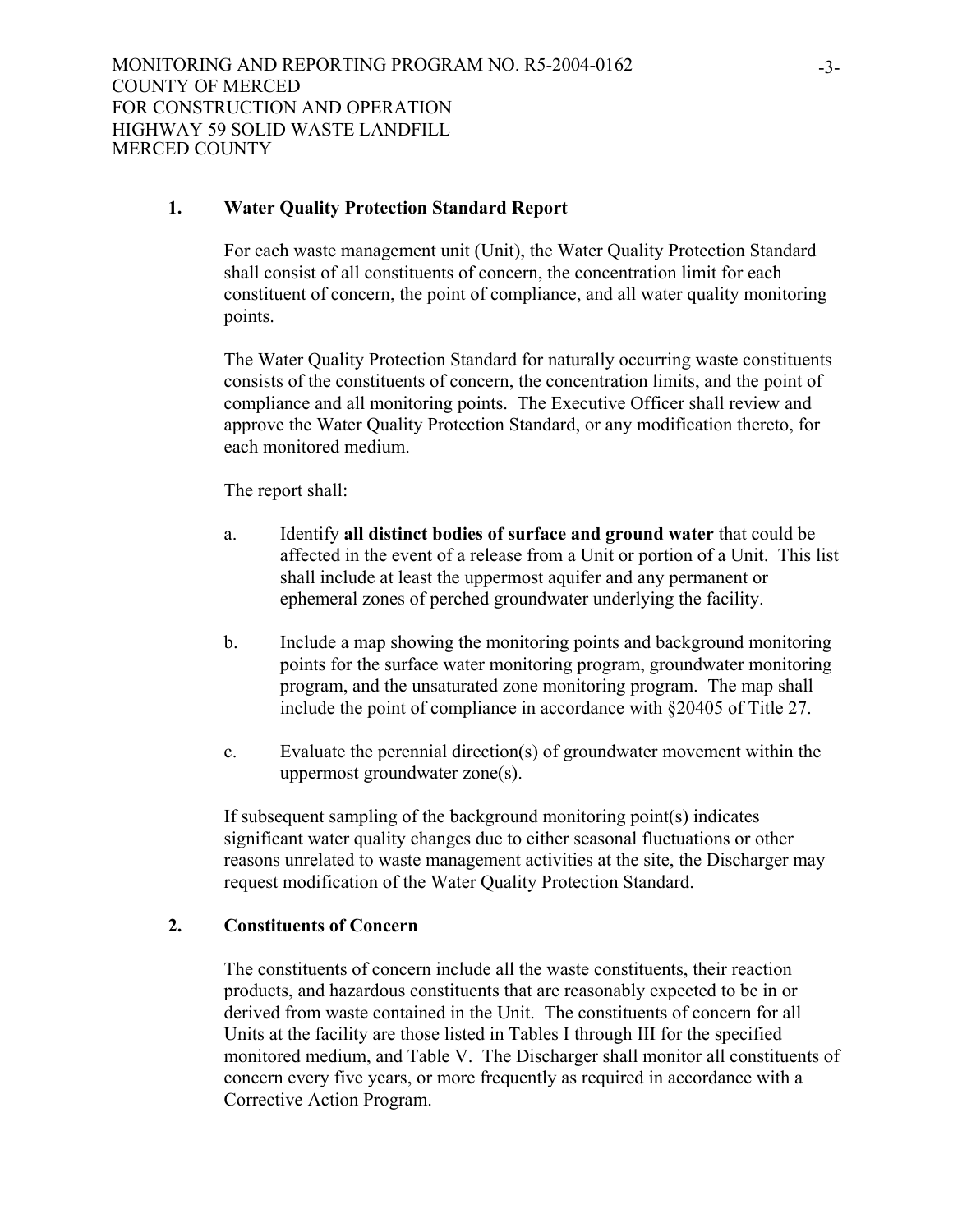### 1. Water Quality Protection Standard Report

For each waste management unit (Unit), the Water Quality Protection Standard shall consist of all constituents of concern, the concentration limit for each constituent of concern, the point of compliance, and all water quality monitoring points.

The Water Quality Protection Standard for naturally occurring waste constituents consists of the constituents of concern, the concentration limits, and the point of compliance and all monitoring points. The Executive Officer shall review and approve the Water Quality Protection Standard, or any modification thereto, for each monitored medium.

The report shall:

a. Identify **all distinct bodies of surface and ground water** that could be affected in the event of a release from a Unit or portion of a Unit. This list shall include at least the uppermost aquifer and any permanent or ephemeral zones of perched groundwater underlying the facility.

b. Include a map showing the monitoring points and background monitoring points for the surface water monitoring program, groundwater monitoring program, and the unsaturated zone monitoring program. The map shall include the point of compliance in accordance with §20405 of Title 27.

c. Evaluate the perennial direction(s) of groundwater movement within the uppermost groundwater zone(s).

If subsequent sampling of the background monitoring point(s) indicates significant water quality changes due to either seasonal fluctuations or other reasons unrelated to waste management activities at the site, the Discharger may request modification of the Water Quality Protection Standard.

### 2. Constituents of Concern

The constituents of concern include all the waste constituents, their reaction products, and hazardous constituents that are reasonably expected to be in or derived from waste contained in the Unit. The constituents of concern for all Units at the facility are those listed in Tables I through III for the specified monitored medium, and Table V. The Discharger shall monitor all constituents of concern every five years, or more frequently as required in accordance with a Corrective Action Program.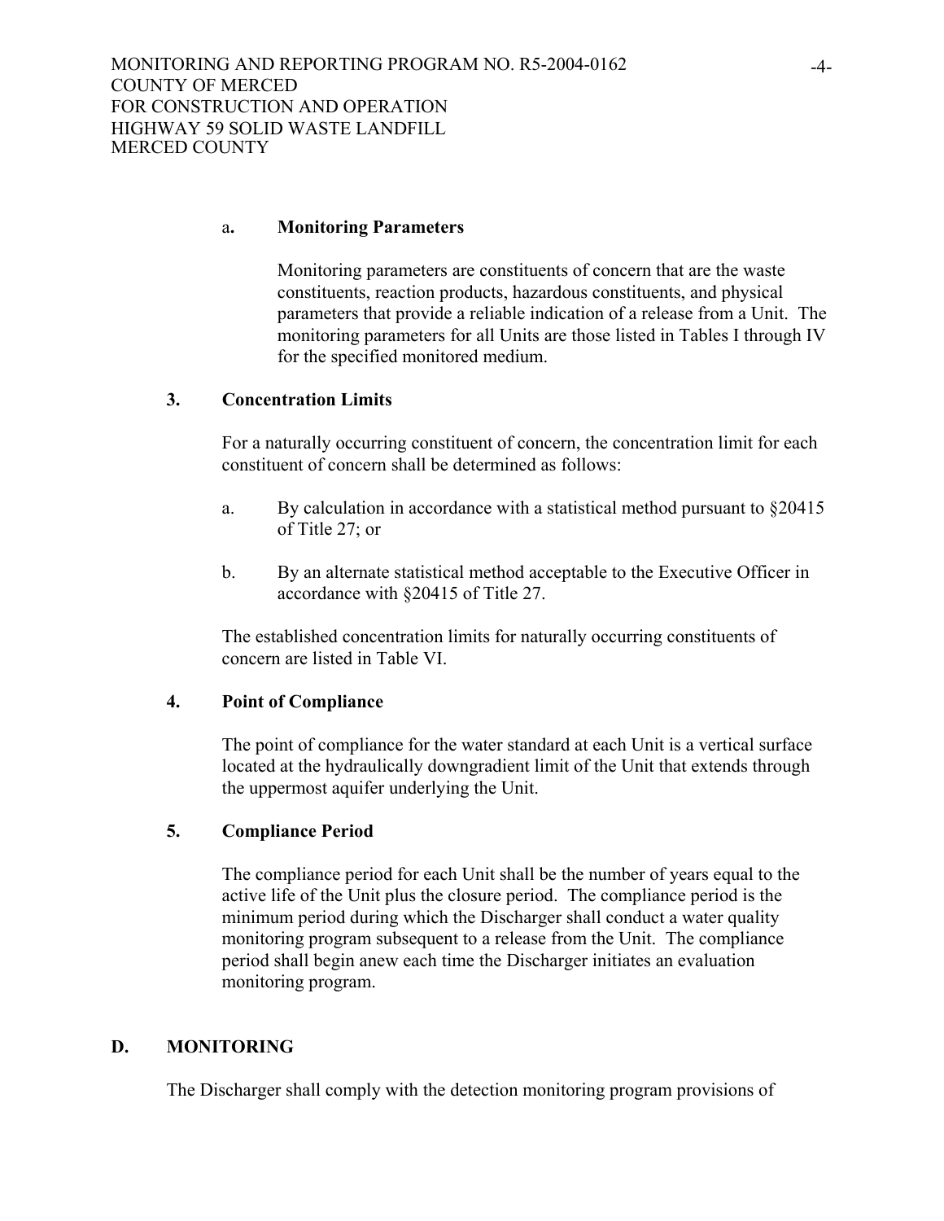a**. Monitoring Parameters**

Monitoring parameters are constituents of concern that are the waste constituents, reaction products, hazardous constituents, and physical parameters that provide a reliable indication of a release from a Unit. The monitoring parameters for all Units are those listed in Tables I through IV for the specified monitored medium.

**3. Concentration Limits**

For a naturally occurring constituent of concern, the concentration limit for each constituent of concern shall be determined as follows:

a. By calculation in accordance with a statistical method pursuant to §20415 of Title 27; or

b. By an alternate statistical method acceptable to the Executive Officer in accordance with §20415 of Title 27.

The established concentration limits for naturally occurring constituents of concern are listed in Table VI.

**4. Point of Compliance**

The point of compliance for the water standard at each Unit is a vertical surface located at the hydraulically downgradient limit of the Unit that extends through the uppermost aquifer underlying the Unit.

**5. Compliance Period**

The compliance period for each Unit shall be the number of years equal to the active life of the Unit plus the closure period. The compliance period is the minimum period during which the Discharger shall conduct a water quality monitoring program subsequent to a release from the Unit. The compliance period shall begin anew each time the Discharger initiates an evaluation monitoring program.

## D. MONITORING

The Discharger shall comply with the detection monitoring program provisions of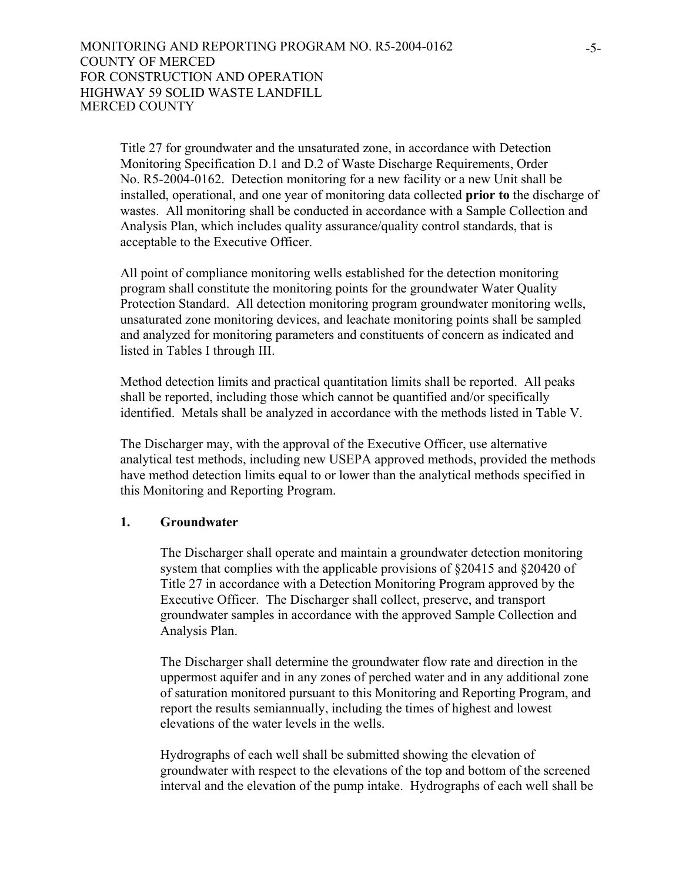Title 27 for groundwater and the unsaturated zone, in accordance with Detection Monitoring Specification D.1 and D.2 of Waste Discharge Requirements, Order No. R5-2004-0162. Detection monitoring for a new facility or a new Unit shall be installed, operational, and one year of monitoring data collected **prior to** the discharge of wastes. All monitoring shall be conducted in accordance with a Sample Collection and Analysis Plan, which includes quality assurance/quality control standards, that is acceptable to the Executive Officer.

All point of compliance monitoring wells established for the detection monitoring program shall constitute the monitoring points for the groundwater Water Quality Protection Standard. All detection monitoring program groundwater monitoring wells, unsaturated zone monitoring devices, and leachate monitoring points shall be sampled and analyzed for monitoring parameters and constituents of concern as indicated and listed in Tables I through III.

Method detection limits and practical quantitation limits shall be reported. All peaks shall be reported, including those which cannot be quantified and/or specifically identified. Metals shall be analyzed in accordance with the methods listed in Table V.

The Discharger may, with the approval of the Executive Officer, use alternative analytical test methods, including new USEPA approved methods, provided the methods have method detection limits equal to or lower than the analytical methods specified in this Monitoring and Reporting Program.

**1. Groundwater**

The Discharger shall operate and maintain a groundwater detection monitoring system that complies with the applicable provisions of §20415 and §20420 of Title 27 in accordance with a Detection Monitoring Program approved by the Executive Officer. The Discharger shall collect, preserve, and transport groundwater samples in accordance with the approved Sample Collection and Analysis Plan.

The Discharger shall determine the groundwater flow rate and direction in the uppermost aquifer and in any zones of perched water and in any additional zone of saturation monitored pursuant to this Monitoring and Reporting Program, and report the results semiannually, including the times of highest and lowest elevations of the water levels in the wells.

Hydrographs of each well shall be submitted showing the elevation of groundwater with respect to the elevations of the top and bottom of the screened interval and the elevation of the pump intake. Hydrographs of each well shall be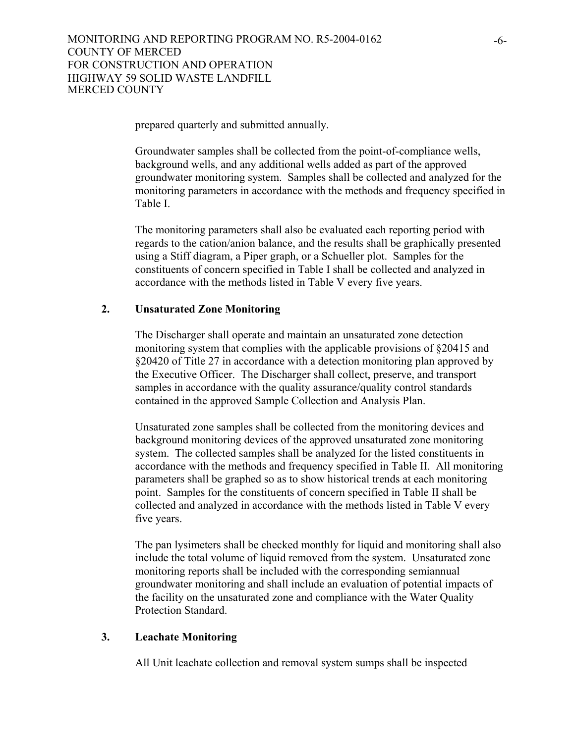prepared quarterly and submitted annually.

Groundwater samples shall be collected from the point-of-compliance wells, background wells, and any additional wells added as part of the approved groundwater monitoring system. Samples shall be collected and analyzed for the monitoring parameters in accordance with the methods and frequency specified in Table I.

The monitoring parameters shall also be evaluated each reporting period with regards to the cation/anion balance, and the results shall be graphically presented using a Stiff diagram, a Piper graph, or a Schueller plot. Samples for the constituents of concern specified in Table I shall be collected and analyzed in accordance with the methods listed in Table V every five years.

### 2. Unsaturated Zone Monitoring

The Discharger shall operate and maintain an unsaturated zone detection monitoring system that complies with the applicable provisions of §20415 and §20420 of Title 27 in accordance with a detection monitoring plan approved by the Executive Officer. The Discharger shall collect, preserve, and transport samples in accordance with the quality assurance/quality control standards contained in the approved Sample Collection and Analysis Plan.

Unsaturated zone samples shall be collected from the monitoring devices and background monitoring devices of the approved unsaturated zone monitoring system. The collected samples shall be analyzed for the listed constituents in accordance with the methods and frequency specified in Table II. All monitoring parameters shall be graphed so as to show historical trends at each monitoring point. Samples for the constituents of concern specified in Table II shall be collected and analyzed in accordance with the methods listed in Table V every five years.

The pan lysimeters shall be checked monthly for liquid and monitoring shall also include the total volume of liquid removed from the system. Unsaturated zone monitoring reports shall be included with the corresponding semiannual groundwater monitoring and shall include an evaluation of potential impacts of the facility on the unsaturated zone and compliance with the Water Quality Protection Standard.

### 3. Leachate Monitoring

All Unit leachate collection and removal system sumps shall be inspected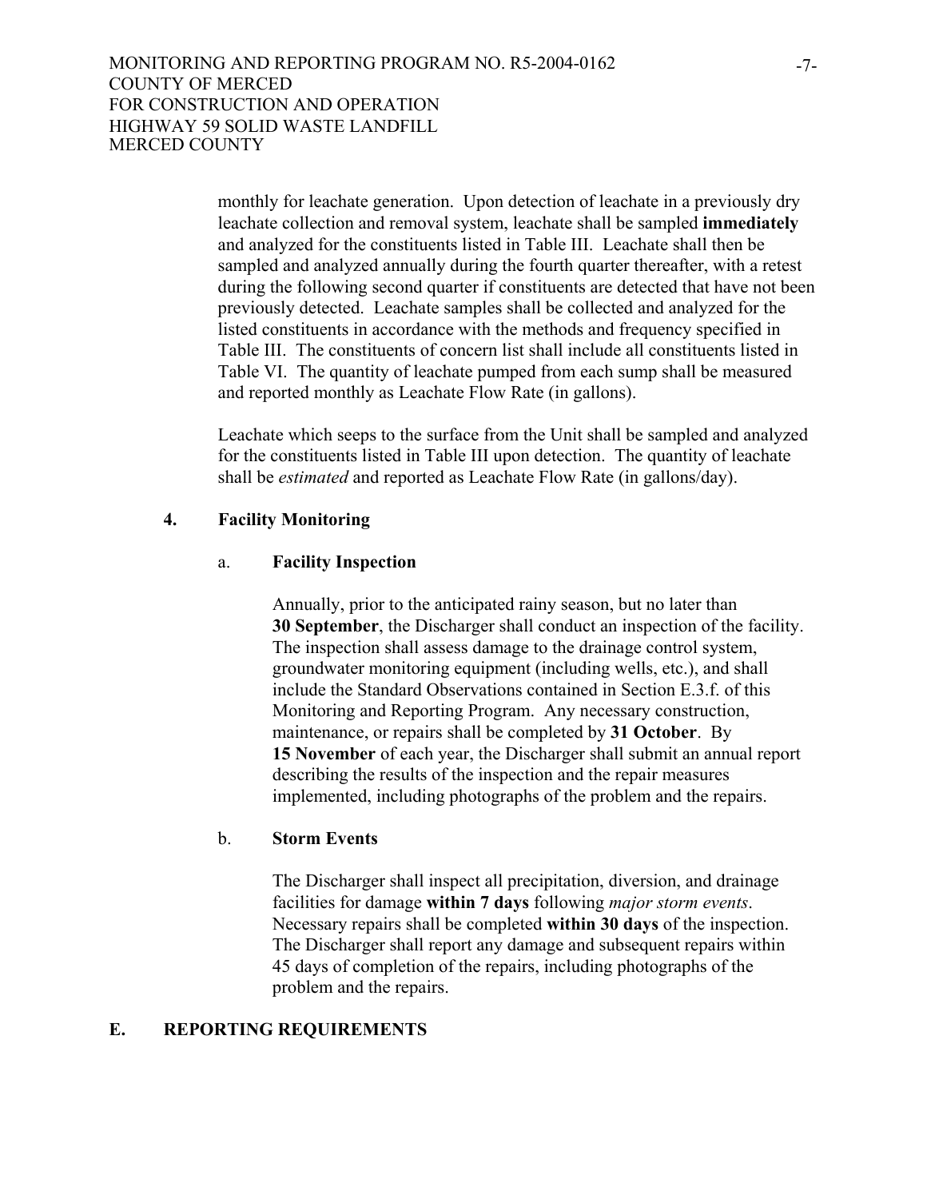monthly for leachate generation. Upon detection of leachate in a previously dry leachate collection and removal system, leachate shall be sampled **immediately** and analyzed for the constituents listed in Table III. Leachate shall then be sampled and analyzed annually during the fourth quarter thereafter, with a retest during the following second quarter if constituents are detected that have not been previously detected. Leachate samples shall be collected and analyzed for the listed constituents in accordance with the methods and frequency specified in Table III. The constituents of concern list shall include all constituents listed in Table VI. The quantity of leachate pumped from each sump shall be measured and reported monthly as Leachate Flow Rate (in gallons).

Leachate which seeps to the surface from the Unit shall be sampled and analyzed for the constituents listed in Table III upon detection. The quantity of leachate shall be *estimated* and reported as Leachate Flow Rate (in gallons/day).

### 4. Facility Monitoring

#### a. Facility Inspection

Annually, prior to the anticipated rainy season, but no later than **30 September**, the Discharger shall conduct an inspection of the facility. The inspection shall assess damage to the drainage control system, groundwater monitoring equipment (including wells, etc.), and shall include the Standard Observations contained in Section E.3.f. of this Monitoring and Reporting Program. Any necessary construction, maintenance, or repairs shall be completed by **31 October**. By **15 November** of each year, the Discharger shall submit an annual report describing the results of the inspection and the repair measures implemented, including photographs of the problem and the repairs.

#### b. Storm Events

The Discharger shall inspect all precipitation, diversion, and drainage facilities for damage **within 7 days** following *major storm events*. Necessary repairs shall be completed **within 30 days** of the inspection. The Discharger shall report any damage and subsequent repairs within 45 days of completion of the repairs, including photographs of the problem and the repairs.

## E. REPORTING REQUIREMENTS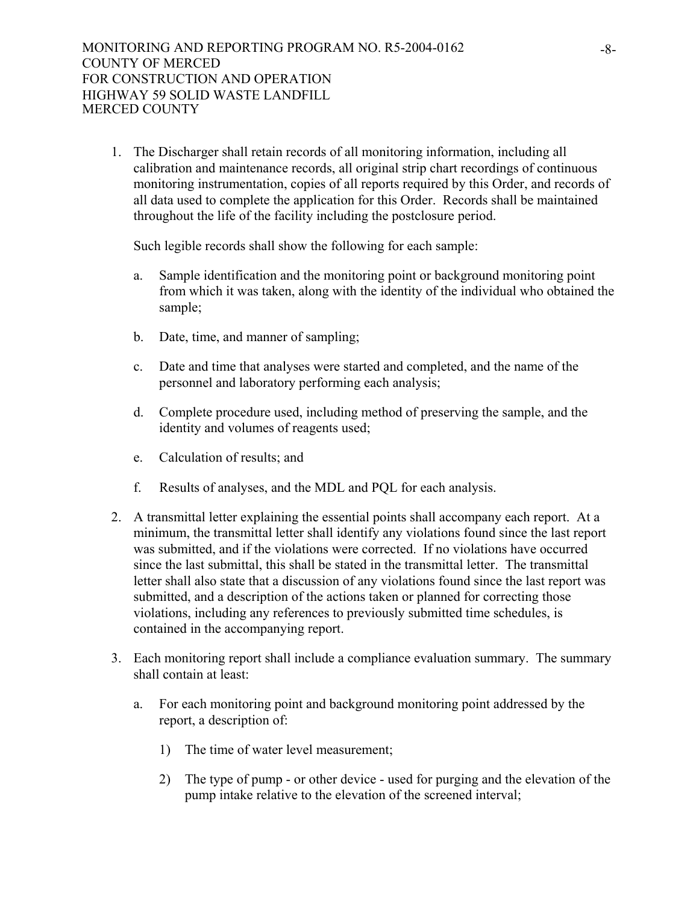1. The Discharger shall retain records of all monitoring information, including all calibration and maintenance records, all original strip chart recordings of continuous monitoring instrumentation, copies of all reports required by this Order, and records of all data used to complete the application for this Order. Records shall be maintained throughout the life of the facility including the postclosure period.

   Such legible records shall show the following for each sample:

   a. Sample identification and the monitoring point or background monitoring point from which it was taken, along with the identity of the individual who obtained the sample;

   b. Date, time, and manner of sampling;

   c. Date and time that analyses were started and completed, and the name of the personnel and laboratory performing each analysis;

   d. Complete procedure used, including method of preserving the sample, and the identity and volumes of reagents used;

   e. Calculation of results; and

   f. Results of analyses, and the MDL and PQL for each analysis.

2. A transmittal letter explaining the essential points shall accompany each report. At a minimum, the transmittal letter shall identify any violations found since the last report was submitted, and if the violations were corrected. If no violations have occurred since the last submittal, this shall be stated in the transmittal letter. The transmittal letter shall also state that a discussion of any violations found since the last report was submitted, and a description of the actions taken or planned for correcting those violations, including any references to previously submitted time schedules, is contained in the accompanying report.

3. Each monitoring report shall include a compliance evaluation summary. The summary shall contain at least:

   a. For each monitoring point and background monitoring point addressed by the report, a description of:

      1) The time of water level measurement;

      2) The type of pump - or other device - used for purging and the elevation of the pump intake relative to the elevation of the screened interval;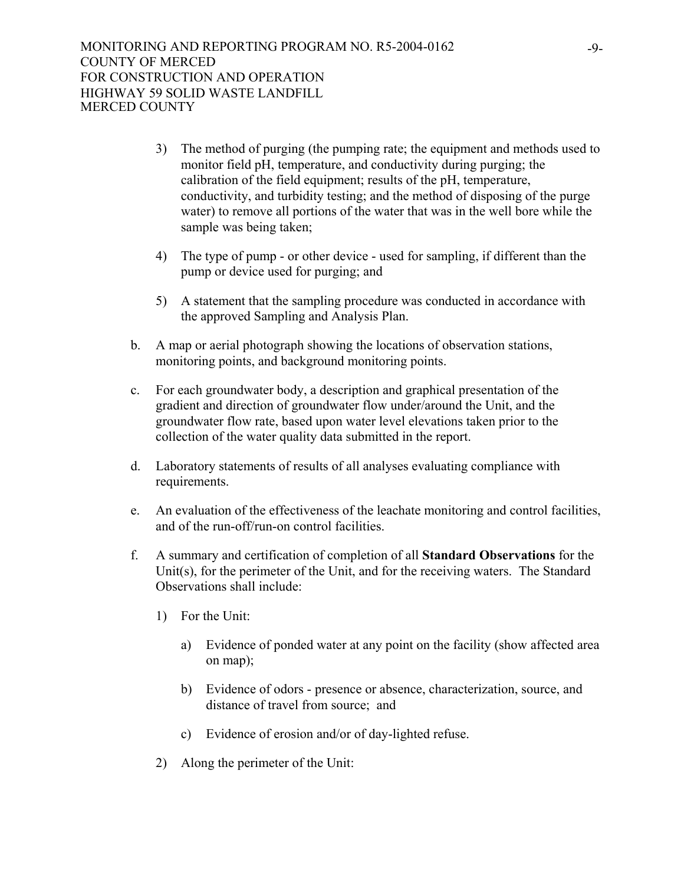3) The method of purging (the pumping rate; the equipment and methods used to monitor field pH, temperature, and conductivity during purging; the calibration of the field equipment; results of the pH, temperature, conductivity, and turbidity testing; and the method of disposing of the purge water) to remove all portions of the water that was in the well bore while the sample was being taken;

4) The type of pump - or other device - used for sampling, if different than the pump or device used for purging; and

5) A statement that the sampling procedure was conducted in accordance with the approved Sampling and Analysis Plan.

b. A map or aerial photograph showing the locations of observation stations, monitoring points, and background monitoring points.

c. For each groundwater body, a description and graphical presentation of the gradient and direction of groundwater flow under/around the Unit, and the groundwater flow rate, based upon water level elevations taken prior to the collection of the water quality data submitted in the report.

d. Laboratory statements of results of all analyses evaluating compliance with requirements.

e. An evaluation of the effectiveness of the leachate monitoring and control facilities, and of the run-off/run-on control facilities.

f. A summary and certification of completion of all **Standard Observations** for the Unit(s), for the perimeter of the Unit, and for the receiving waters. The Standard Observations shall include:

   1) For the Unit:

      a) Evidence of ponded water at any point on the facility (show affected area on map);

      b) Evidence of odors - presence or absence, characterization, source, and distance of travel from source; and

      c) Evidence of erosion and/or of day-lighted refuse.

   2) Along the perimeter of the Unit: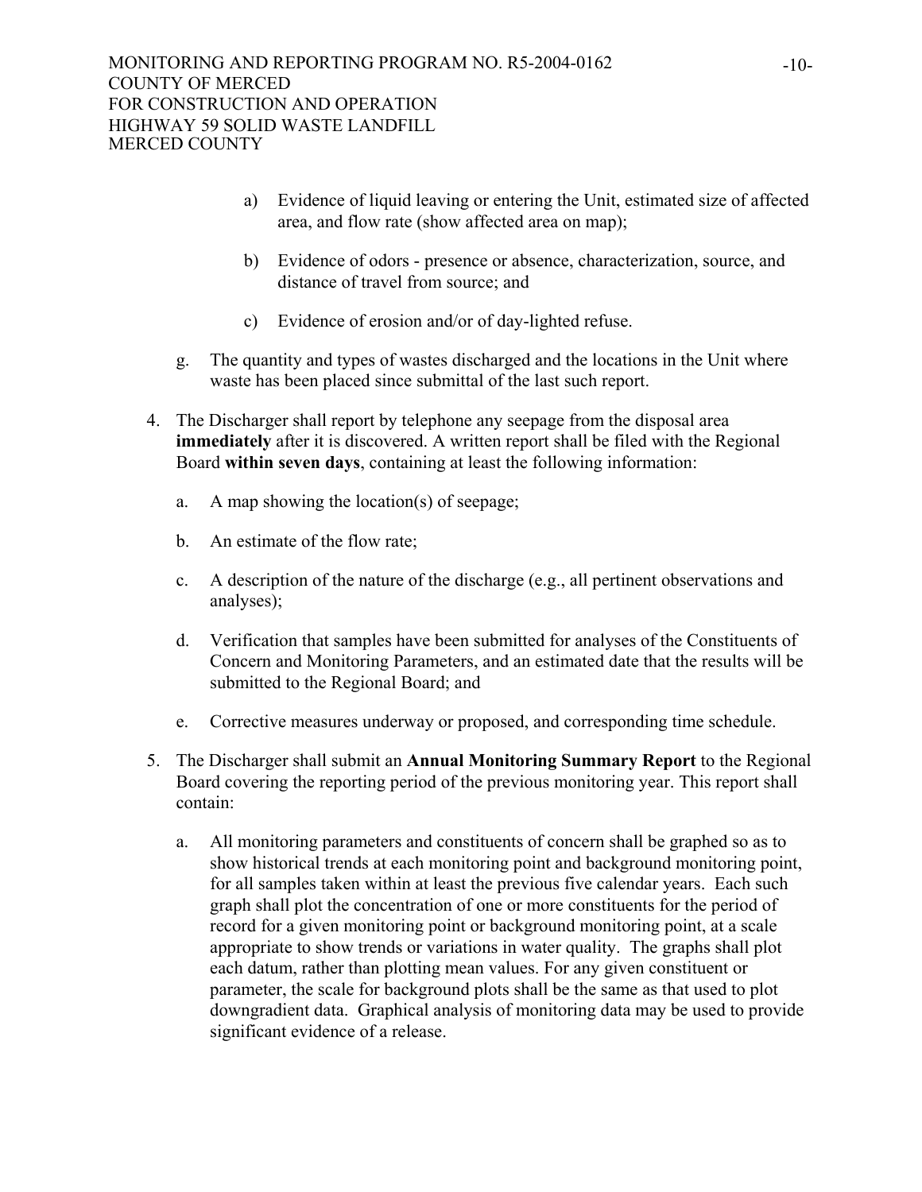a) Evidence of liquid leaving or entering the Unit, estimated size of affected area, and flow rate (show affected area on map);

b) Evidence of odors - presence or absence, characterization, source, and distance of travel from source; and

c) Evidence of erosion and/or of day-lighted refuse.

g. The quantity and types of wastes discharged and the locations in the Unit where waste has been placed since submittal of the last such report.

4. The Discharger shall report by telephone any seepage from the disposal area **immediately** after it is discovered. A written report shall be filed with the Regional Board **within seven days**, containing at least the following information:

   a. A map showing the location(s) of seepage;

   b. An estimate of the flow rate;

   c. A description of the nature of the discharge (e.g., all pertinent observations and analyses);

   d. Verification that samples have been submitted for analyses of the Constituents of Concern and Monitoring Parameters, and an estimated date that the results will be submitted to the Regional Board; and

   e. Corrective measures underway or proposed, and corresponding time schedule.

5. The Discharger shall submit an **Annual Monitoring Summary Report** to the Regional Board covering the reporting period of the previous monitoring year. This report shall contain:

   a. All monitoring parameters and constituents of concern shall be graphed so as to show historical trends at each monitoring point and background monitoring point, for all samples taken within at least the previous five calendar years. Each such graph shall plot the concentration of one or more constituents for the period of record for a given monitoring point or background monitoring point, at a scale appropriate to show trends or variations in water quality. The graphs shall plot each datum, rather than plotting mean values. For any given constituent or parameter, the scale for background plots shall be the same as that used to plot downgradient data. Graphical analysis of monitoring data may be used to provide significant evidence of a release.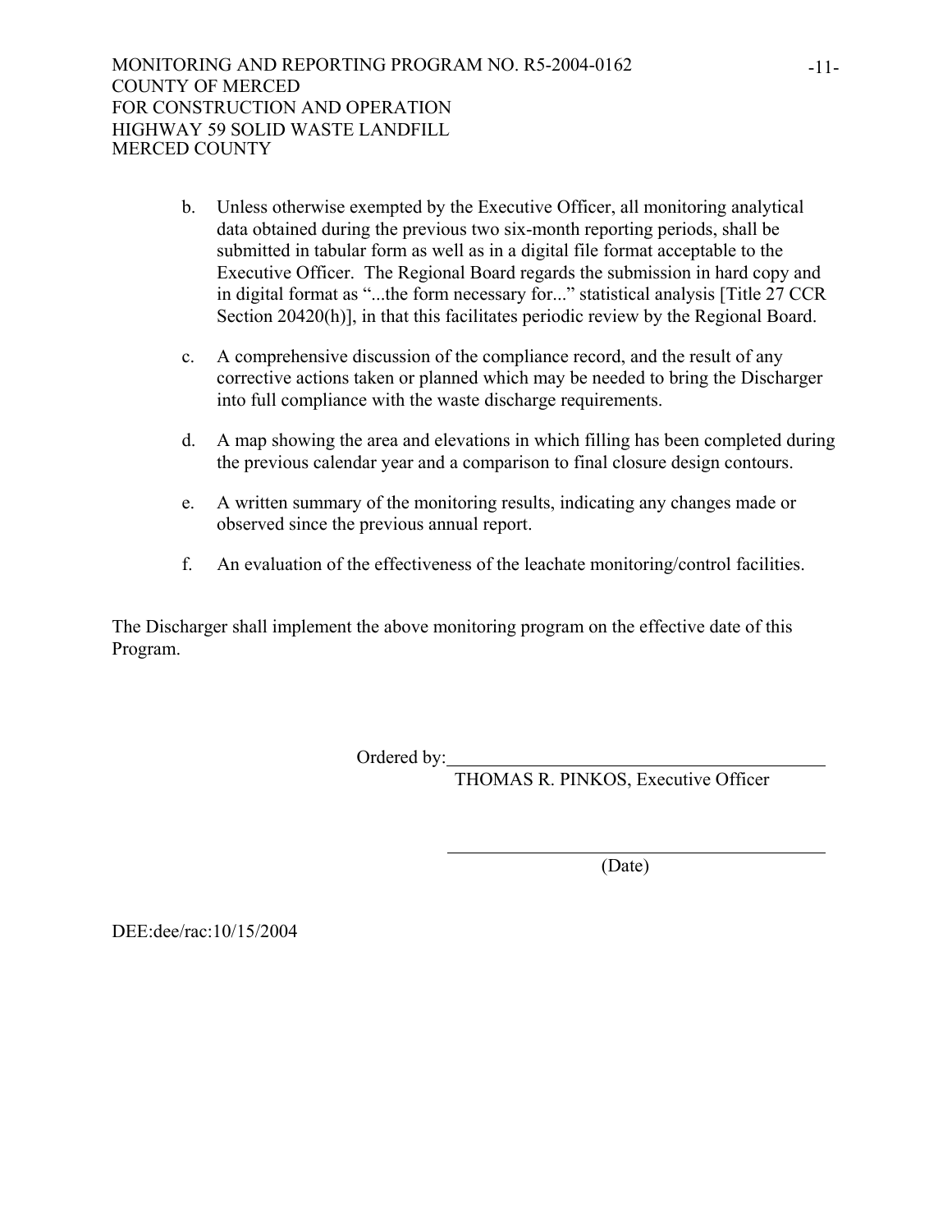b. Unless otherwise exempted by the Executive Officer, all monitoring analytical data obtained during the previous two six-month reporting periods, shall be submitted in tabular form as well as in a digital file format acceptable to the Executive Officer. The Regional Board regards the submission in hard copy and in digital format as "...the form necessary for..." statistical analysis [Title 27 CCR Section 20420(h)], in that this facilitates periodic review by the Regional Board.

c. A comprehensive discussion of the compliance record, and the result of any corrective actions taken or planned which may be needed to bring the Discharger into full compliance with the waste discharge requirements.

d. A map showing the area and elevations in which filling has been completed during the previous calendar year and a comparison to final closure design contours.

e. A written summary of the monitoring results, indicating any changes made or observed since the previous annual report.

f. An evaluation of the effectiveness of the leachate monitoring/control facilities.

The Discharger shall implement the above monitoring program on the effective date of this Program.

Ordered by:\_\_\_\_\_\_\_\_\_\_\_\_\_\_\_\_\_\_\_\_\_\_\_\_\_\_\_\_\_\_\_\_\_\_\_\_\_\_\_\_

THOMAS R. PINKOS, Executive Officer

\_\_\_\_\_\_\_\_\_\_\_\_\_\_\_\_\_\_\_\_\_\_\_\_\_\_\_\_\_\_\_\_\_\_\_\_\_\_\_\_

(Date)

DEE:dee/rac:10/15/2004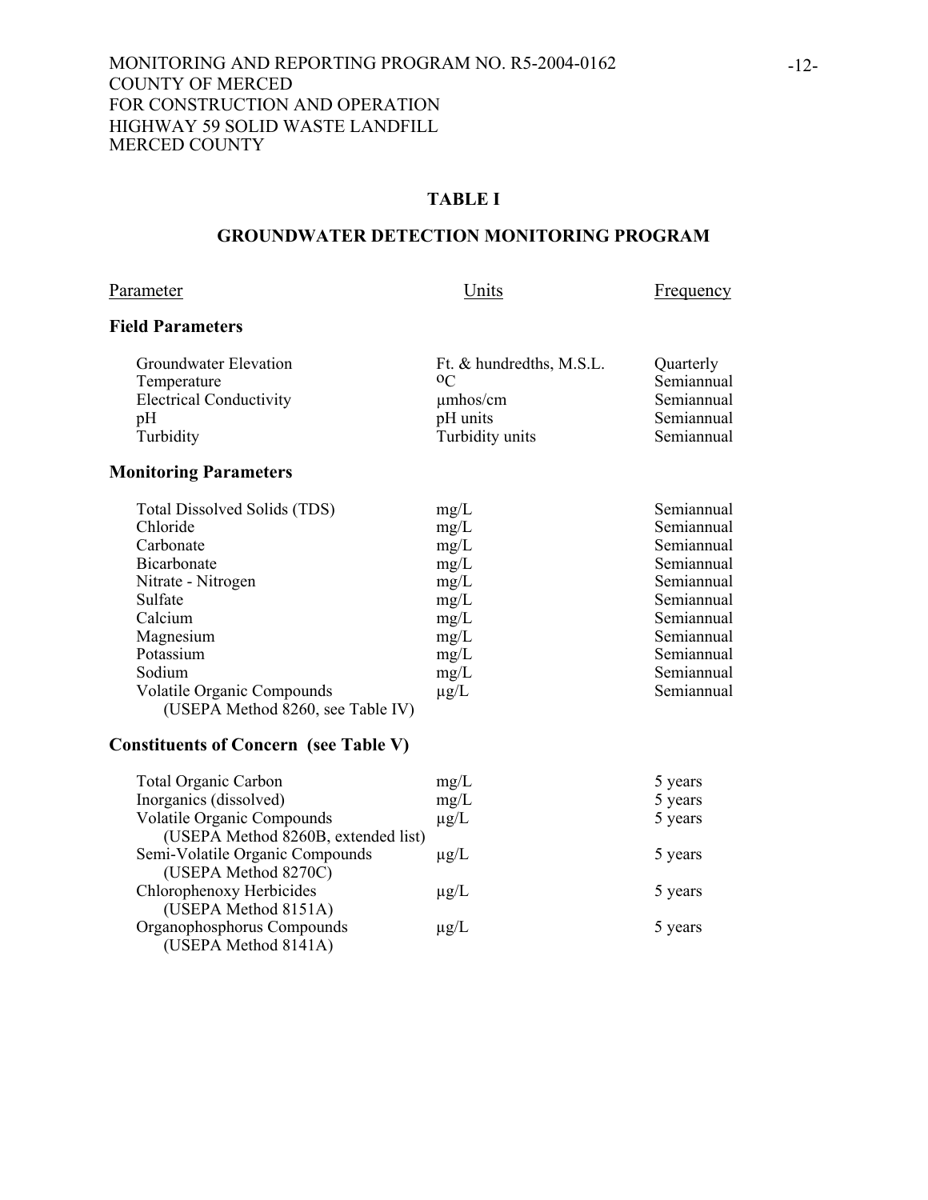**TABLE I**

**GROUNDWATER DETECTION MONITORING PROGRAM**

| Parameter | Units | Frequency |
|---|---|---|
| **Field Parameters** | | |
| Groundwater Elevation | Ft. & hundredths, M.S.L. | Quarterly |
| Temperature | $^{o}C$ | Semiannual |
| Electrical Conductivity | µmhos/cm | Semiannual |
| pH | pH units | Semiannual |
| Turbidity | Turbidity units | Semiannual |
| **Monitoring Parameters** | | |
| Total Dissolved Solids (TDS) | mg/L | Semiannual |
| Chloride | mg/L | Semiannual |
| Carbonate | mg/L | Semiannual |
| Bicarbonate | mg/L | Semiannual |
| Nitrate - Nitrogen | mg/L | Semiannual |
| Sulfate | mg/L | Semiannual |
| Calcium | mg/L | Semiannual |
| Magnesium | mg/L | Semiannual |
| Potassium | mg/L | Semiannual |
| Sodium | mg/L | Semiannual |
| Volatile Organic Compounds (USEPA Method 8260, see Table IV) | µg/L | Semiannual |
| **Constituents of Concern (see Table V)** | | |
| Total Organic Carbon | mg/L | 5 years |
| Inorganics (dissolved) | mg/L | 5 years |
| Volatile Organic Compounds (USEPA Method 8260B, extended list) | µg/L | 5 years |
| Semi-Volatile Organic Compounds (USEPA Method 8270C) | µg/L | 5 years |
| Chlorophenoxy Herbicides (USEPA Method 8151A) | µg/L | 5 years |
| Organophosphorus Compounds (USEPA Method 8141A) | µg/L | 5 years |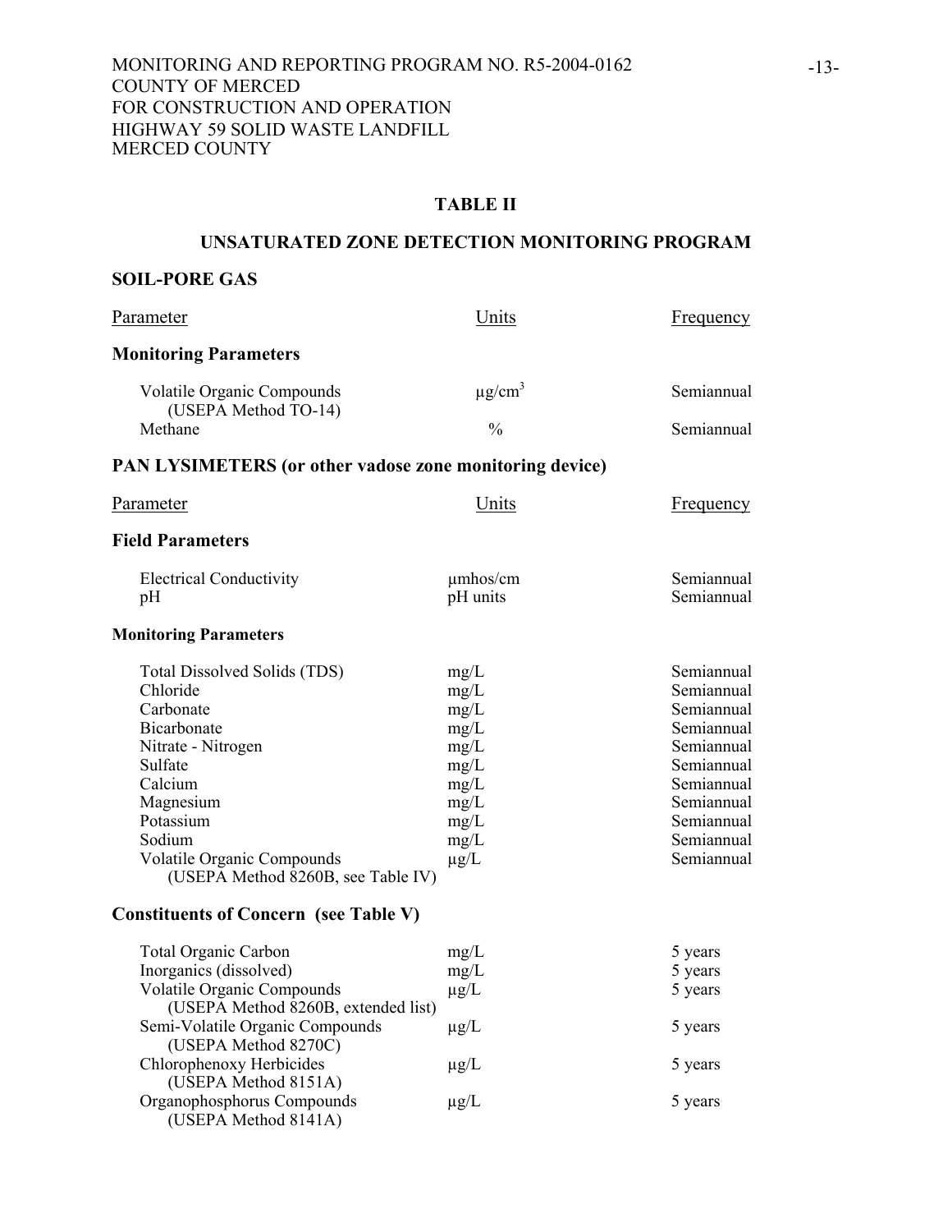MONITORING AND REPORTING PROGRAM NO. R5-2004-0162
COUNTY OF MERCED
FOR CONSTRUCTION AND OPERATION
HIGHWAY 59 SOLID WASTE LANDFILL
MERCED COUNTY

## TABLE II

## UNSATURATED ZONE DETECTION MONITORING PROGRAM

### SOIL-PORE GAS

| Parameter | Units | Frequency |
|---|---|---|
| **Monitoring Parameters** | | |
| Volatile Organic Compounds (USEPA Method TO-14) | $\mu g/cm^3$ | Semiannual |
| Methane | % | Semiannual |

### PAN LYSIMETERS (or other vadose zone monitoring device)

| Parameter | Units | Frequency |
|---|---|---|
| **Field Parameters** | | |
| Electrical Conductivity | µmhos/cm | Semiannual |
| pH | pH units | Semiannual |
| **Monitoring Parameters** | | |
| Total Dissolved Solids (TDS) | mg/L | Semiannual |
| Chloride | mg/L | Semiannual |
| Carbonate | mg/L | Semiannual |
| Bicarbonate | mg/L | Semiannual |
| Nitrate - Nitrogen | mg/L | Semiannual |
| Sulfate | mg/L | Semiannual |
| Calcium | mg/L | Semiannual |
| Magnesium | mg/L | Semiannual |
| Potassium | mg/L | Semiannual |
| Sodium | mg/L | Semiannual |
| Volatile Organic Compounds (USEPA Method 8260B, see Table IV) | µg/L | Semiannual |
| **Constituents of Concern (see Table V)** | | |
| Total Organic Carbon | mg/L | 5 years |
| Inorganics (dissolved) | mg/L | 5 years |
| Volatile Organic Compounds (USEPA Method 8260B, extended list) | µg/L | 5 years |
| Semi-Volatile Organic Compounds (USEPA Method 8270C) | µg/L | 5 years |
| Chlorophenoxy Herbicides (USEPA Method 8151A) | µg/L | 5 years |
| Organophosphorus Compounds (USEPA Method 8141A) | µg/L | 5 years |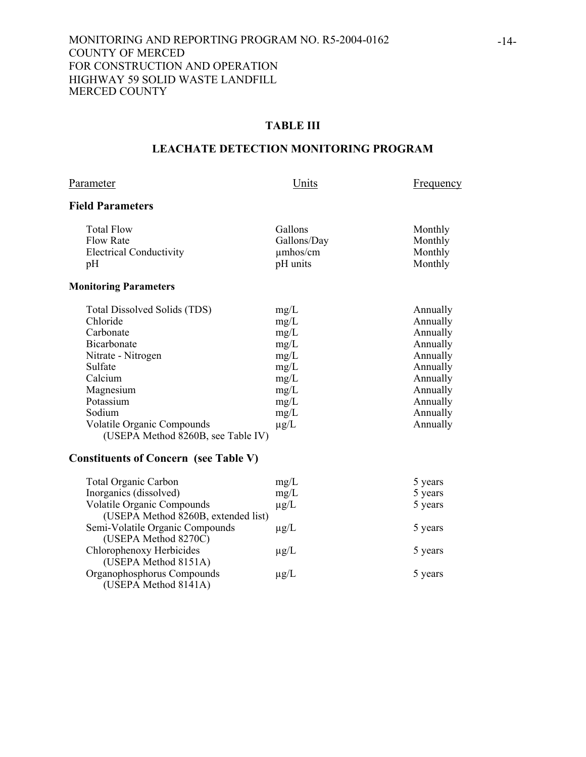## TABLE III

## LEACHATE DETECTION MONITORING PROGRAM

| Parameter | Units | Frequency |
|---|---|---|
| **Field Parameters** | | |
| Total Flow | Gallons | Monthly |
| Flow Rate | Gallons/Day | Monthly |
| Electrical Conductivity | µmhos/cm | Monthly |
| pH | pH units | Monthly |
| **Monitoring Parameters** | | |
| Total Dissolved Solids (TDS) | mg/L | Annually |
| Chloride | mg/L | Annually |
| Carbonate | mg/L | Annually |
| Bicarbonate | mg/L | Annually |
| Nitrate - Nitrogen | mg/L | Annually |
| Sulfate | mg/L | Annually |
| Calcium | mg/L | Annually |
| Magnesium | mg/L | Annually |
| Potassium | mg/L | Annually |
| Sodium | mg/L | Annually |
| Volatile Organic Compounds (USEPA Method 8260B, see Table IV) | µg/L | Annually |
| **Constituents of Concern (see Table V)** | | |
| Total Organic Carbon | mg/L | 5 years |
| Inorganics (dissolved) | mg/L | 5 years |
| Volatile Organic Compounds (USEPA Method 8260B, extended list) | µg/L | 5 years |
| Semi-Volatile Organic Compounds (USEPA Method 8270C) | µg/L | 5 years |
| Chlorophenoxy Herbicides (USEPA Method 8151A) | µg/L | 5 years |
| Organophosphorus Compounds (USEPA Method 8141A) | µg/L | 5 years |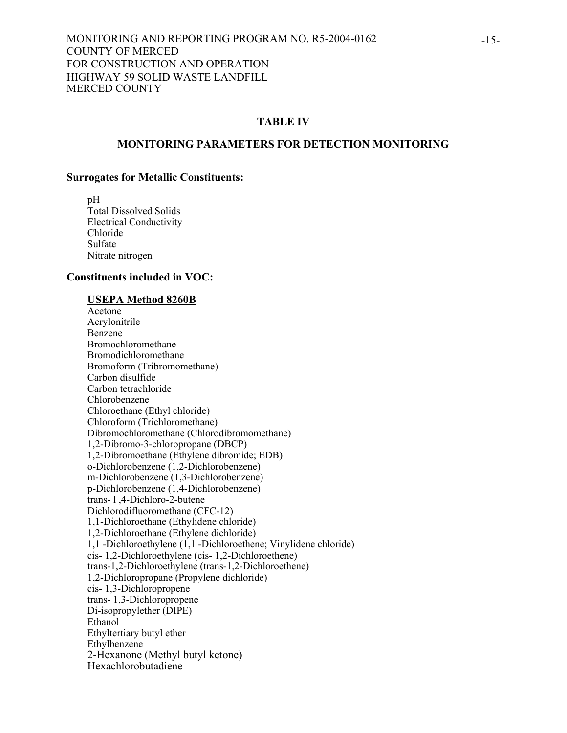## TABLE IV

### MONITORING PARAMETERS FOR DETECTION MONITORING

**Surrogates for Metallic Constituents:**

pH
Total Dissolved Solids
Electrical Conductivity
Chloride
Sulfate
Nitrate nitrogen

**Constituents included in VOC:**

**USEPA Method 8260B**

Acetone
Acrylonitrile
Benzene
Bromochloromethane
Bromodichloromethane
Bromoform (Tribromomethane)
Carbon disulfide
Carbon tetrachloride
Chlorobenzene
Chloroethane (Ethyl chloride)
Chloroform (Trichloromethane)
Dibromochloromethane (Chlorodibromomethane)
1,2-Dibromo-3-chloropropane (DBCP)
1,2-Dibromoethane (Ethylene dibromide; EDB)
o-Dichlorobenzene (1,2-Dichlorobenzene)
m-Dichlorobenzene (1,3-Dichlorobenzene)
p-Dichlorobenzene (1,4-Dichlorobenzene)
trans- l ,4-Dichloro-2-butene
Dichlorodifluoromethane (CFC-12)
1,1-Dichloroethane (Ethylidene chloride)
1,2-Dichloroethane (Ethylene dichloride)
1,1 -Dichloroethylene (1,1 -Dichloroethene; Vinylidene chloride)
cis- 1,2-Dichloroethylene (cis- 1,2-Dichloroethene)
trans-1,2-Dichloroethylene (trans-1,2-Dichloroethene)
1,2-Dichloropropane (Propylene dichloride)
cis- 1,3-Dichloropropene
trans- 1,3-Dichloropropene
Di-isopropylether (DIPE)
Ethanol
Ethyltertiary butyl ether
Ethylbenzene
2-Hexanone (Methyl butyl ketone)
Hexachlorobutadiene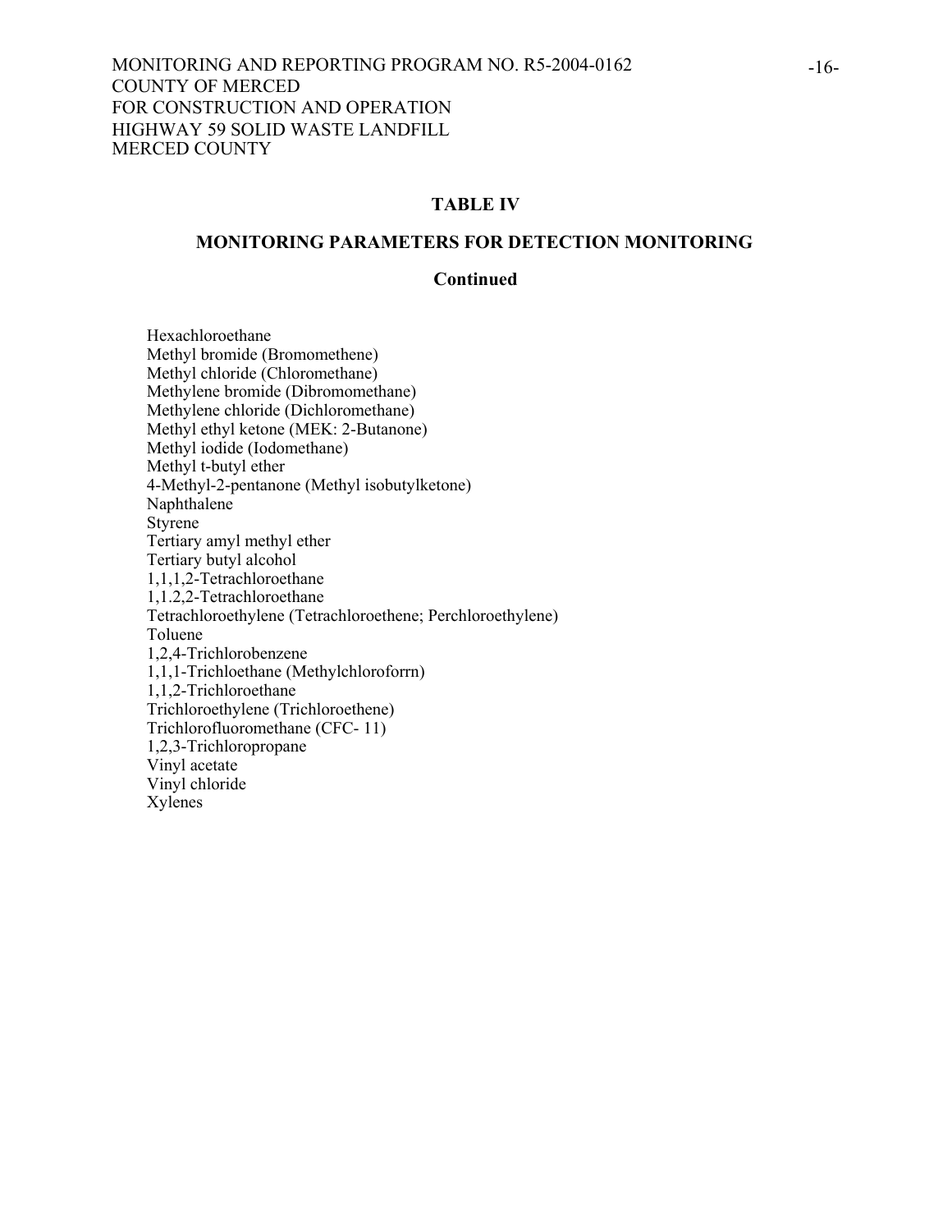## TABLE IV

## MONITORING PARAMETERS FOR DETECTION MONITORING

## Continued

Hexachloroethane
Methyl bromide (Bromomethene)
Methyl chloride (Chloromethane)
Methylene bromide (Dibromomethane)
Methylene chloride (Dichloromethane)
Methyl ethyl ketone (MEK: 2-Butanone)
Methyl iodide (Iodomethane)
Methyl t-butyl ether
4-Methyl-2-pentanone (Methyl isobutylketone)
Naphthalene
Styrene
Tertiary amyl methyl ether
Tertiary butyl alcohol
1,1,1,2-Tetrachloroethane
1,1.2,2-Tetrachloroethane
Tetrachloroethylene (Tetrachloroethene; Perchloroethylene)
Toluene
1,2,4-Trichlorobenzene
1,1,1-Trichloethane (Methylchloroforrn)
1,1,2-Trichloroethane
Trichloroethylene (Trichloroethene)
Trichlorofluoromethane (CFC- 11)
1,2,3-Trichloropropane
Vinyl acetate
Vinyl chloride
Xylenes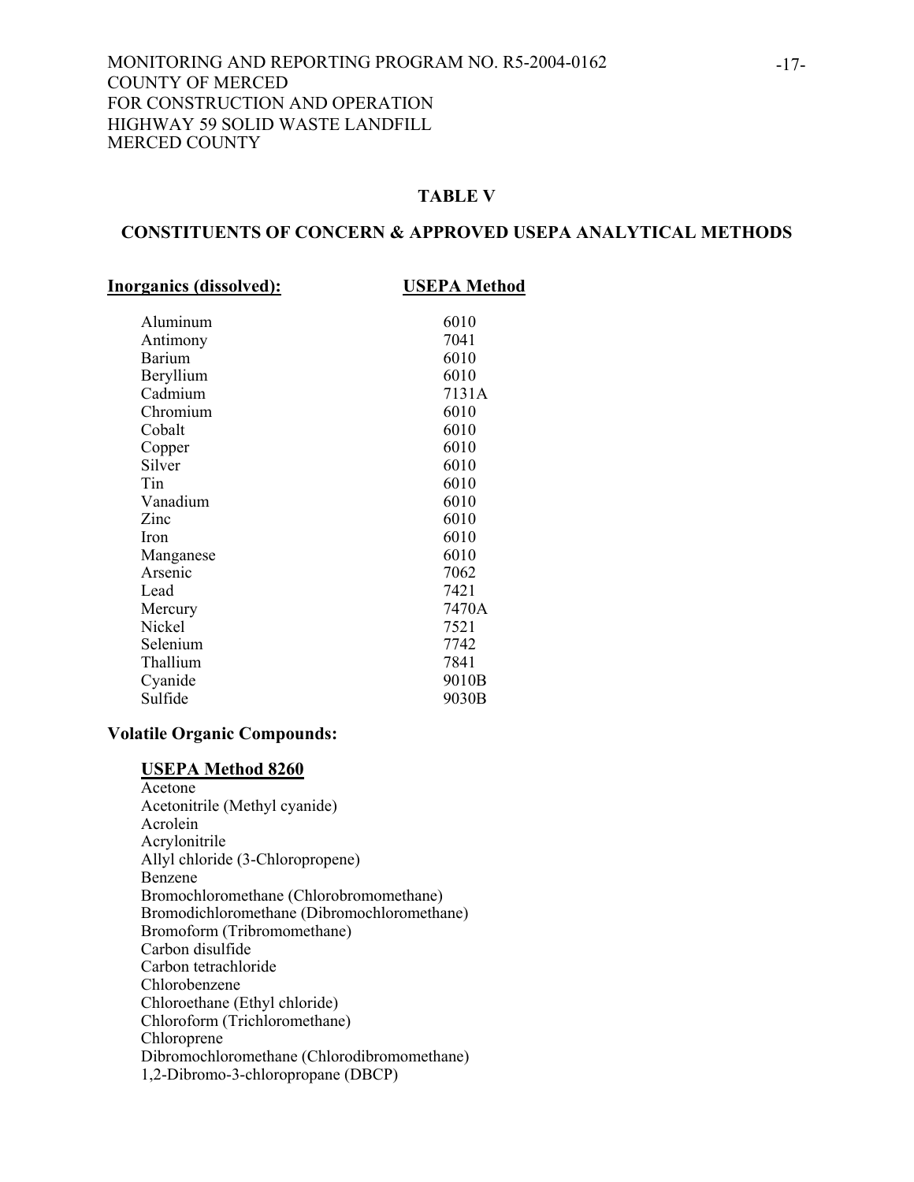## TABLE V

## CONSTITUENTS OF CONCERN & APPROVED USEPA ANALYTICAL METHODS

| Inorganics (dissolved): | USEPA Method |
|---|---|
| Aluminum | 6010 |
| Antimony | 7041 |
| Barium | 6010 |
| Beryllium | 6010 |
| Cadmium | 7131A |
| Chromium | 6010 |
| Cobalt | 6010 |
| Copper | 6010 |
| Silver | 6010 |
| Tin | 6010 |
| Vanadium | 6010 |
| Zinc | 6010 |
| Iron | 6010 |
| Manganese | 6010 |
| Arsenic | 7062 |
| Lead | 7421 |
| Mercury | 7470A |
| Nickel | 7521 |
| Selenium | 7742 |
| Thallium | 7841 |
| Cyanide | 9010B |
| Sulfide | 9030B |

### Volatile Organic Compounds:

**USEPA Method 8260**

Acetone
Acetonitrile (Methyl cyanide)
Acrolein
Acrylonitrile
Allyl chloride (3-Chloropropene)
Benzene
Bromochloromethane (Chlorobromomethane)
Bromodichloromethane (Dibromochloromethane)
Bromoform (Tribromomethane)
Carbon disulfide
Carbon tetrachloride
Chlorobenzene
Chloroethane (Ethyl chloride)
Chloroform (Trichloromethane)
Chloroprene
Dibromochloromethane (Chlorodibromomethane)
1,2-Dibromo-3-chloropropane (DBCP)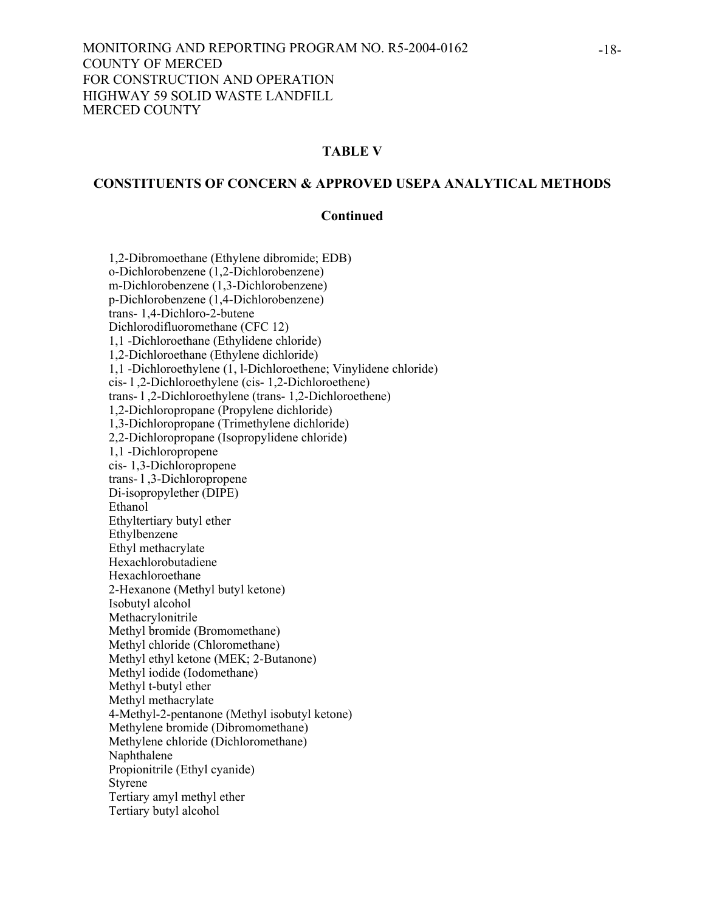## TABLE V

## CONSTITUENTS OF CONCERN & APPROVED USEPA ANALYTICAL METHODS

**Continued**

1,2-Dibromoethane (Ethylene dibromide; EDB)
o-Dichlorobenzene (1,2-Dichlorobenzene)
m-Dichlorobenzene (1,3-Dichlorobenzene)
p-Dichlorobenzene (1,4-Dichlorobenzene)
trans- 1,4-Dichloro-2-butene
Dichlorodifluoromethane (CFC 12)
1,1 -Dichloroethane (Ethylidene chloride)
1,2-Dichloroethane (Ethylene dichloride)
1,1 -Dichloroethylene (1, l-Dichloroethene; Vinylidene chloride)
cis- l ,2-Dichloroethylene (cis- 1,2-Dichloroethene)
trans- l ,2-Dichloroethylene (trans- 1,2-Dichloroethene)
1,2-Dichloropropane (Propylene dichloride)
1,3-Dichloropropane (Trimethylene dichloride)
2,2-Dichloropropane (Isopropylidene chloride)
1,1 -Dichloropropene
cis- 1,3-Dichloropropene
trans- l ,3-Dichloropropene
Di-isopropylether (DIPE)
Ethanol
Ethyltertiary butyl ether
Ethylbenzene
Ethyl methacrylate
Hexachlorobutadiene
Hexachloroethane
2-Hexanone (Methyl butyl ketone)
Isobutyl alcohol
Methacrylonitrile
Methyl bromide (Bromomethane)
Methyl chloride (Chloromethane)
Methyl ethyl ketone (MEK; 2-Butanone)
Methyl iodide (Iodomethane)
Methyl t-butyl ether
Methyl methacrylate
4-Methyl-2-pentanone (Methyl isobutyl ketone)
Methylene bromide (Dibromomethane)
Methylene chloride (Dichloromethane)
Naphthalene
Propionitrile (Ethyl cyanide)
Styrene
Tertiary amyl methyl ether
Tertiary butyl alcohol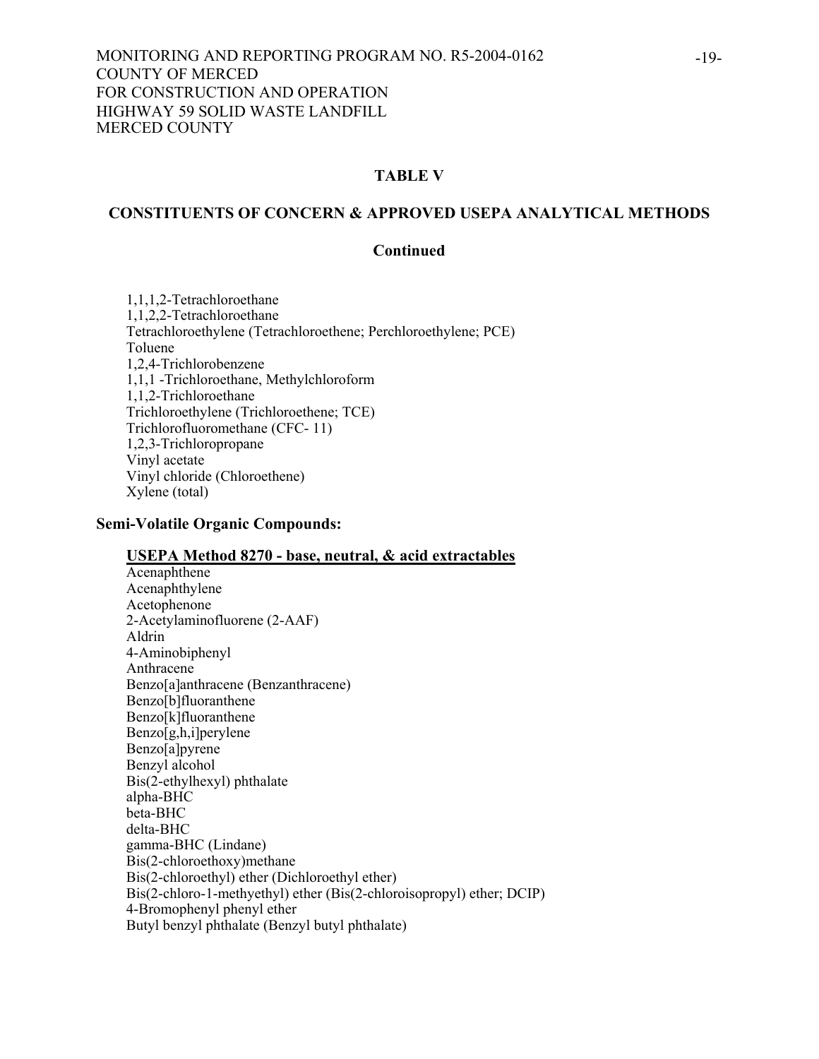## TABLE V

## CONSTITUENTS OF CONCERN & APPROVED USEPA ANALYTICAL METHODS

### Continued

1,1,1,2-Tetrachloroethane
1,1,2,2-Tetrachloroethane
Tetrachloroethylene (Tetrachloroethene; Perchloroethylene; PCE)
Toluene
1,2,4-Trichlorobenzene
1,1,1 -Trichloroethane, Methylchloroform
1,1,2-Trichloroethane
Trichloroethylene (Trichloroethene; TCE)
Trichlorofluoromethane (CFC- 11)
1,2,3-Trichloropropane
Vinyl acetate
Vinyl chloride (Chloroethene)
Xylene (total)

**Semi-Volatile Organic Compounds:**

**USEPA Method 8270 - base, neutral, & acid extractables**

Acenaphthene
Acenaphthylene
Acetophenone
2-Acetylaminofluorene (2-AAF)
Aldrin
4-Aminobiphenyl
Anthracene
Benzo[a]anthracene (Benzanthracene)
Benzo[b]fluoranthene
Benzo[k]fluoranthene
Benzo[g,h,i]perylene
Benzo[a]pyrene
Benzyl alcohol
Bis(2-ethylhexyl) phthalate
alpha-BHC
beta-BHC
delta-BHC
gamma-BHC (Lindane)
Bis(2-chloroethoxy)methane
Bis(2-chloroethyl) ether (Dichloroethyl ether)
Bis(2-chloro-1-methyethyl) ether (Bis(2-chloroisopropyl) ether; DCIP)
4-Bromophenyl phenyl ether
Butyl benzyl phthalate (Benzyl butyl phthalate)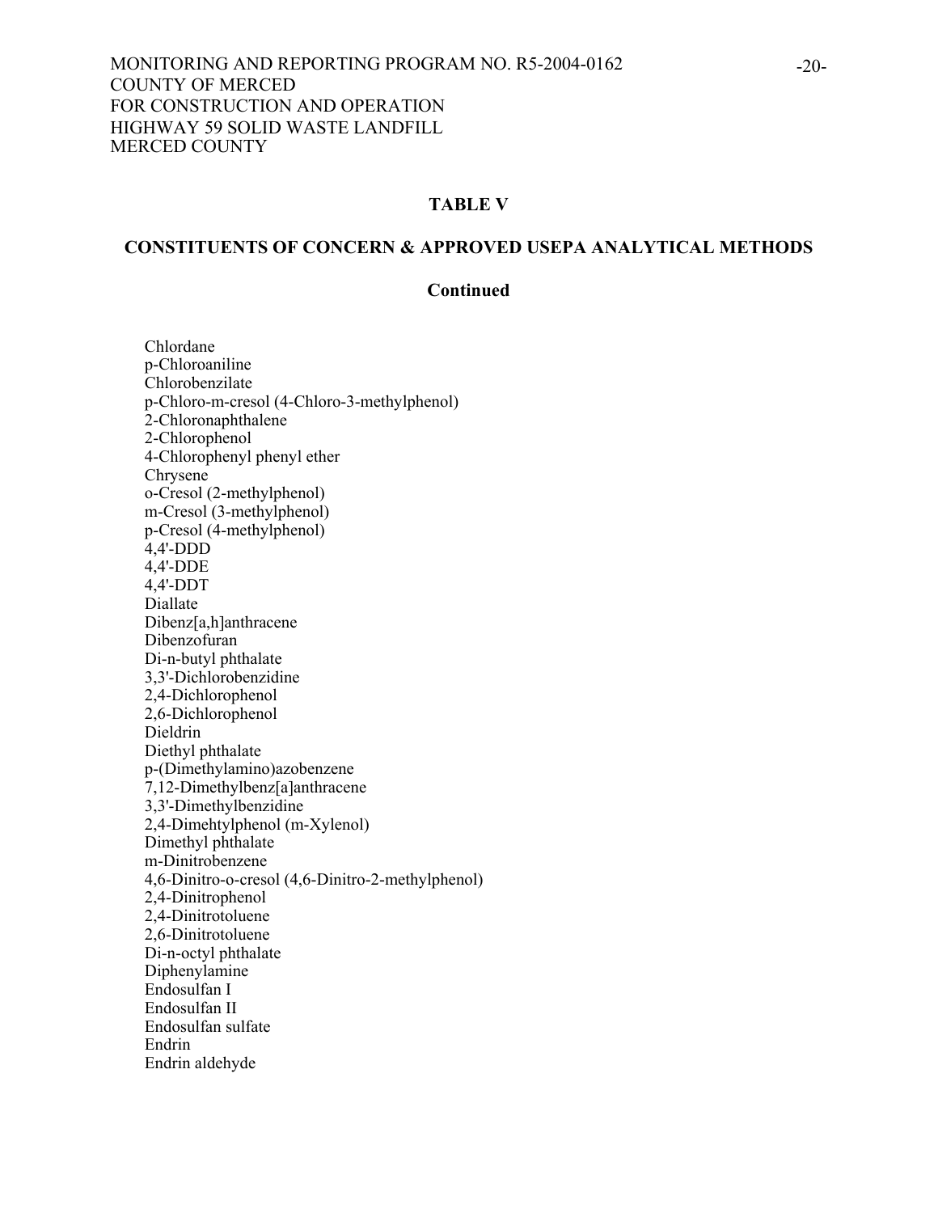**TABLE V**

**CONSTITUENTS OF CONCERN & APPROVED USEPA ANALYTICAL METHODS**

**Continued**

Chlordane
p-Chloroaniline
Chlorobenzilate
p-Chloro-m-cresol (4-Chloro-3-methylphenol)
2-Chloronaphthalene
2-Chlorophenol
4-Chlorophenyl phenyl ether
Chrysene
o-Cresol (2-methylphenol)
m-Cresol (3-methylphenol)
p-Cresol (4-methylphenol)
4,4'-DDD
4,4'-DDE
4,4'-DDT
Diallate
Dibenz[a,h]anthracene
Dibenzofuran
Di-n-butyl phthalate
3,3'-Dichlorobenzidine
2,4-Dichlorophenol
2,6-Dichlorophenol
Dieldrin
Diethyl phthalate
p-(Dimethylamino)azobenzene
7,12-Dimethylbenz[a]anthracene
3,3'-Dimethylbenzidine
2,4-Dimehtylphenol (m-Xylenol)
Dimethyl phthalate
m-Dinitrobenzene
4,6-Dinitro-o-cresol (4,6-Dinitro-2-methylphenol)
2,4-Dinitrophenol
2,4-Dinitrotoluene
2,6-Dinitrotoluene
Di-n-octyl phthalate
Diphenylamine
Endosulfan I
Endosulfan II
Endosulfan sulfate
Endrin
Endrin aldehyde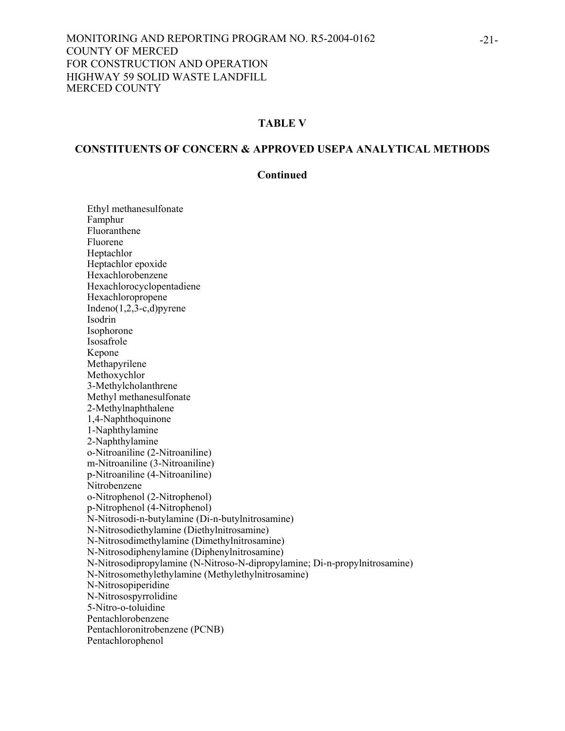**TABLE V**

**CONSTITUENTS OF CONCERN & APPROVED USEPA ANALYTICAL METHODS**

**Continued**

Ethyl methanesulfonate
Famphur
Fluoranthene
Fluorene
Heptachlor
Heptachlor epoxide
Hexachlorobenzene
Hexachlorocyclopentadiene
Hexachloropropene
Indeno(1,2,3-c,d)pyrene
Isodrin
Isophorone
Isosafrole
Kepone
Methapyrilene
Methoxychlor
3-Methylcholanthrene
Methyl methanesulfonate
2-Methylnaphthalene
1,4-Naphthoquinone
1-Naphthylamine
2-Naphthylamine
o-Nitroaniline (2-Nitroaniline)
m-Nitroaniline (3-Nitroaniline)
p-Nitroaniline (4-Nitroaniline)
Nitrobenzene
o-Nitrophenol (2-Nitrophenol)
p-Nitrophenol (4-Nitrophenol)
N-Nitrosodi-n-butylamine (Di-n-butylnitrosamine)
N-Nitrosodiethylamine (Diethylnitrosamine)
N-Nitrosodimethylamine (Dimethylnitrosamine)
N-Nitrosodiphenylamine (Diphenylnitrosamine)
N-Nitrosodipropylamine (N-Nitroso-N-dipropylamine; Di-n-propylnitrosamine)
N-Nitrosomethylethylamine (Methylethylnitrosamine)
N-Nitrosopiperidine
N-Nitrosospyrrolidine
5-Nitro-o-toluidine
Pentachlorobenzene
Pentachloronitrobenzene (PCNB)
Pentachlorophenol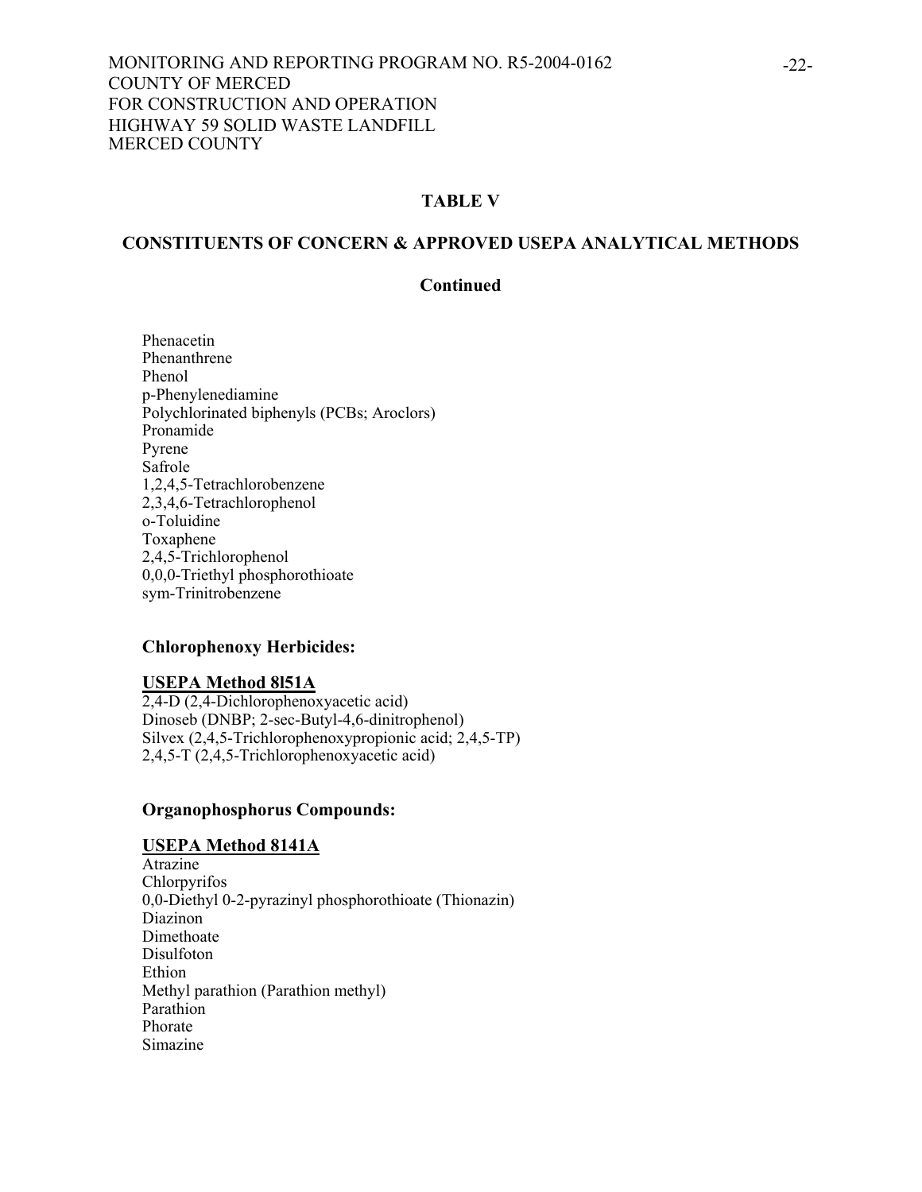## TABLE V

## CONSTITUENTS OF CONCERN & APPROVED USEPA ANALYTICAL METHODS

### Continued

Phenacetin
Phenanthrene
Phenol
p-Phenylenediamine
Polychlorinated biphenyls (PCBs; Aroclors)
Pronamide
Pyrene
Safrole
1,2,4,5-Tetrachlorobenzene
2,3,4,6-Tetrachlorophenol
o-Toluidine
Toxaphene
2,4,5-Trichlorophenol
0,0,0-Triethyl phosphorothioate
sym-Trinitrobenzene

**Chlorophenoxy Herbicides:**

**USEPA Method 8l51A**

2,4-D (2,4-Dichlorophenoxyacetic acid)
Dinoseb (DNBP; 2-sec-Butyl-4,6-dinitrophenol)
Silvex (2,4,5-Trichlorophenoxypropionic acid; 2,4,5-TP)
2,4,5-T (2,4,5-Trichlorophenoxyacetic acid)

**Organophosphorus Compounds:**

**USEPA Method 8141A**

Atrazine
Chlorpyrifos
0,0-Diethyl 0-2-pyrazinyl phosphorothioate (Thionazin)
Diazinon
Dimethoate
Disulfoton
Ethion
Methyl parathion (Parathion methyl)
Parathion
Phorate
Simazine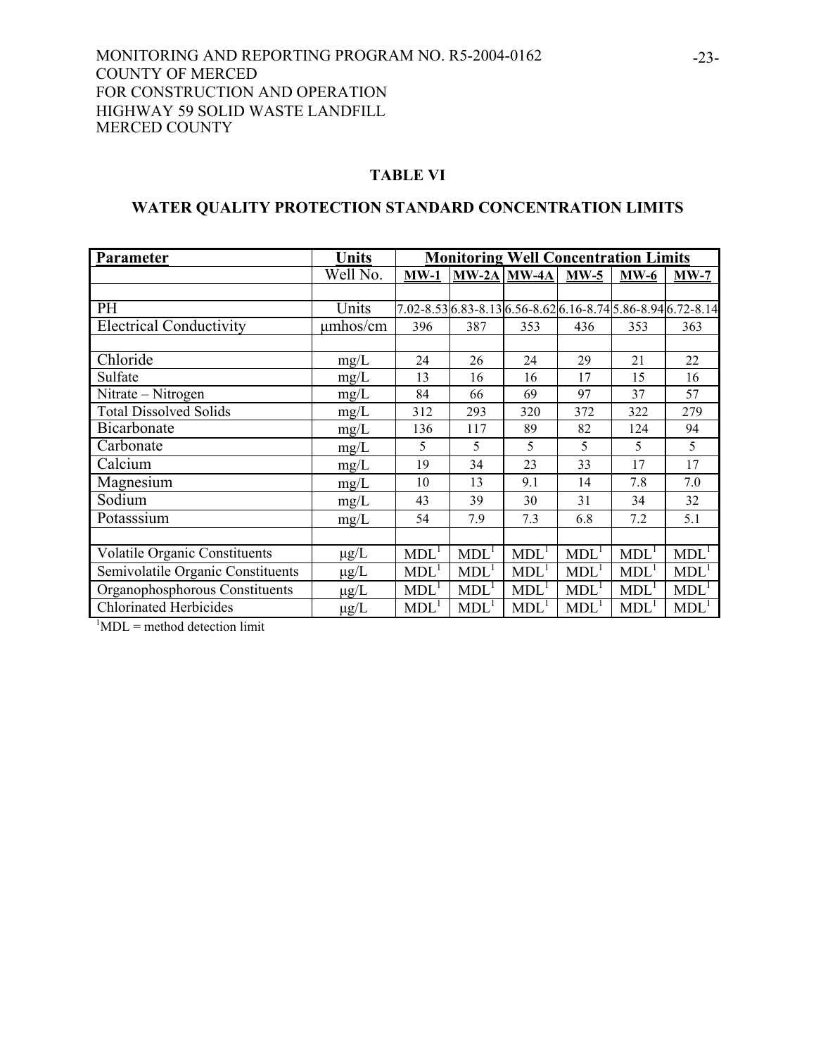MONITORING AND REPORTING PROGRAM NO. R5-2004-0162
COUNTY OF MERCED
FOR CONSTRUCTION AND OPERATION
HIGHWAY 59 SOLID WASTE LANDFILL
MERCED COUNTY

## TABLE VI

## WATER QUALITY PROTECTION STANDARD CONCENTRATION LIMITS

| Parameter | Units | Monitoring Well Concentration Limits | | | | | |
|---|---|---|---|---|---|---|---|
| | Well No. | MW-1 | MW-2A | MW-4A | MW-5 | MW-6 | MW-7 |
| | | | | | | | |
| PH | Units | 7.02-8.53 | 6.83-8.13 | 6.56-8.62 | 6.16-8.74 | 5.86-8.94 | 6.72-8.14 |
| Electrical Conductivity | μmhos/cm | 396 | 387 | 353 | 436 | 353 | 363 |
| | | | | | | | |
| Chloride | mg/L | 24 | 26 | 24 | 29 | 21 | 22 |
| Sulfate | mg/L | 13 | 16 | 16 | 17 | 15 | 16 |
| Nitrate – Nitrogen | mg/L | 84 | 66 | 69 | 97 | 37 | 57 |
| Total Dissolved Solids | mg/L | 312 | 293 | 320 | 372 | 322 | 279 |
| Bicarbonate | mg/L | 136 | 117 | 89 | 82 | 124 | 94 |
| Carbonate | mg/L | 5 | 5 | 5 | 5 | 5 | 5 |
| Calcium | mg/L | 19 | 34 | 23 | 33 | 17 | 17 |
| Magnesium | mg/L | 10 | 13 | 9.1 | 14 | 7.8 | 7.0 |
| Sodium | mg/L | 43 | 39 | 30 | 31 | 34 | 32 |
| Potasssium | mg/L | 54 | 7.9 | 7.3 | 6.8 | 7.2 | 5.1 |
| | | | | | | | |
| Volatile Organic Constituents | μg/L | MDL[1] | MDL[1] | MDL[1] | MDL[1] | MDL[1] | MDL[1] |
| Semivolatile Organic Constituents | μg/L | MDL[1] | MDL[1] | MDL[1] | MDL[1] | MDL[1] | MDL[1] |
| Organophosphorous Constituents | μg/L | MDL[1] | MDL[1] | MDL[1] | MDL[1] | MDL[1] | MDL[1] |
| Chlorinated Herbicides | μg/L | MDL[1] | MDL[1] | MDL[1] | MDL[1] | MDL[1] | MDL[1] |

[1]MDL = method detection limit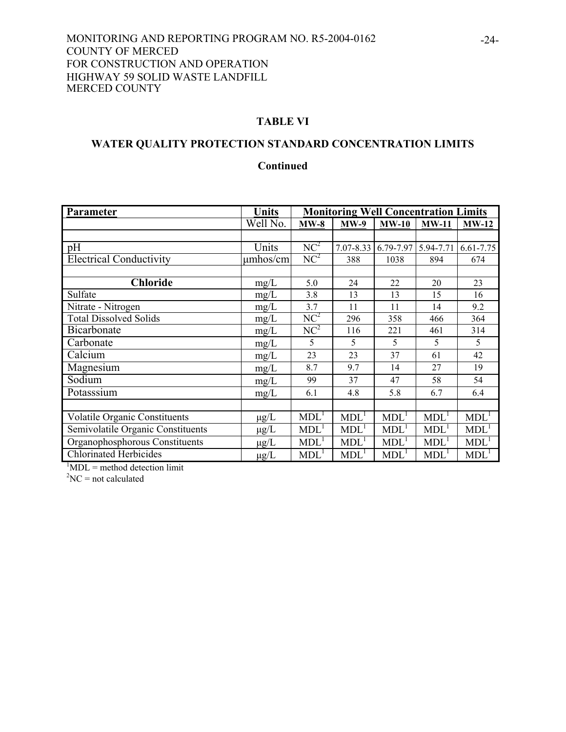MONITORING AND REPORTING PROGRAM NO. R5-2004-0162
COUNTY OF MERCED
FOR CONSTRUCTION AND OPERATION
HIGHWAY 59 SOLID WASTE LANDFILL
MERCED COUNTY

## TABLE VI

## WATER QUALITY PROTECTION STANDARD CONCENTRATION LIMITS

**Continued**

| Parameter | Units | Monitoring Well Concentration Limits | | | | |
|---|---|---|---|---|---|---|
| | Well No. | MW-8 | MW-9 | MW-10 | MW-11 | MW-12 |
| | | | | | | |
| pH | Units | NC[2] | 7.07-8.33 | 6.79-7.97 | 5.94-7.71 | 6.61-7.75 |
| Electrical Conductivity | µmhos/cm | NC[2] | 388 | 1038 | 894 | 674 |
| | | | | | | |
| **Chloride** | mg/L | 5.0 | 24 | 22 | 20 | 23 |
| Sulfate | mg/L | 3.8 | 13 | 13 | 15 | 16 |
| Nitrate - Nitrogen | mg/L | 3.7 | 11 | 11 | 14 | 9.2 |
| Total Dissolved Solids | mg/L | NC[2] | 296 | 358 | 466 | 364 |
| Bicarbonate | mg/L | NC[2] | 116 | 221 | 461 | 314 |
| Carbonate | mg/L | 5 | 5 | 5 | 5 | 5 |
| Calcium | mg/L | 23 | 23 | 37 | 61 | 42 |
| Magnesium | mg/L | 8.7 | 9.7 | 14 | 27 | 19 |
| Sodium | mg/L | 99 | 37 | 47 | 58 | 54 |
| Potasssium | mg/L | 6.1 | 4.8 | 5.8 | 6.7 | 6.4 |
| | | | | | | |
| Volatile Organic Constituents | µg/L | MDL[1] | MDL[1] | MDL[1] | MDL[1] | MDL[1] |
| Semivolatile Organic Constituents | µg/L | MDL[1] | MDL[1] | MDL[1] | MDL[1] | MDL[1] |
| Organophosphorous Constituents | µg/L | MDL[1] | MDL[1] | MDL[1] | MDL[1] | MDL[1] |
| Chlorinated Herbicides | µg/L | MDL[1] | MDL[1] | MDL[1] | MDL[1] | MDL[1] |

[1]MDL = method detection limit
[2]NC = not calculated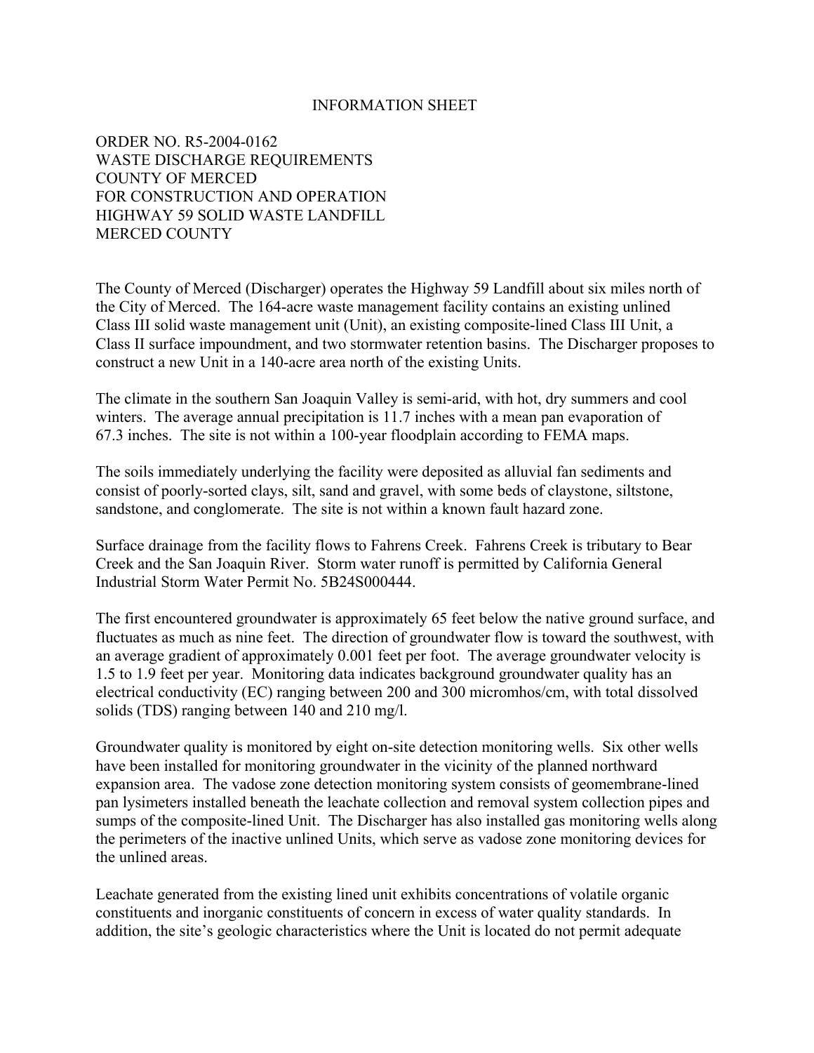# INFORMATION SHEET

ORDER NO. R5-2004-0162
WASTE DISCHARGE REQUIREMENTS
COUNTY OF MERCED
FOR CONSTRUCTION AND OPERATION
HIGHWAY 59 SOLID WASTE LANDFILL
MERCED COUNTY

The County of Merced (Discharger) operates the Highway 59 Landfill about six miles north of the City of Merced. The 164-acre waste management facility contains an existing unlined Class III solid waste management unit (Unit), an existing composite-lined Class III Unit, a Class II surface impoundment, and two stormwater retention basins. The Discharger proposes to construct a new Unit in a 140-acre area north of the existing Units.

The climate in the southern San Joaquin Valley is semi-arid, with hot, dry summers and cool winters. The average annual precipitation is 11.7 inches with a mean pan evaporation of 67.3 inches. The site is not within a 100-year floodplain according to FEMA maps.

The soils immediately underlying the facility were deposited as alluvial fan sediments and consist of poorly-sorted clays, silt, sand and gravel, with some beds of claystone, siltstone, sandstone, and conglomerate. The site is not within a known fault hazard zone.

Surface drainage from the facility flows to Fahrens Creek. Fahrens Creek is tributary to Bear Creek and the San Joaquin River. Storm water runoff is permitted by California General Industrial Storm Water Permit No. 5B24S000444.

The first encountered groundwater is approximately 65 feet below the native ground surface, and fluctuates as much as nine feet. The direction of groundwater flow is toward the southwest, with an average gradient of approximately 0.001 feet per foot. The average groundwater velocity is 1.5 to 1.9 feet per year. Monitoring data indicates background groundwater quality has an electrical conductivity (EC) ranging between 200 and 300 micromhos/cm, with total dissolved solids (TDS) ranging between 140 and 210 mg/l.

Groundwater quality is monitored by eight on-site detection monitoring wells. Six other wells have been installed for monitoring groundwater in the vicinity of the planned northward expansion area. The vadose zone detection monitoring system consists of geomembrane-lined pan lysimeters installed beneath the leachate collection and removal system collection pipes and sumps of the composite-lined Unit. The Discharger has also installed gas monitoring wells along the perimeters of the inactive unlined Units, which serve as vadose zone monitoring devices for the unlined areas.

Leachate generated from the existing lined unit exhibits concentrations of volatile organic constituents and inorganic constituents of concern in excess of water quality standards. In addition, the site's geologic characteristics where the Unit is located do not permit adequate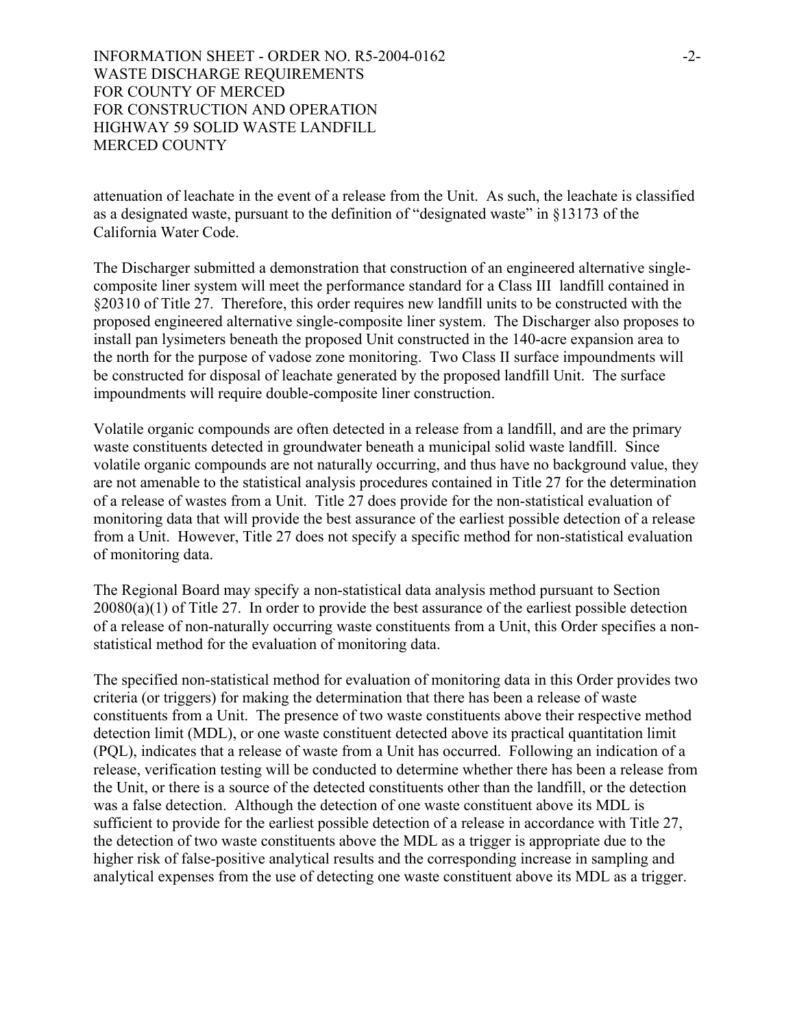attenuation of leachate in the event of a release from the Unit. As such, the leachate is classified as a designated waste, pursuant to the definition of "designated waste" in §13173 of the California Water Code.

The Discharger submitted a demonstration that construction of an engineered alternative single-composite liner system will meet the performance standard for a Class III landfill contained in §20310 of Title 27. Therefore, this order requires new landfill units to be constructed with the proposed engineered alternative single-composite liner system. The Discharger also proposes to install pan lysimeters beneath the proposed Unit constructed in the 140-acre expansion area to the north for the purpose of vadose zone monitoring. Two Class II surface impoundments will be constructed for disposal of leachate generated by the proposed landfill Unit. The surface impoundments will require double-composite liner construction.

Volatile organic compounds are often detected in a release from a landfill, and are the primary waste constituents detected in groundwater beneath a municipal solid waste landfill. Since volatile organic compounds are not naturally occurring, and thus have no background value, they are not amenable to the statistical analysis procedures contained in Title 27 for the determination of a release of wastes from a Unit. Title 27 does provide for the non-statistical evaluation of monitoring data that will provide the best assurance of the earliest possible detection of a release from a Unit. However, Title 27 does not specify a specific method for non-statistical evaluation of monitoring data.

The Regional Board may specify a non-statistical data analysis method pursuant to Section 20080(a)(1) of Title 27. In order to provide the best assurance of the earliest possible detection of a release of non-naturally occurring waste constituents from a Unit, this Order specifies a non-statistical method for the evaluation of monitoring data.

The specified non-statistical method for evaluation of monitoring data in this Order provides two criteria (or triggers) for making the determination that there has been a release of waste constituents from a Unit. The presence of two waste constituents above their respective method detection limit (MDL), or one waste constituent detected above its practical quantitation limit (PQL), indicates that a release of waste from a Unit has occurred. Following an indication of a release, verification testing will be conducted to determine whether there has been a release from the Unit, or there is a source of the detected constituents other than the landfill, or the detection was a false detection. Although the detection of one waste constituent above its MDL is sufficient to provide for the earliest possible detection of a release in accordance with Title 27, the detection of two waste constituents above the MDL as a trigger is appropriate due to the higher risk of false-positive analytical results and the corresponding increase in sampling and analytical expenses from the use of detecting one waste constituent above its MDL as a trigger.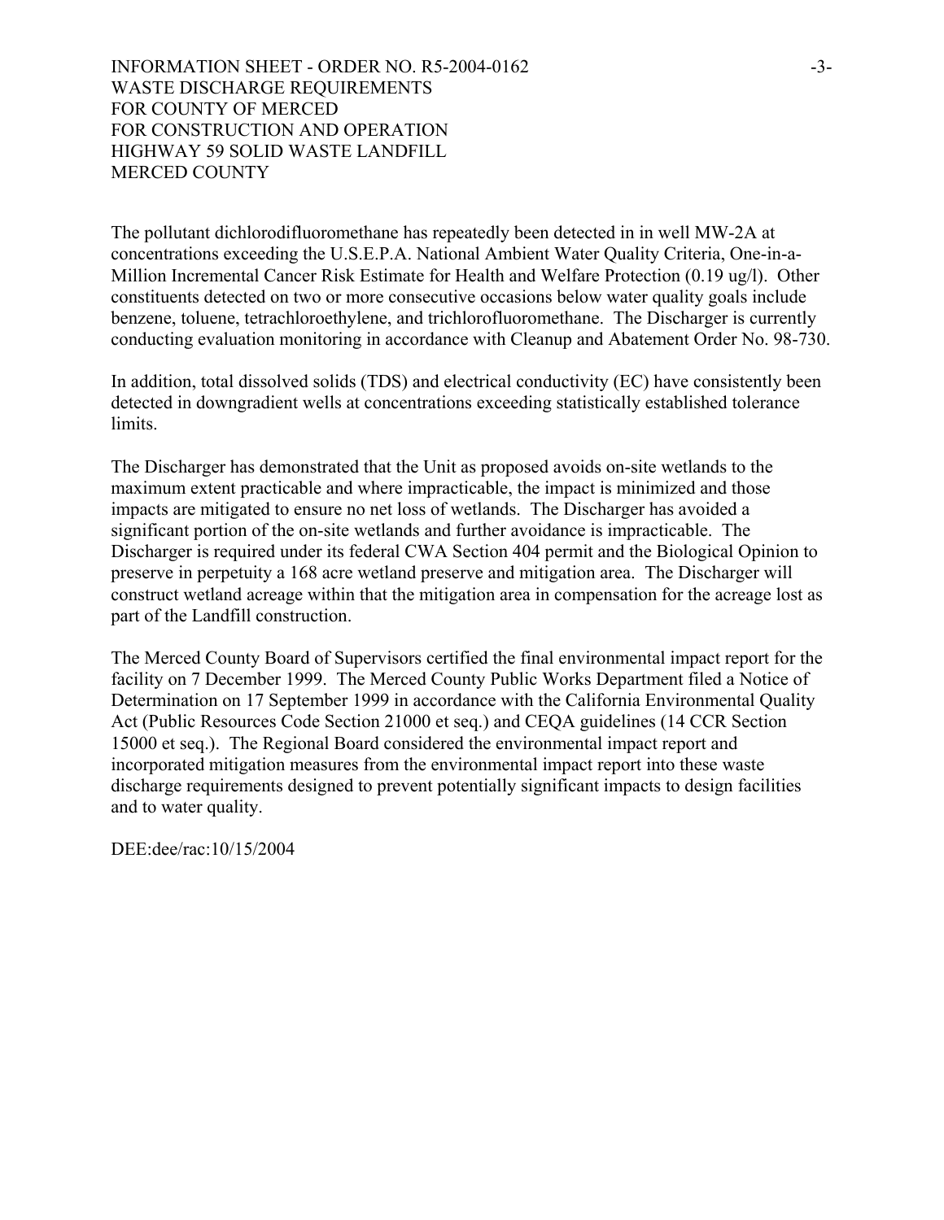The pollutant dichlorodifluoromethane has repeatedly been detected in in well MW-2A at concentrations exceeding the U.S.E.P.A. National Ambient Water Quality Criteria, One-in-a-Million Incremental Cancer Risk Estimate for Health and Welfare Protection (0.19 ug/l). Other constituents detected on two or more consecutive occasions below water quality goals include benzene, toluene, tetrachloroethylene, and trichlorofluoromethane. The Discharger is currently conducting evaluation monitoring in accordance with Cleanup and Abatement Order No. 98-730.

In addition, total dissolved solids (TDS) and electrical conductivity (EC) have consistently been detected in downgradient wells at concentrations exceeding statistically established tolerance limits.

The Discharger has demonstrated that the Unit as proposed avoids on-site wetlands to the maximum extent practicable and where impracticable, the impact is minimized and those impacts are mitigated to ensure no net loss of wetlands. The Discharger has avoided a significant portion of the on-site wetlands and further avoidance is impracticable. The Discharger is required under its federal CWA Section 404 permit and the Biological Opinion to preserve in perpetuity a 168 acre wetland preserve and mitigation area. The Discharger will construct wetland acreage within that the mitigation area in compensation for the acreage lost as part of the Landfill construction.

The Merced County Board of Supervisors certified the final environmental impact report for the facility on 7 December 1999. The Merced County Public Works Department filed a Notice of Determination on 17 September 1999 in accordance with the California Environmental Quality Act (Public Resources Code Section 21000 et seq.) and CEQA guidelines (14 CCR Section 15000 et seq.). The Regional Board considered the environmental impact report and incorporated mitigation measures from the environmental impact report into these waste discharge requirements designed to prevent potentially significant impacts to design facilities and to water quality.

DEE:dee/rac:10/15/2004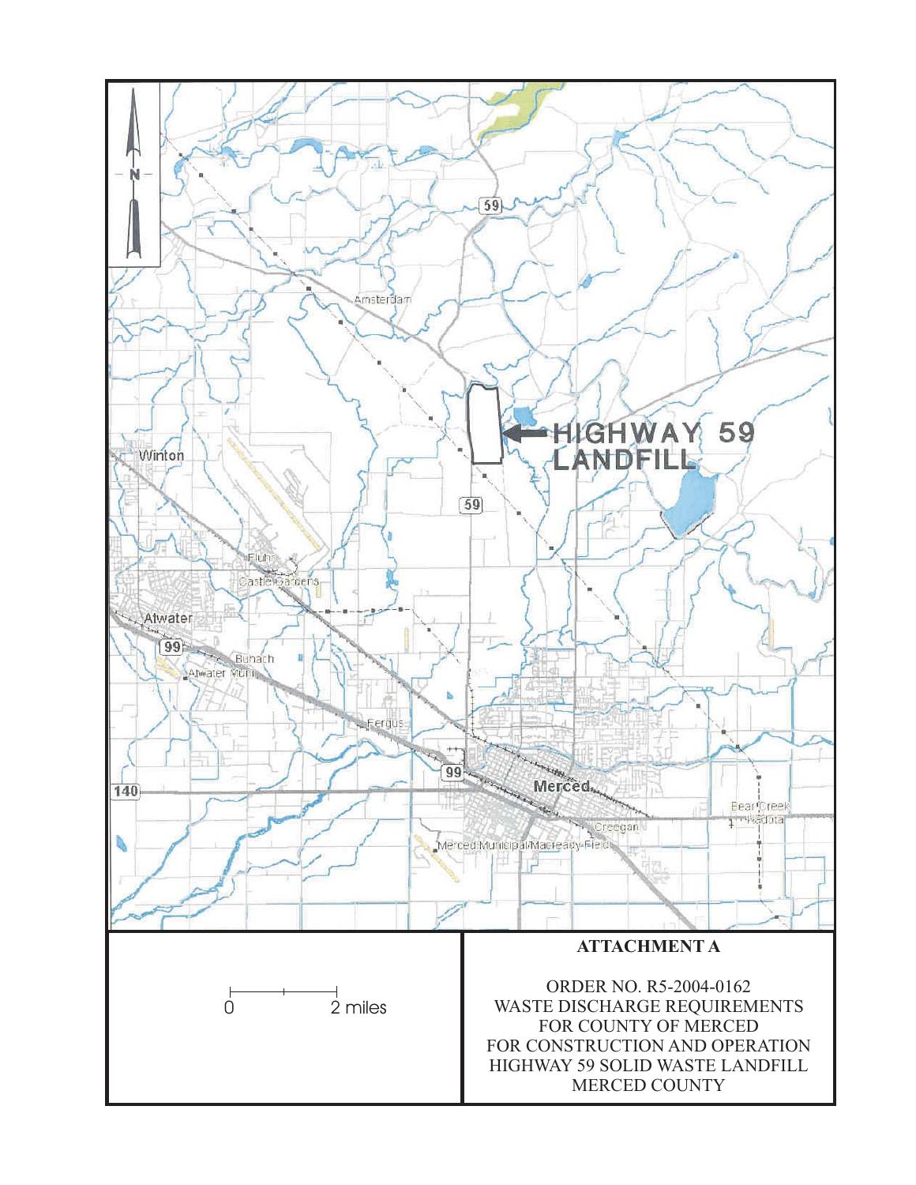HIGHWAY 59 LANDFILL

0 2 miles

**ATTACHMENT A**

ORDER NO. R5-2004-0162
WASTE DISCHARGE REQUIREMENTS
FOR COUNTY OF MERCED
FOR CONSTRUCTION AND OPERATION
HIGHWAY 59 SOLID WASTE LANDFILL
MERCED COUNTY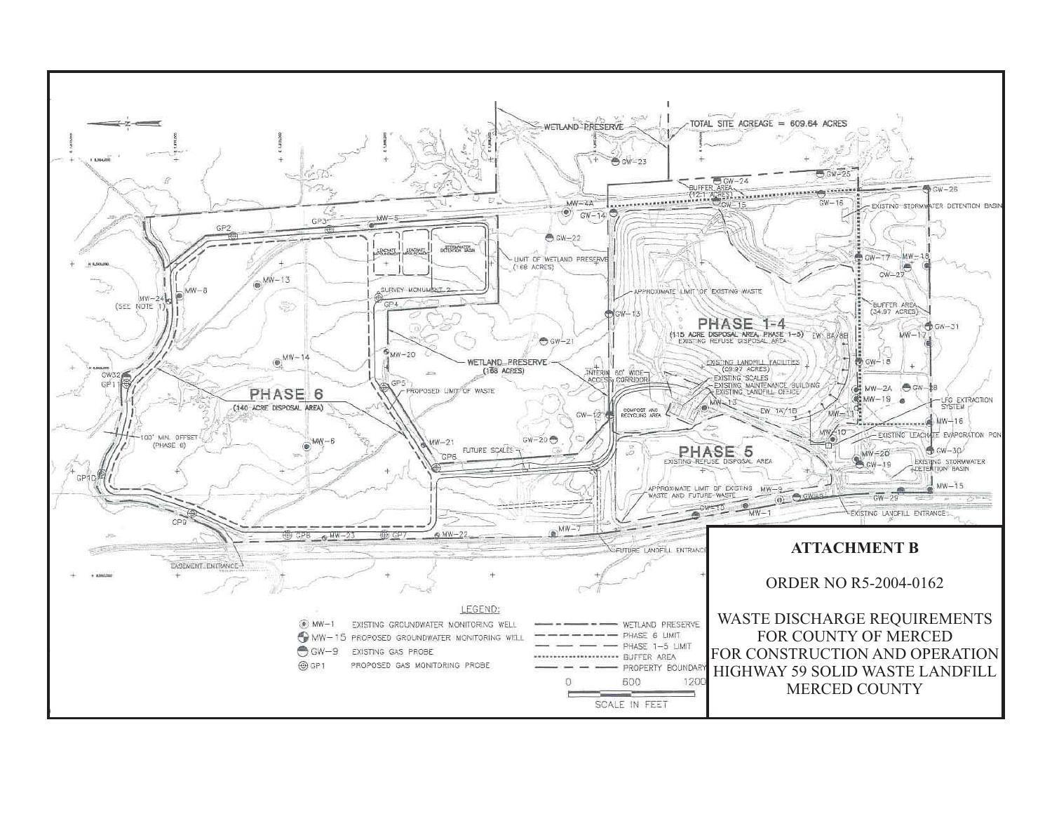TOTAL SITE ACREAGE = 609.64 ACRES

WETLAND PRESERVE

PHASE 1-4
(115 ACRE DISPOSAL AREA, PHASE 1-5)
EXISTING REFUSE DISPOSAL AREA

PHASE 5
EXISTING REFUSE DISPOSAL AREA

PHASE 6
(140 ACRE DISPOSAL AREA)

WETLAND PRESERVE
(168 ACRES)

LIMIT OF WETLAND PRESERVE
(168 ACRES)

BUFFER AREA
(12.1 ACRES)

BUFFER AREA
(34.97 ACRES)

EXISTING LANDFILL FACILITIES
(29.97 ACRES)
EXISTING SCALES
EXISTING MAINTENANCE BUILDING
EXISTING LANDFILL OFFICE

APPROXIMATE LIMIT OF EXISTING WASTE

APPROXIMATE LIMIT OF EXISTING WASTE AND FUTURE WASTE

PROPOSED LIMIT OF WASTE

INTERIM 60' WIDE ACCESS CORRIDOR

COMPOST AND RECYCLING AREA

SURVEY MONUMENT 2

LEACHATE IMPOUNDMENT

STORMWATER DETENTION BASIN

EXISTING STORMWATER DETENTION BASIN

EXISTING LEACHATE EVAPORATION POND

LFG EXTRACTION SYSTEM

FUTURE SCALES

FUTURE LANDFILL ENTRANCE

EXISTING LANDFILL ENTRANCE

EASEMENT ENTRANCE

100' MIN. OFFSET (PHASE 6)

(SEE NOTE 1)

LEGEND:

- MW-1 EXISTING GROUNDWATER MONITORING WELL
- MW-15 PROPOSED GROUNDWATER MONITORING WELL
- GW-9 EXISTING GAS PROBE
- GP1 PROPOSED GAS MONITORING PROBE

- WETLAND PRESERVE
- PHASE 6 LIMIT
- PHASE 1-5 LIMIT
- BUFFER AREA
- PROPERTY BOUNDARY

0 600 1200
SCALE IN FEET

**ATTACHMENT B**

ORDER NO R5-2004-0162

WASTE DISCHARGE REQUIREMENTS
FOR COUNTY OF MERCED
FOR CONSTRUCTION AND OPERATION
HIGHWAY 59 SOLID WASTE LANDFILL
MERCED COUNTY